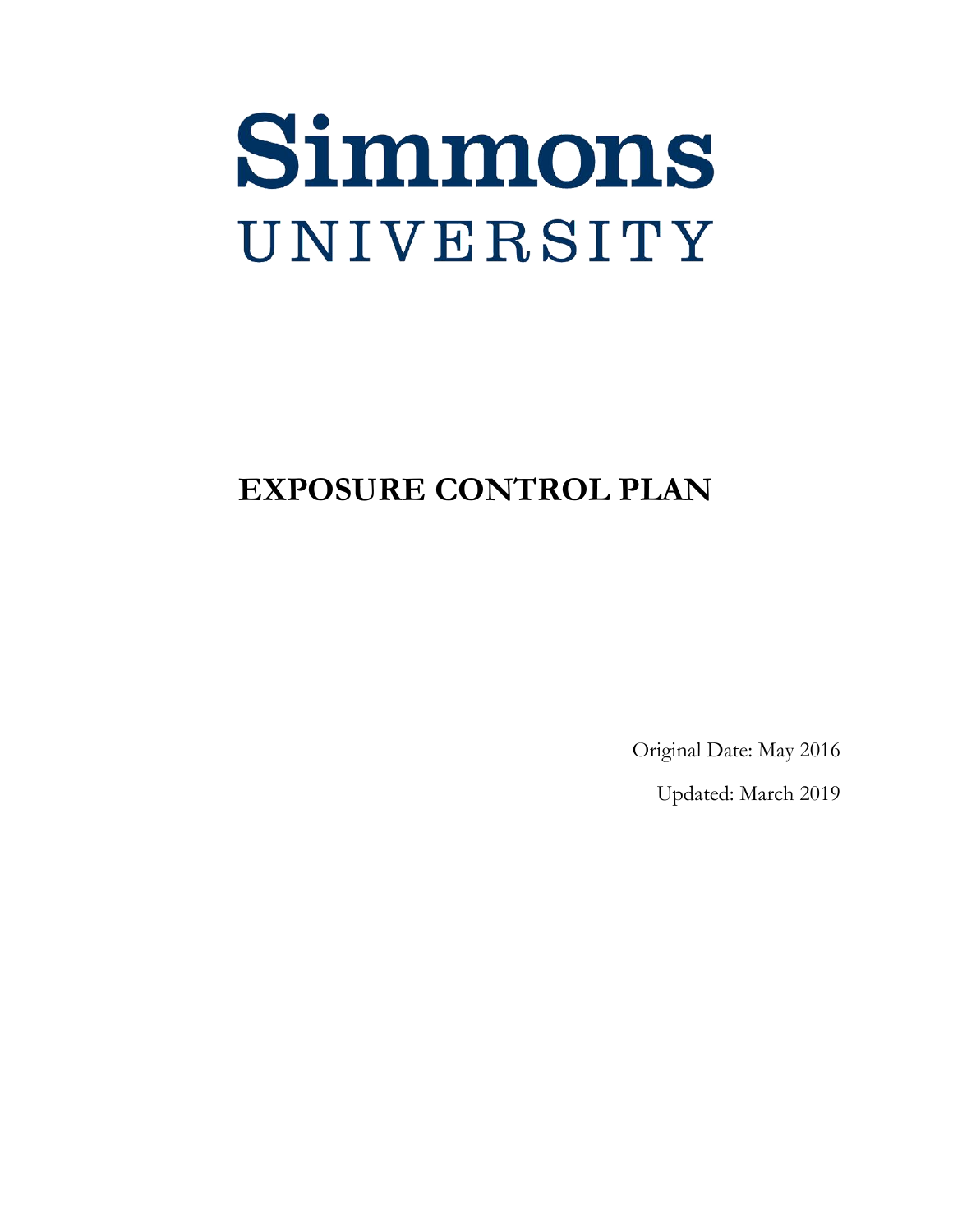# Simmons
## UNIVERSITY

# EXPOSURE CONTROL PLAN

Original Date: May 2016

Updated: March 2019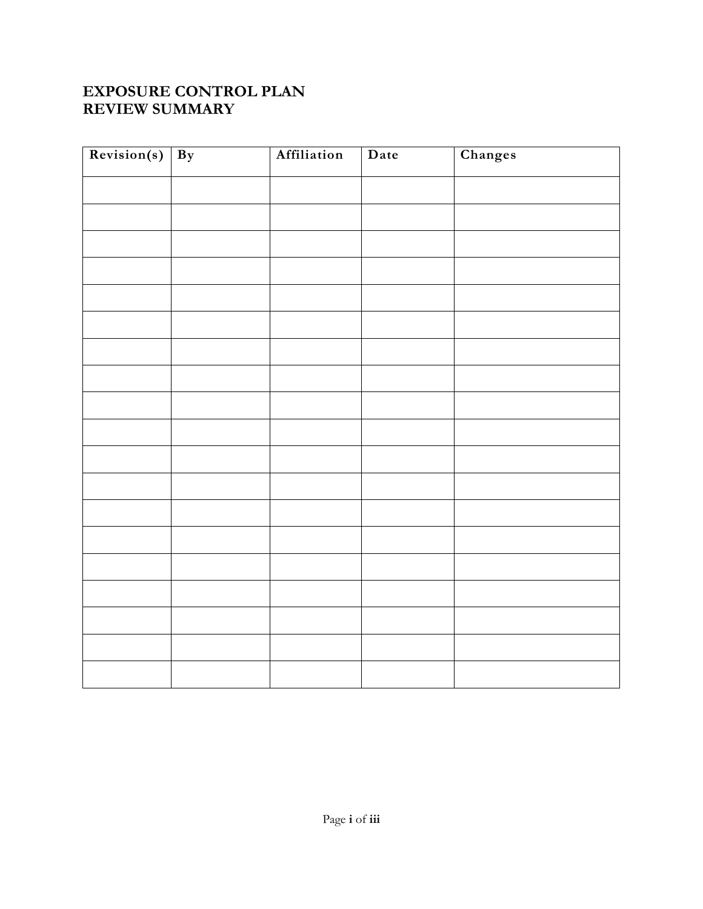# EXPOSURE CONTROL PLAN
# REVIEW SUMMARY

| Revision(s) | By | Affiliation | Date | Changes |
|---|---|---|---|---|
| | | | | |
| | | | | |
| | | | | |
| | | | | |
| | | | | |
| | | | | |
| | | | | |
| | | | | |
| | | | | |
| | | | | |
| | | | | |
| | | | | |
| | | | | |
| | | | | |
| | | | | |
| | | | | |
| | | | | |
| | | | | |
| | | | | |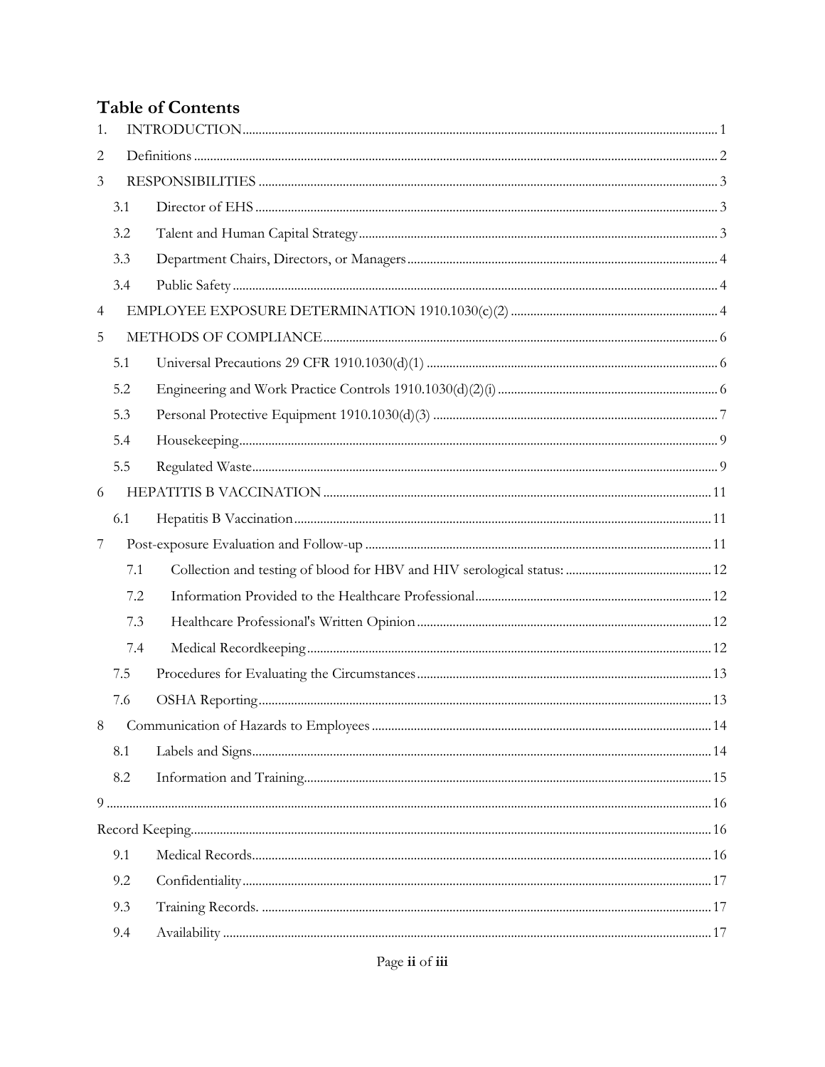# Table of Contents

1. INTRODUCTION ..... 1
2 Definitions ..... 2
3 RESPONSIBILITIES ..... 3
   3.1 Director of EHS ..... 3
   3.2 Talent and Human Capital Strategy ..... 3
   3.3 Department Chairs, Directors, or Managers ..... 4
   3.4 Public Safety ..... 4
4 EMPLOYEE EXPOSURE DETERMINATION 1910.1030(c)(2) ..... 4
5 METHODS OF COMPLIANCE ..... 6
   5.1 Universal Precautions 29 CFR 1910.1030(d)(1) ..... 6
   5.2 Engineering and Work Practice Controls 1910.1030(d)(2)(i) ..... 6
   5.3 Personal Protective Equipment 1910.1030(d)(3) ..... 7
   5.4 Housekeeping ..... 9
   5.5 Regulated Waste ..... 9
6 HEPATITIS B VACCINATION ..... 11
   6.1 Hepatitis B Vaccination ..... 11
7 Post-exposure Evaluation and Follow-up ..... 11
   7.1 Collection and testing of blood for HBV and HIV serological status: ..... 12
   7.2 Information Provided to the Healthcare Professional ..... 12
   7.3 Healthcare Professional's Written Opinion ..... 12
   7.4 Medical Recordkeeping ..... 12
   7.5 Procedures for Evaluating the Circumstances ..... 13
   7.6 OSHA Reporting ..... 13
8 Communication of Hazards to Employees ..... 14
   8.1 Labels and Signs ..... 14
   8.2 Information and Training ..... 15
9 ..... 16
Record Keeping ..... 16
   9.1 Medical Records ..... 16
   9.2 Confidentiality ..... 17
   9.3 Training Records. ..... 17
   9.4 Availability ..... 17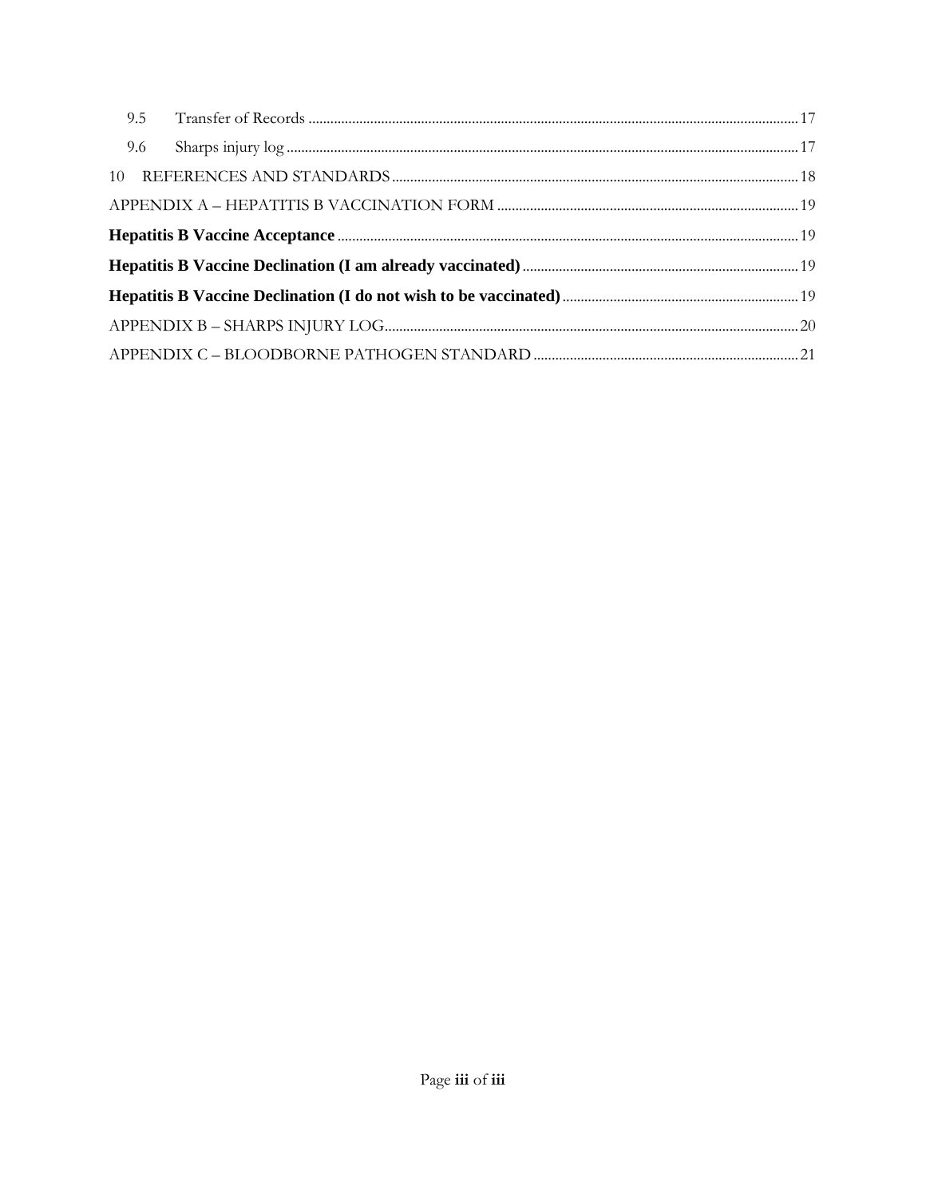9.5 Transfer of Records ..... 17

9.6 Sharps injury log ..... 17

10 REFERENCES AND STANDARDS ..... 18

APPENDIX A – HEPATITIS B VACCINATION FORM ..... 19

**Hepatitis B Vaccine Acceptance** ..... 19

**Hepatitis B Vaccine Declination (I am already vaccinated)** ..... 19

**Hepatitis B Vaccine Declination (I do not wish to be vaccinated)** ..... 19

APPENDIX B – SHARPS INJURY LOG ..... 20

APPENDIX C – BLOODBORNE PATHOGEN STANDARD ..... 21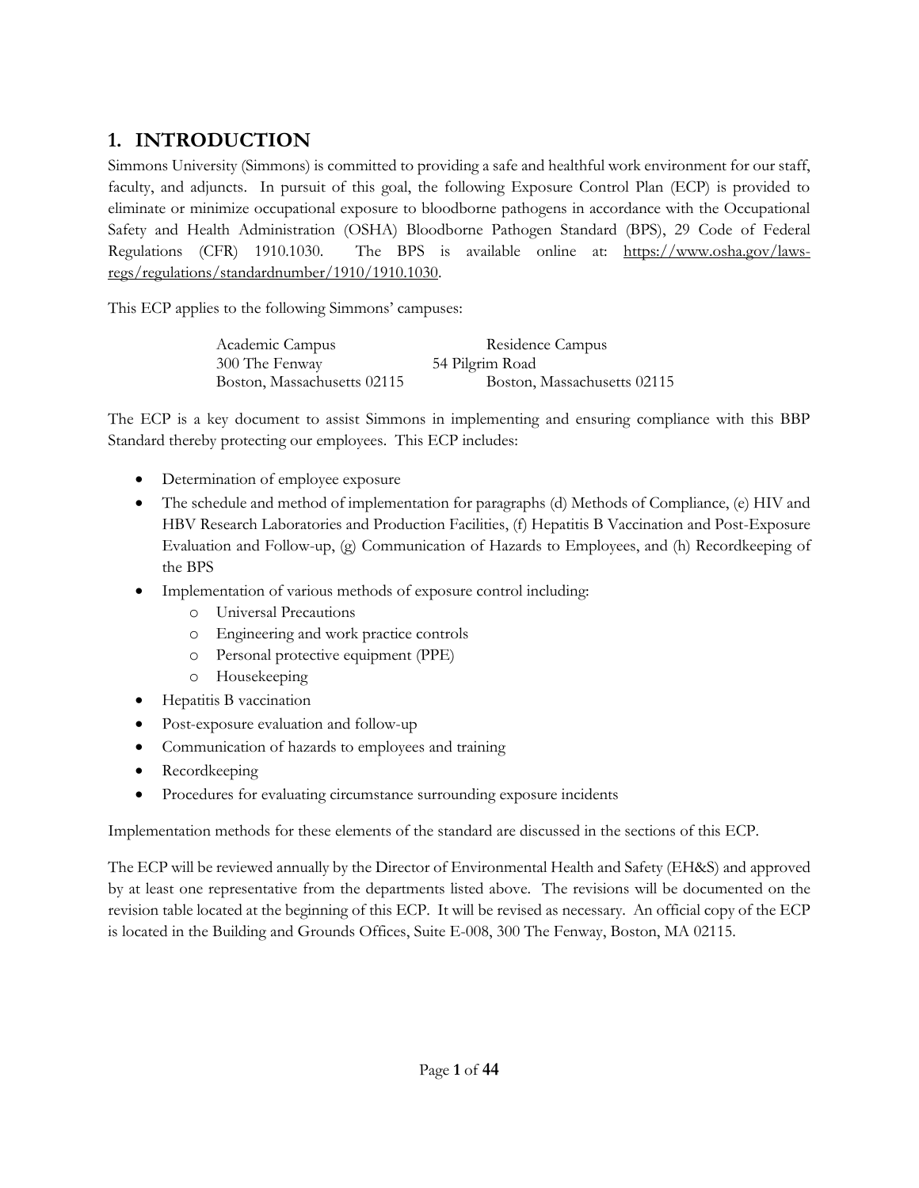# 1. INTRODUCTION

Simmons University (Simmons) is committed to providing a safe and healthful work environment for our staff, faculty, and adjuncts. In pursuit of this goal, the following Exposure Control Plan (ECP) is provided to eliminate or minimize occupational exposure to bloodborne pathogens in accordance with the Occupational Safety and Health Administration (OSHA) Bloodborne Pathogen Standard (BPS), 29 Code of Federal Regulations (CFR) 1910.1030. The BPS is available online at: https://www.osha.gov/laws-regs/regulations/standardnumber/1910/1910.1030.

This ECP applies to the following Simmons' campuses:

| Academic Campus | Residence Campus |
| --- | --- |
| 300 The Fenway | 54 Pilgrim Road |
| Boston, Massachusetts 02115 | Boston, Massachusetts 02115 |

The ECP is a key document to assist Simmons in implementing and ensuring compliance with this BBP Standard thereby protecting our employees. This ECP includes:

- Determination of employee exposure
- The schedule and method of implementation for paragraphs (d) Methods of Compliance, (e) HIV and HBV Research Laboratories and Production Facilities, (f) Hepatitis B Vaccination and Post-Exposure Evaluation and Follow-up, (g) Communication of Hazards to Employees, and (h) Recordkeeping of the BPS
- Implementation of various methods of exposure control including:
  - Universal Precautions
  - Engineering and work practice controls
  - Personal protective equipment (PPE)
  - Housekeeping
- Hepatitis B vaccination
- Post-exposure evaluation and follow-up
- Communication of hazards to employees and training
- Recordkeeping
- Procedures for evaluating circumstance surrounding exposure incidents

Implementation methods for these elements of the standard are discussed in the sections of this ECP.

The ECP will be reviewed annually by the Director of Environmental Health and Safety (EH&S) and approved by at least one representative from the departments listed above. The revisions will be documented on the revision table located at the beginning of this ECP. It will be revised as necessary. An official copy of the ECP is located in the Building and Grounds Offices, Suite E-008, 300 The Fenway, Boston, MA 02115.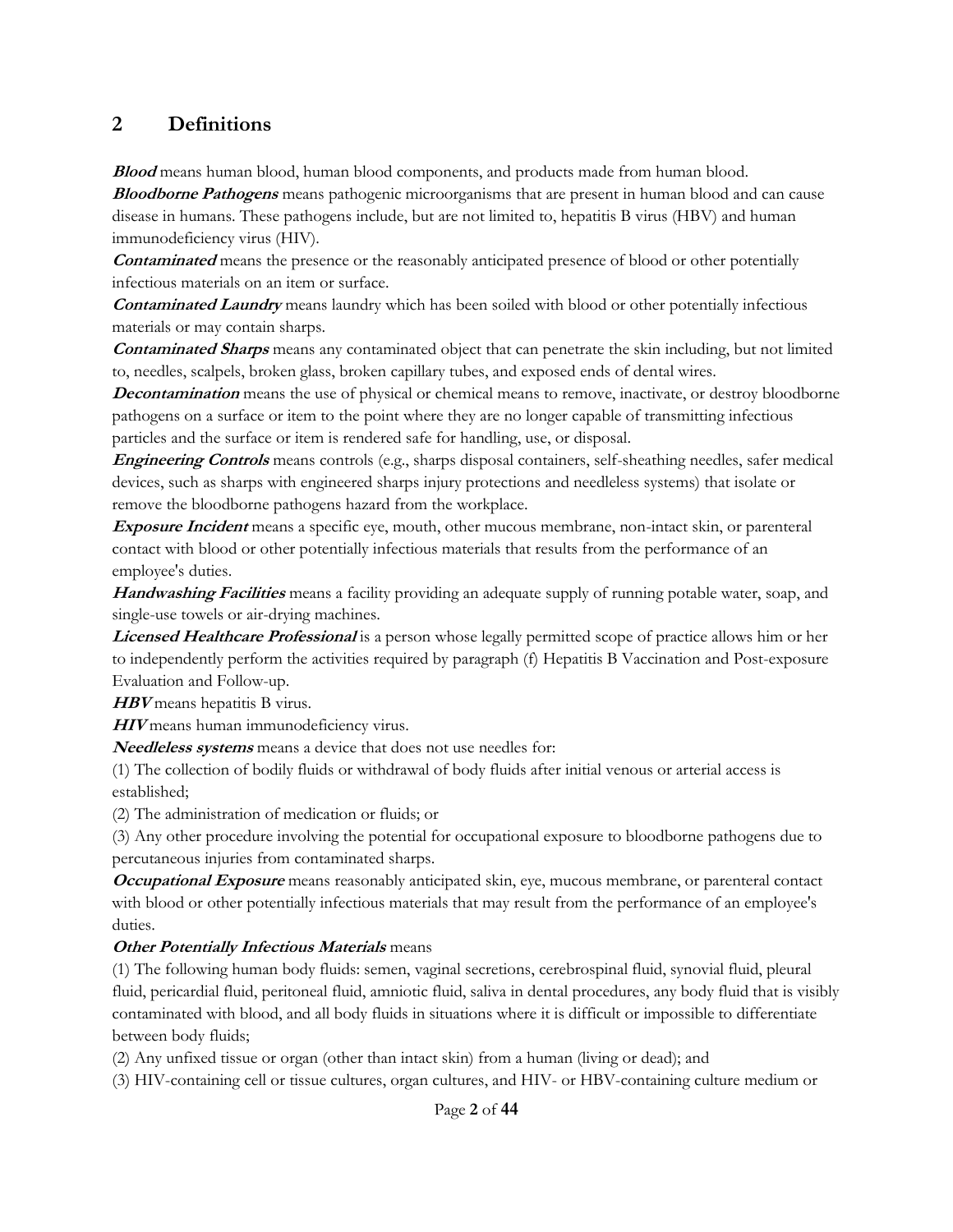## 2 Definitions

***Blood*** means human blood, human blood components, and products made from human blood.
***Bloodborne Pathogens*** means pathogenic microorganisms that are present in human blood and can cause disease in humans. These pathogens include, but are not limited to, hepatitis B virus (HBV) and human immunodeficiency virus (HIV).
***Contaminated*** means the presence or the reasonably anticipated presence of blood or other potentially infectious materials on an item or surface.
***Contaminated Laundry*** means laundry which has been soiled with blood or other potentially infectious materials or may contain sharps.
***Contaminated Sharps*** means any contaminated object that can penetrate the skin including, but not limited to, needles, scalpels, broken glass, broken capillary tubes, and exposed ends of dental wires.
***Decontamination*** means the use of physical or chemical means to remove, inactivate, or destroy bloodborne pathogens on a surface or item to the point where they are no longer capable of transmitting infectious particles and the surface or item is rendered safe for handling, use, or disposal.
***Engineering Controls*** means controls (e.g., sharps disposal containers, self-sheathing needles, safer medical devices, such as sharps with engineered sharps injury protections and needleless systems) that isolate or remove the bloodborne pathogens hazard from the workplace.
***Exposure Incident*** means a specific eye, mouth, other mucous membrane, non-intact skin, or parenteral contact with blood or other potentially infectious materials that results from the performance of an employee's duties.
***Handwashing Facilities*** means a facility providing an adequate supply of running potable water, soap, and single-use towels or air-drying machines.
***Licensed Healthcare Professional*** is a person whose legally permitted scope of practice allows him or her to independently perform the activities required by paragraph (f) Hepatitis B Vaccination and Post-exposure Evaluation and Follow-up.
***HBV*** means hepatitis B virus.
***HIV*** means human immunodeficiency virus.
***Needleless systems*** means a device that does not use needles for:

(1) The collection of bodily fluids or withdrawal of body fluids after initial venous or arterial access is established;

(2) The administration of medication or fluids; or

(3) Any other procedure involving the potential for occupational exposure to bloodborne pathogens due to percutaneous injuries from contaminated sharps.

***Occupational Exposure*** means reasonably anticipated skin, eye, mucous membrane, or parenteral contact with blood or other potentially infectious materials that may result from the performance of an employee's duties.
***Other Potentially Infectious Materials*** means

(1) The following human body fluids: semen, vaginal secretions, cerebrospinal fluid, synovial fluid, pleural fluid, pericardial fluid, peritoneal fluid, amniotic fluid, saliva in dental procedures, any body fluid that is visibly contaminated with blood, and all body fluids in situations where it is difficult or impossible to differentiate between body fluids;

(2) Any unfixed tissue or organ (other than intact skin) from a human (living or dead); and

(3) HIV-containing cell or tissue cultures, organ cultures, and HIV- or HBV-containing culture medium or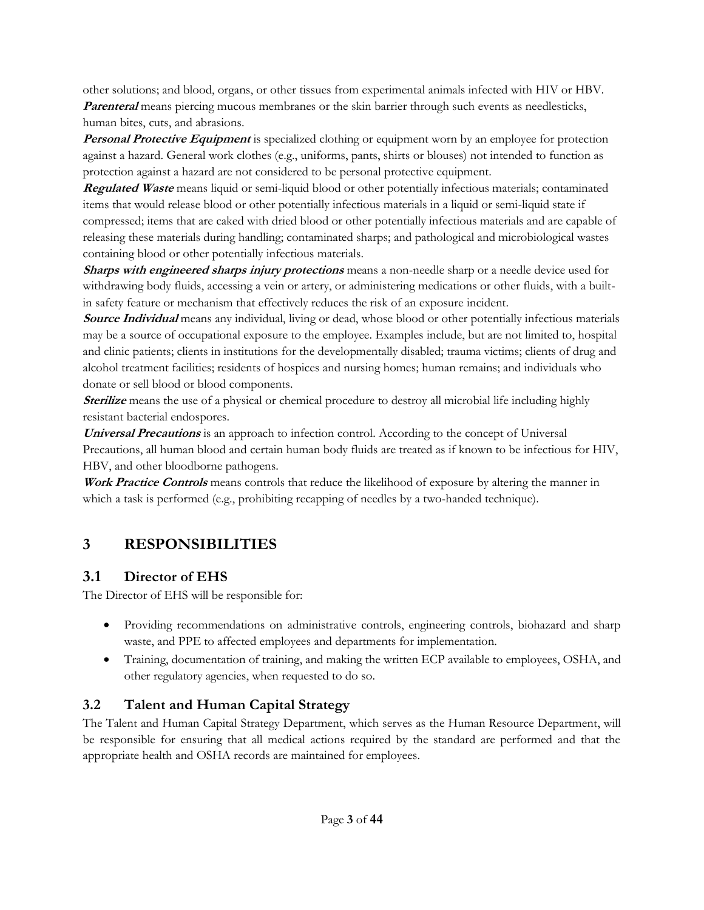other solutions; and blood, organs, or other tissues from experimental animals infected with HIV or HBV.

***Parenteral*** means piercing mucous membranes or the skin barrier through such events as needlesticks, human bites, cuts, and abrasions.

***Personal Protective Equipment*** is specialized clothing or equipment worn by an employee for protection against a hazard. General work clothes (e.g., uniforms, pants, shirts or blouses) not intended to function as protection against a hazard are not considered to be personal protective equipment.

***Regulated Waste*** means liquid or semi-liquid blood or other potentially infectious materials; contaminated items that would release blood or other potentially infectious materials in a liquid or semi-liquid state if compressed; items that are caked with dried blood or other potentially infectious materials and are capable of releasing these materials during handling; contaminated sharps; and pathological and microbiological wastes containing blood or other potentially infectious materials.

***Sharps with engineered sharps injury protections*** means a non-needle sharp or a needle device used for withdrawing body fluids, accessing a vein or artery, or administering medications or other fluids, with a built-in safety feature or mechanism that effectively reduces the risk of an exposure incident.

***Source Individual*** means any individual, living or dead, whose blood or other potentially infectious materials may be a source of occupational exposure to the employee. Examples include, but are not limited to, hospital and clinic patients; clients in institutions for the developmentally disabled; trauma victims; clients of drug and alcohol treatment facilities; residents of hospices and nursing homes; human remains; and individuals who donate or sell blood or blood components.

***Sterilize*** means the use of a physical or chemical procedure to destroy all microbial life including highly resistant bacterial endospores.

***Universal Precautions*** is an approach to infection control. According to the concept of Universal Precautions, all human blood and certain human body fluids are treated as if known to be infectious for HIV, HBV, and other bloodborne pathogens.

***Work Practice Controls*** means controls that reduce the likelihood of exposure by altering the manner in which a task is performed (e.g., prohibiting recapping of needles by a two-handed technique).

# 3 RESPONSIBILITIES

## 3.1 Director of EHS

The Director of EHS will be responsible for:

- Providing recommendations on administrative controls, engineering controls, biohazard and sharp waste, and PPE to affected employees and departments for implementation.
- Training, documentation of training, and making the written ECP available to employees, OSHA, and other regulatory agencies, when requested to do so.

## 3.2 Talent and Human Capital Strategy

The Talent and Human Capital Strategy Department, which serves as the Human Resource Department, will be responsible for ensuring that all medical actions required by the standard are performed and that the appropriate health and OSHA records are maintained for employees.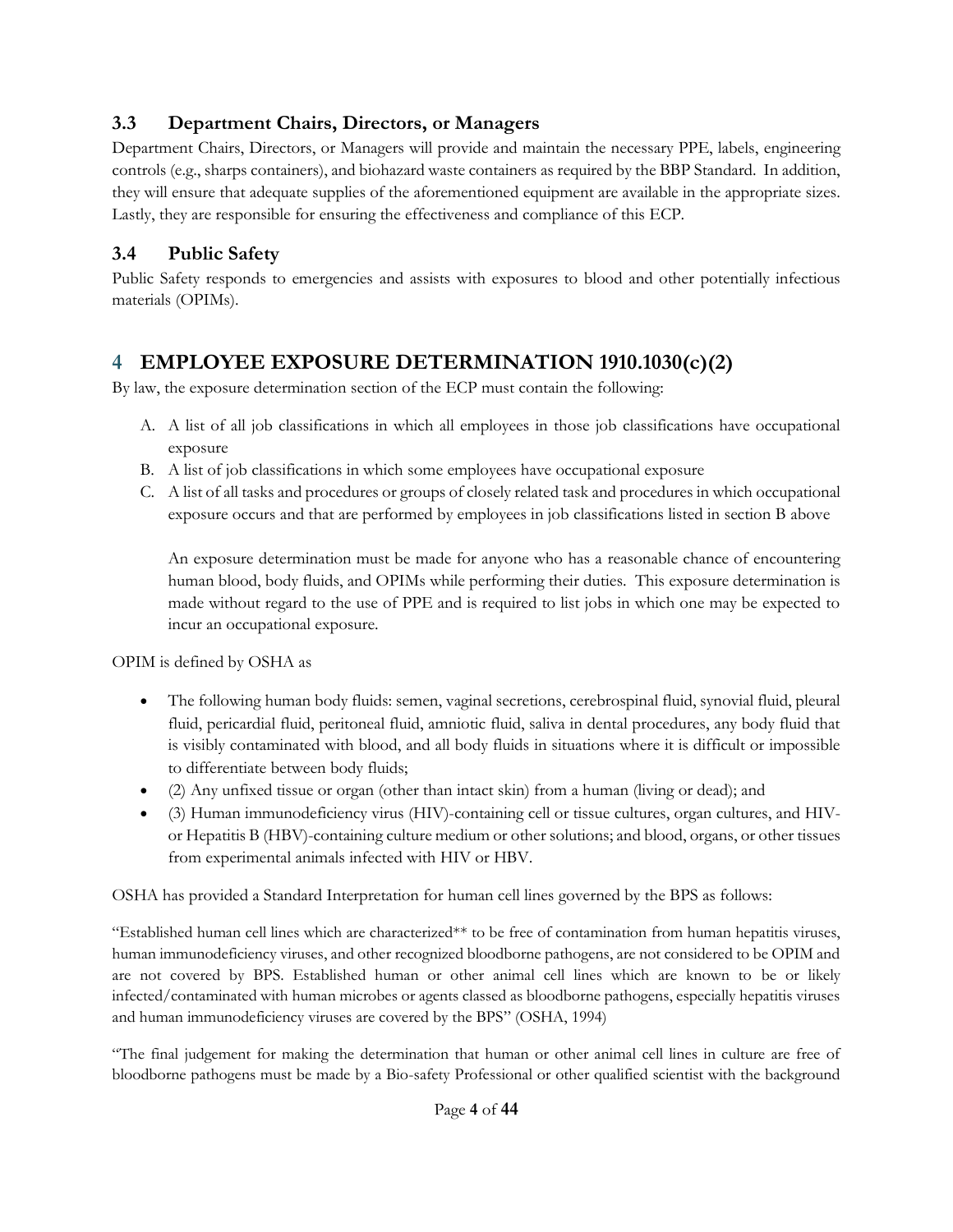### 3.3 Department Chairs, Directors, or Managers

Department Chairs, Directors, or Managers will provide and maintain the necessary PPE, labels, engineering controls (e.g., sharps containers), and biohazard waste containers as required by the BBP Standard. In addition, they will ensure that adequate supplies of the aforementioned equipment are available in the appropriate sizes. Lastly, they are responsible for ensuring the effectiveness and compliance of this ECP.

### 3.4 Public Safety

Public Safety responds to emergencies and assists with exposures to blood and other potentially infectious materials (OPIMs).

## 4 EMPLOYEE EXPOSURE DETERMINATION 1910.1030(c)(2)

By law, the exposure determination section of the ECP must contain the following:

A. A list of all job classifications in which all employees in those job classifications have occupational exposure
B. A list of job classifications in which some employees have occupational exposure
C. A list of all tasks and procedures or groups of closely related task and procedures in which occupational exposure occurs and that are performed by employees in job classifications listed in section B above

   An exposure determination must be made for anyone who has a reasonable chance of encountering human blood, body fluids, and OPIMs while performing their duties. This exposure determination is made without regard to the use of PPE and is required to list jobs in which one may be expected to incur an occupational exposure.

OPIM is defined by OSHA as

- The following human body fluids: semen, vaginal secretions, cerebrospinal fluid, synovial fluid, pleural fluid, pericardial fluid, peritoneal fluid, amniotic fluid, saliva in dental procedures, any body fluid that is visibly contaminated with blood, and all body fluids in situations where it is difficult or impossible to differentiate between body fluids;
- (2) Any unfixed tissue or organ (other than intact skin) from a human (living or dead); and
- (3) Human immunodeficiency virus (HIV)-containing cell or tissue cultures, organ cultures, and HIV- or Hepatitis B (HBV)-containing culture medium or other solutions; and blood, organs, or other tissues from experimental animals infected with HIV or HBV.

OSHA has provided a Standard Interpretation for human cell lines governed by the BPS as follows:

"Established human cell lines which are characterized** to be free of contamination from human hepatitis viruses, human immunodeficiency viruses, and other recognized bloodborne pathogens, are not considered to be OPIM and are not covered by BPS. Established human or other animal cell lines which are known to be or likely infected/contaminated with human microbes or agents classed as bloodborne pathogens, especially hepatitis viruses and human immunodeficiency viruses are covered by the BPS" (OSHA, 1994)

"The final judgement for making the determination that human or other animal cell lines in culture are free of bloodborne pathogens must be made by a Bio-safety Professional or other qualified scientist with the background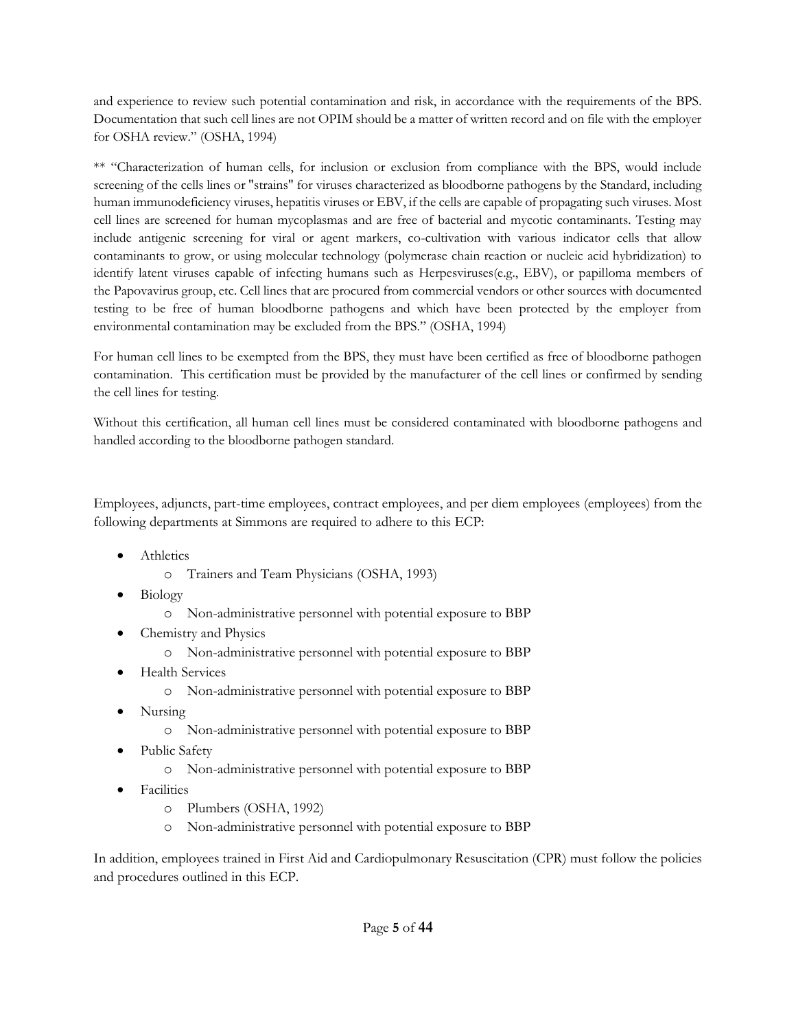and experience to review such potential contamination and risk, in accordance with the requirements of the BPS. Documentation that such cell lines are not OPIM should be a matter of written record and on file with the employer for OSHA review." (OSHA, 1994)

** "Characterization of human cells, for inclusion or exclusion from compliance with the BPS, would include screening of the cells lines or "strains" for viruses characterized as bloodborne pathogens by the Standard, including human immunodeficiency viruses, hepatitis viruses or EBV, if the cells are capable of propagating such viruses. Most cell lines are screened for human mycoplasmas and are free of bacterial and mycotic contaminants. Testing may include antigenic screening for viral or agent markers, co-cultivation with various indicator cells that allow contaminants to grow, or using molecular technology (polymerase chain reaction or nucleic acid hybridization) to identify latent viruses capable of infecting humans such as Herpesviruses(e.g., EBV), or papilloma members of the Papovavirus group, etc. Cell lines that are procured from commercial vendors or other sources with documented testing to be free of human bloodborne pathogens and which have been protected by the employer from environmental contamination may be excluded from the BPS." (OSHA, 1994)

For human cell lines to be exempted from the BPS, they must have been certified as free of bloodborne pathogen contamination. This certification must be provided by the manufacturer of the cell lines or confirmed by sending the cell lines for testing.

Without this certification, all human cell lines must be considered contaminated with bloodborne pathogens and handled according to the bloodborne pathogen standard.

Employees, adjuncts, part-time employees, contract employees, and per diem employees (employees) from the following departments at Simmons are required to adhere to this ECP:

- Athletics
  - Trainers and Team Physicians (OSHA, 1993)
- Biology
  - Non-administrative personnel with potential exposure to BBP
- Chemistry and Physics
  - Non-administrative personnel with potential exposure to BBP
- Health Services
  - Non-administrative personnel with potential exposure to BBP
- Nursing
  - Non-administrative personnel with potential exposure to BBP
- Public Safety
  - Non-administrative personnel with potential exposure to BBP
- Facilities
  - Plumbers (OSHA, 1992)
  - Non-administrative personnel with potential exposure to BBP

In addition, employees trained in First Aid and Cardiopulmonary Resuscitation (CPR) must follow the policies and procedures outlined in this ECP.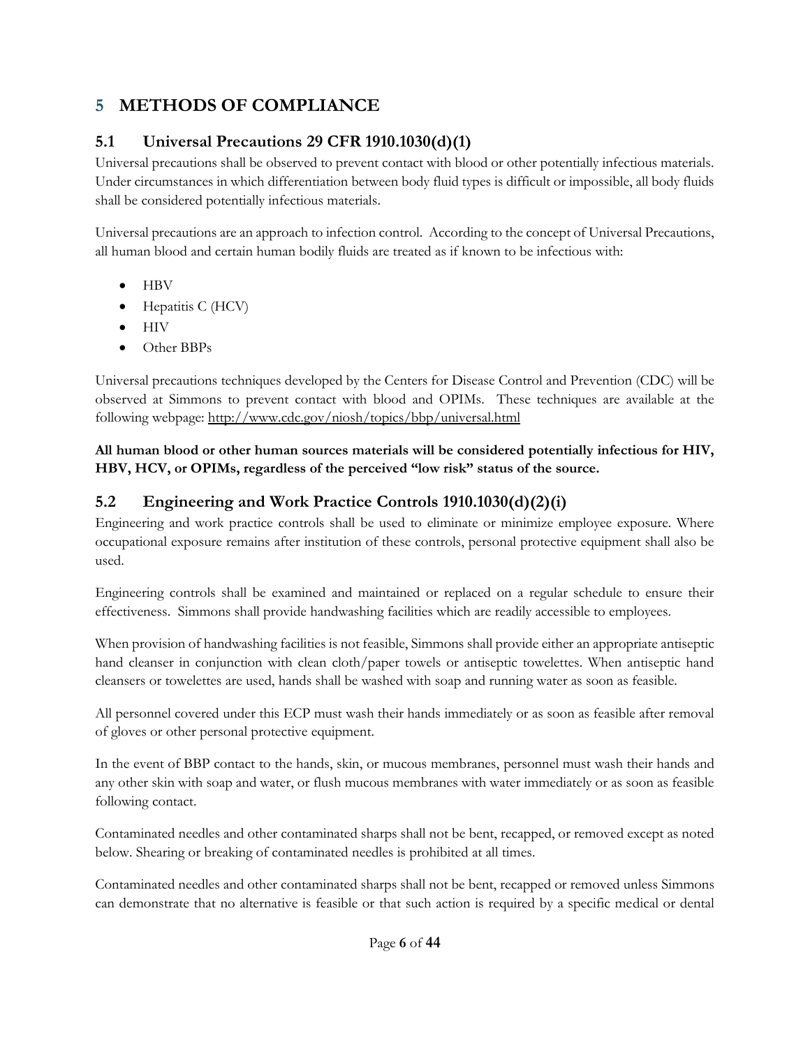# 5 METHODS OF COMPLIANCE

## 5.1 Universal Precautions 29 CFR 1910.1030(d)(1)

Universal precautions shall be observed to prevent contact with blood or other potentially infectious materials. Under circumstances in which differentiation between body fluid types is difficult or impossible, all body fluids shall be considered potentially infectious materials.

Universal precautions are an approach to infection control. According to the concept of Universal Precautions, all human blood and certain human bodily fluids are treated as if known to be infectious with:

- HBV
- Hepatitis C (HCV)
- HIV
- Other BBPs

Universal precautions techniques developed by the Centers for Disease Control and Prevention (CDC) will be observed at Simmons to prevent contact with blood and OPIMs. These techniques are available at the following webpage: http://www.cdc.gov/niosh/topics/bbp/universal.html

**All human blood or other human sources materials will be considered potentially infectious for HIV, HBV, HCV, or OPIMs, regardless of the perceived "low risk" status of the source.**

## 5.2 Engineering and Work Practice Controls 1910.1030(d)(2)(i)

Engineering and work practice controls shall be used to eliminate or minimize employee exposure. Where occupational exposure remains after institution of these controls, personal protective equipment shall also be used.

Engineering controls shall be examined and maintained or replaced on a regular schedule to ensure their effectiveness. Simmons shall provide handwashing facilities which are readily accessible to employees.

When provision of handwashing facilities is not feasible, Simmons shall provide either an appropriate antiseptic hand cleanser in conjunction with clean cloth/paper towels or antiseptic towelettes. When antiseptic hand cleansers or towelettes are used, hands shall be washed with soap and running water as soon as feasible.

All personnel covered under this ECP must wash their hands immediately or as soon as feasible after removal of gloves or other personal protective equipment.

In the event of BBP contact to the hands, skin, or mucous membranes, personnel must wash their hands and any other skin with soap and water, or flush mucous membranes with water immediately or as soon as feasible following contact.

Contaminated needles and other contaminated sharps shall not be bent, recapped, or removed except as noted below. Shearing or breaking of contaminated needles is prohibited at all times.

Contaminated needles and other contaminated sharps shall not be bent, recapped or removed unless Simmons can demonstrate that no alternative is feasible or that such action is required by a specific medical or dental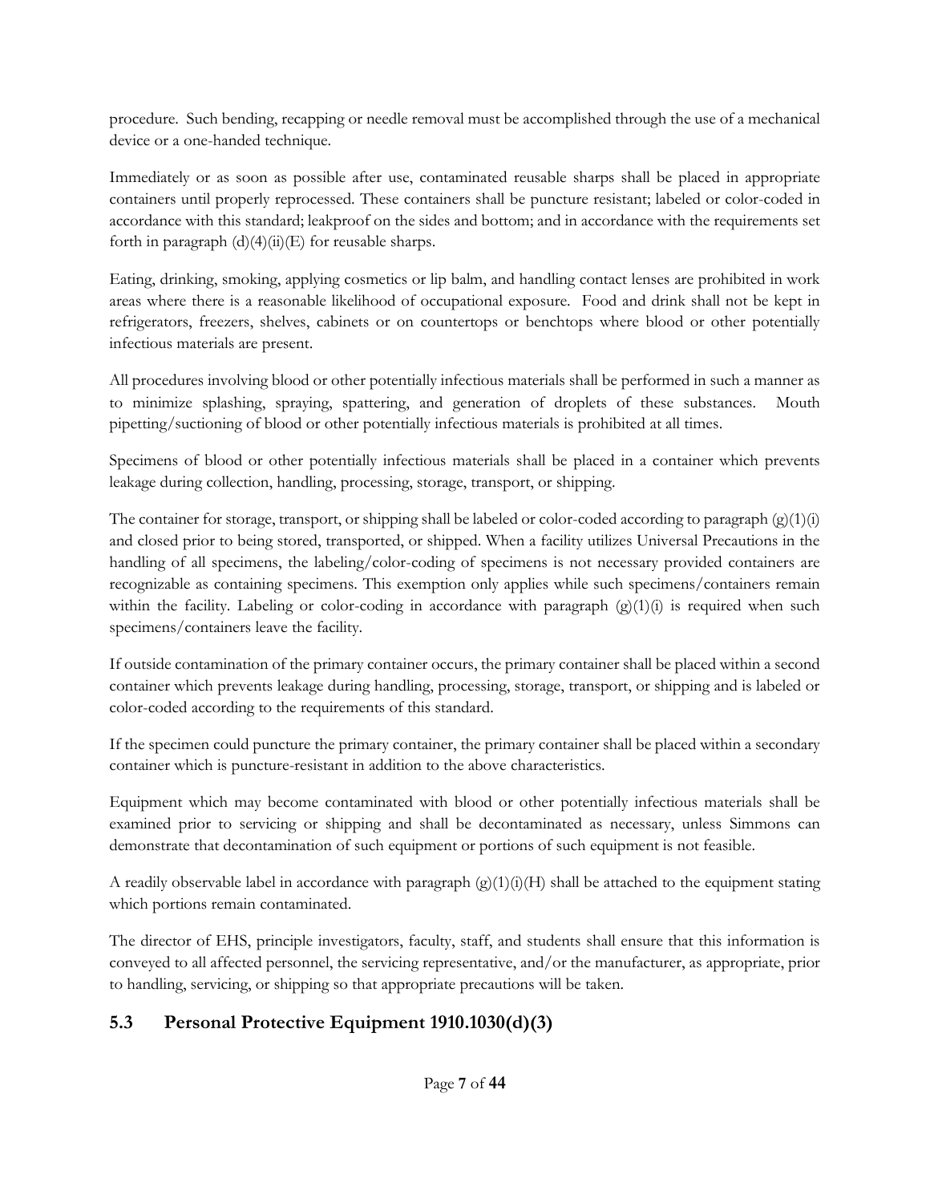procedure. Such bending, recapping or needle removal must be accomplished through the use of a mechanical device or a one-handed technique.

Immediately or as soon as possible after use, contaminated reusable sharps shall be placed in appropriate containers until properly reprocessed. These containers shall be puncture resistant; labeled or color-coded in accordance with this standard; leakproof on the sides and bottom; and in accordance with the requirements set forth in paragraph (d)(4)(ii)(E) for reusable sharps.

Eating, drinking, smoking, applying cosmetics or lip balm, and handling contact lenses are prohibited in work areas where there is a reasonable likelihood of occupational exposure. Food and drink shall not be kept in refrigerators, freezers, shelves, cabinets or on countertops or benchtops where blood or other potentially infectious materials are present.

All procedures involving blood or other potentially infectious materials shall be performed in such a manner as to minimize splashing, spraying, spattering, and generation of droplets of these substances. Mouth pipetting/suctioning of blood or other potentially infectious materials is prohibited at all times.

Specimens of blood or other potentially infectious materials shall be placed in a container which prevents leakage during collection, handling, processing, storage, transport, or shipping.

The container for storage, transport, or shipping shall be labeled or color-coded according to paragraph (g)(1)(i) and closed prior to being stored, transported, or shipped. When a facility utilizes Universal Precautions in the handling of all specimens, the labeling/color-coding of specimens is not necessary provided containers are recognizable as containing specimens. This exemption only applies while such specimens/containers remain within the facility. Labeling or color-coding in accordance with paragraph (g)(1)(i) is required when such specimens/containers leave the facility.

If outside contamination of the primary container occurs, the primary container shall be placed within a second container which prevents leakage during handling, processing, storage, transport, or shipping and is labeled or color-coded according to the requirements of this standard.

If the specimen could puncture the primary container, the primary container shall be placed within a secondary container which is puncture-resistant in addition to the above characteristics.

Equipment which may become contaminated with blood or other potentially infectious materials shall be examined prior to servicing or shipping and shall be decontaminated as necessary, unless Simmons can demonstrate that decontamination of such equipment or portions of such equipment is not feasible.

A readily observable label in accordance with paragraph (g)(1)(i)(H) shall be attached to the equipment stating which portions remain contaminated.

The director of EHS, principle investigators, faculty, staff, and students shall ensure that this information is conveyed to all affected personnel, the servicing representative, and/or the manufacturer, as appropriate, prior to handling, servicing, or shipping so that appropriate precautions will be taken.

## 5.3 Personal Protective Equipment 1910.1030(d)(3)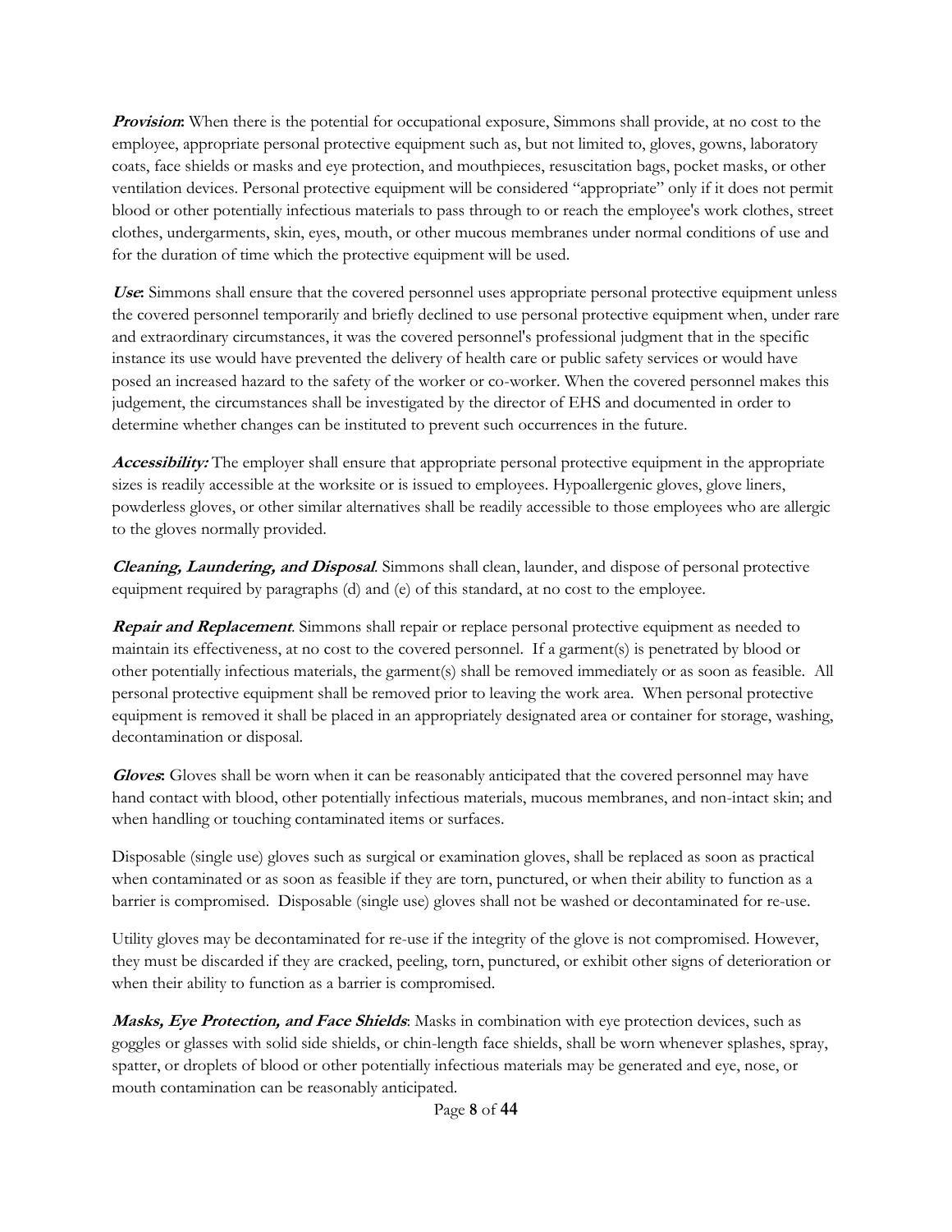***Provision*:** When there is the potential for occupational exposure, Simmons shall provide, at no cost to the employee, appropriate personal protective equipment such as, but not limited to, gloves, gowns, laboratory coats, face shields or masks and eye protection, and mouthpieces, resuscitation bags, pocket masks, or other ventilation devices. Personal protective equipment will be considered "appropriate" only if it does not permit blood or other potentially infectious materials to pass through to or reach the employee's work clothes, street clothes, undergarments, skin, eyes, mouth, or other mucous membranes under normal conditions of use and for the duration of time which the protective equipment will be used.

***Use*:** Simmons shall ensure that the covered personnel uses appropriate personal protective equipment unless the covered personnel temporarily and briefly declined to use personal protective equipment when, under rare and extraordinary circumstances, it was the covered personnel's professional judgment that in the specific instance its use would have prevented the delivery of health care or public safety services or would have posed an increased hazard to the safety of the worker or co-worker. When the covered personnel makes this judgement, the circumstances shall be investigated by the director of EHS and documented in order to determine whether changes can be instituted to prevent such occurrences in the future.

***Accessibility:*** The employer shall ensure that appropriate personal protective equipment in the appropriate sizes is readily accessible at the worksite or is issued to employees. Hypoallergenic gloves, glove liners, powderless gloves, or other similar alternatives shall be readily accessible to those employees who are allergic to the gloves normally provided.

***Cleaning, Laundering, and Disposal***. Simmons shall clean, launder, and dispose of personal protective equipment required by paragraphs (d) and (e) of this standard, at no cost to the employee.

***Repair and Replacement***. Simmons shall repair or replace personal protective equipment as needed to maintain its effectiveness, at no cost to the covered personnel. If a garment(s) is penetrated by blood or other potentially infectious materials, the garment(s) shall be removed immediately or as soon as feasible. All personal protective equipment shall be removed prior to leaving the work area. When personal protective equipment is removed it shall be placed in an appropriately designated area or container for storage, washing, decontamination or disposal.

***Gloves*:** Gloves shall be worn when it can be reasonably anticipated that the covered personnel may have hand contact with blood, other potentially infectious materials, mucous membranes, and non-intact skin; and when handling or touching contaminated items or surfaces.

Disposable (single use) gloves such as surgical or examination gloves, shall be replaced as soon as practical when contaminated or as soon as feasible if they are torn, punctured, or when their ability to function as a barrier is compromised. Disposable (single use) gloves shall not be washed or decontaminated for re-use.

Utility gloves may be decontaminated for re-use if the integrity of the glove is not compromised. However, they must be discarded if they are cracked, peeling, torn, punctured, or exhibit other signs of deterioration or when their ability to function as a barrier is compromised.

***Masks, Eye Protection, and Face Shields***: Masks in combination with eye protection devices, such as goggles or glasses with solid side shields, or chin-length face shields, shall be worn whenever splashes, spray, spatter, or droplets of blood or other potentially infectious materials may be generated and eye, nose, or mouth contamination can be reasonably anticipated.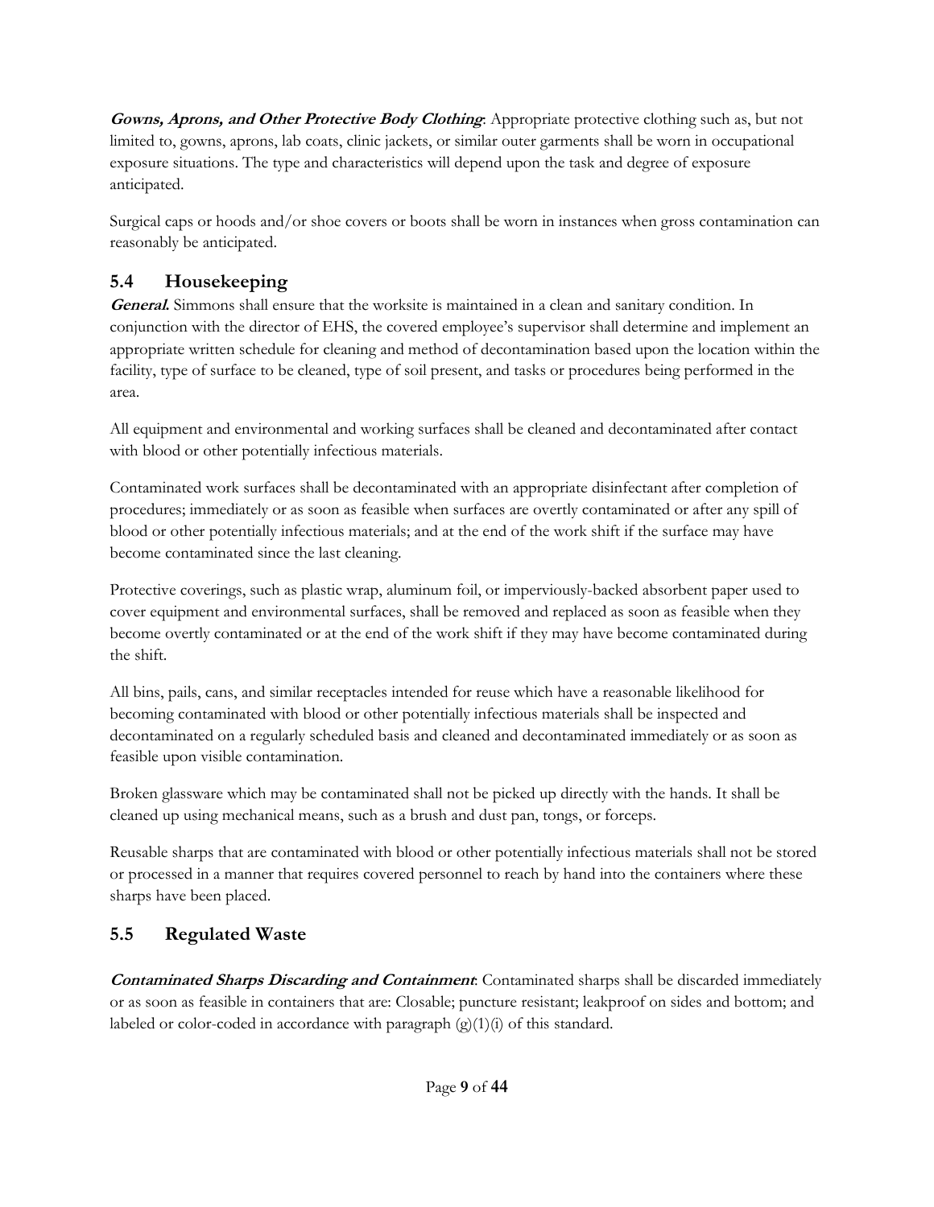***Gowns, Aprons, and Other Protective Body Clothing*:** Appropriate protective clothing such as, but not limited to, gowns, aprons, lab coats, clinic jackets, or similar outer garments shall be worn in occupational exposure situations. The type and characteristics will depend upon the task and degree of exposure anticipated.

Surgical caps or hoods and/or shoe covers or boots shall be worn in instances when gross contamination can reasonably be anticipated.

## 5.4 Housekeeping

***General.*** Simmons shall ensure that the worksite is maintained in a clean and sanitary condition. In conjunction with the director of EHS, the covered employee's supervisor shall determine and implement an appropriate written schedule for cleaning and method of decontamination based upon the location within the facility, type of surface to be cleaned, type of soil present, and tasks or procedures being performed in the area.

All equipment and environmental and working surfaces shall be cleaned and decontaminated after contact with blood or other potentially infectious materials.

Contaminated work surfaces shall be decontaminated with an appropriate disinfectant after completion of procedures; immediately or as soon as feasible when surfaces are overtly contaminated or after any spill of blood or other potentially infectious materials; and at the end of the work shift if the surface may have become contaminated since the last cleaning.

Protective coverings, such as plastic wrap, aluminum foil, or imperviously-backed absorbent paper used to cover equipment and environmental surfaces, shall be removed and replaced as soon as feasible when they become overtly contaminated or at the end of the work shift if they may have become contaminated during the shift.

All bins, pails, cans, and similar receptacles intended for reuse which have a reasonable likelihood for becoming contaminated with blood or other potentially infectious materials shall be inspected and decontaminated on a regularly scheduled basis and cleaned and decontaminated immediately or as soon as feasible upon visible contamination.

Broken glassware which may be contaminated shall not be picked up directly with the hands. It shall be cleaned up using mechanical means, such as a brush and dust pan, tongs, or forceps.

Reusable sharps that are contaminated with blood or other potentially infectious materials shall not be stored or processed in a manner that requires covered personnel to reach by hand into the containers where these sharps have been placed.

## 5.5 Regulated Waste

***Contaminated Sharps Discarding and Containment*:** Contaminated sharps shall be discarded immediately or as soon as feasible in containers that are: Closable; puncture resistant; leakproof on sides and bottom; and labeled or color-coded in accordance with paragraph (g)(1)(i) of this standard.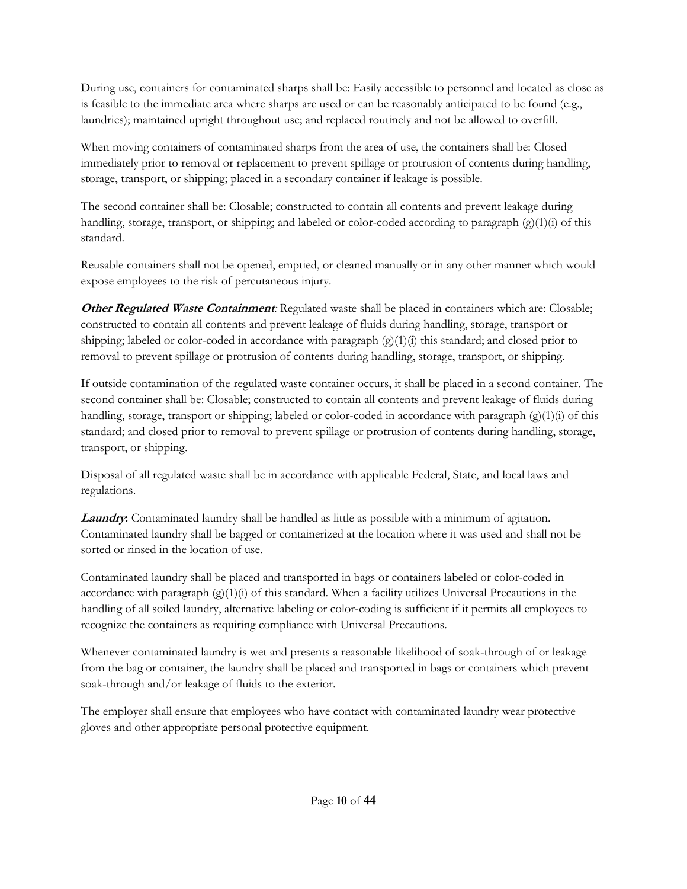During use, containers for contaminated sharps shall be: Easily accessible to personnel and located as close as is feasible to the immediate area where sharps are used or can be reasonably anticipated to be found (e.g., laundries); maintained upright throughout use; and replaced routinely and not be allowed to overfill.

When moving containers of contaminated sharps from the area of use, the containers shall be: Closed immediately prior to removal or replacement to prevent spillage or protrusion of contents during handling, storage, transport, or shipping; placed in a secondary container if leakage is possible.

The second container shall be: Closable; constructed to contain all contents and prevent leakage during handling, storage, transport, or shipping; and labeled or color-coded according to paragraph (g)(1)(i) of this standard.

Reusable containers shall not be opened, emptied, or cleaned manually or in any other manner which would expose employees to the risk of percutaneous injury.

***Other Regulated Waste Containment**:* Regulated waste shall be placed in containers which are: Closable; constructed to contain all contents and prevent leakage of fluids during handling, storage, transport or shipping; labeled or color-coded in accordance with paragraph (g)(1)(i) this standard; and closed prior to removal to prevent spillage or protrusion of contents during handling, storage, transport, or shipping.

If outside contamination of the regulated waste container occurs, it shall be placed in a second container. The second container shall be: Closable; constructed to contain all contents and prevent leakage of fluids during handling, storage, transport or shipping; labeled or color-coded in accordance with paragraph (g)(1)(i) of this standard; and closed prior to removal to prevent spillage or protrusion of contents during handling, storage, transport, or shipping.

Disposal of all regulated waste shall be in accordance with applicable Federal, State, and local laws and regulations.

***Laundry*:** Contaminated laundry shall be handled as little as possible with a minimum of agitation. Contaminated laundry shall be bagged or containerized at the location where it was used and shall not be sorted or rinsed in the location of use.

Contaminated laundry shall be placed and transported in bags or containers labeled or color-coded in accordance with paragraph (g)(1)(i) of this standard. When a facility utilizes Universal Precautions in the handling of all soiled laundry, alternative labeling or color-coding is sufficient if it permits all employees to recognize the containers as requiring compliance with Universal Precautions.

Whenever contaminated laundry is wet and presents a reasonable likelihood of soak-through of or leakage from the bag or container, the laundry shall be placed and transported in bags or containers which prevent soak-through and/or leakage of fluids to the exterior.

The employer shall ensure that employees who have contact with contaminated laundry wear protective gloves and other appropriate personal protective equipment.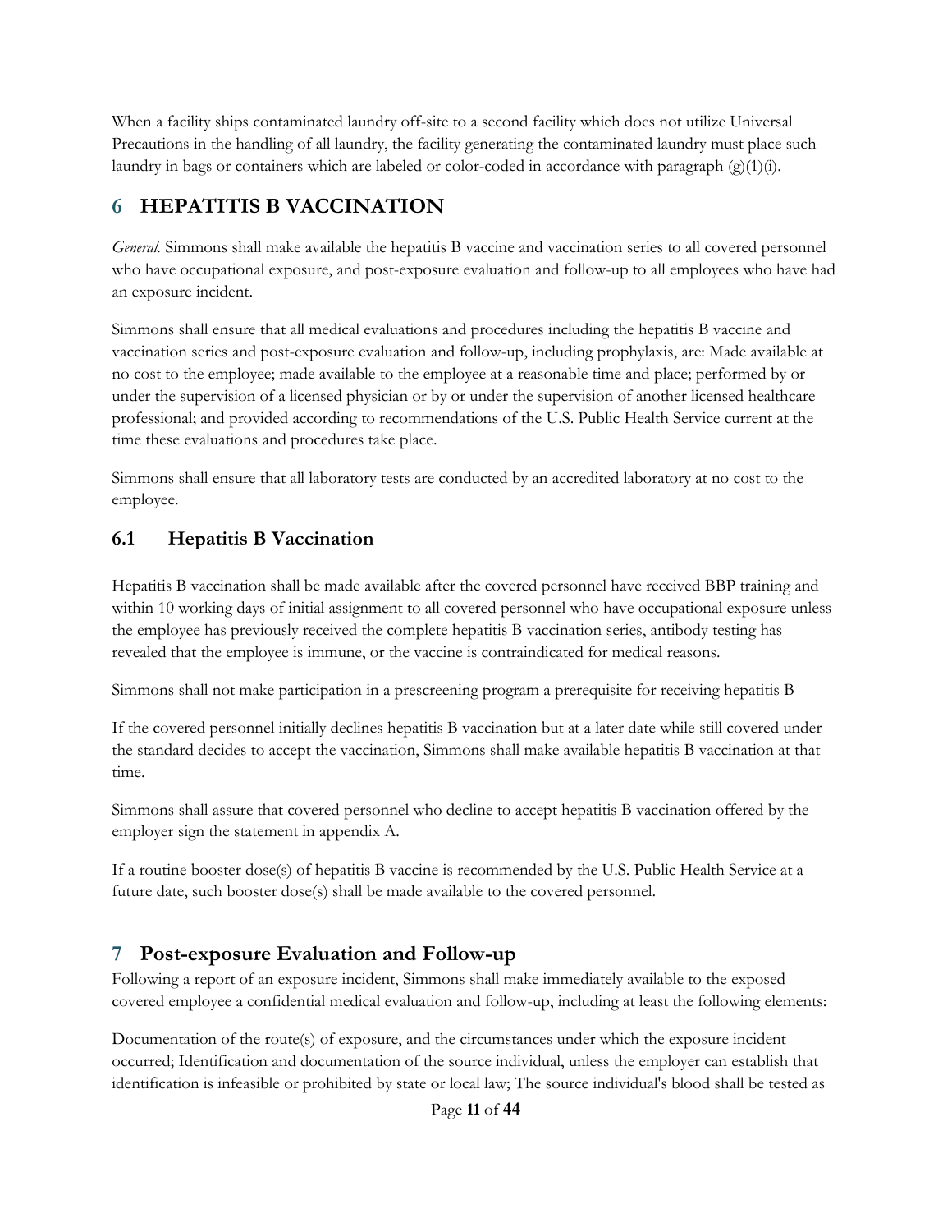When a facility ships contaminated laundry off-site to a second facility which does not utilize Universal Precautions in the handling of all laundry, the facility generating the contaminated laundry must place such laundry in bags or containers which are labeled or color-coded in accordance with paragraph (g)(1)(i).

# 6 HEPATITIS B VACCINATION

*General.* Simmons shall make available the hepatitis B vaccine and vaccination series to all covered personnel who have occupational exposure, and post-exposure evaluation and follow-up to all employees who have had an exposure incident.

Simmons shall ensure that all medical evaluations and procedures including the hepatitis B vaccine and vaccination series and post-exposure evaluation and follow-up, including prophylaxis, are: Made available at no cost to the employee; made available to the employee at a reasonable time and place; performed by or under the supervision of a licensed physician or by or under the supervision of another licensed healthcare professional; and provided according to recommendations of the U.S. Public Health Service current at the time these evaluations and procedures take place.

Simmons shall ensure that all laboratory tests are conducted by an accredited laboratory at no cost to the employee.

## 6.1 Hepatitis B Vaccination

Hepatitis B vaccination shall be made available after the covered personnel have received BBP training and within 10 working days of initial assignment to all covered personnel who have occupational exposure unless the employee has previously received the complete hepatitis B vaccination series, antibody testing has revealed that the employee is immune, or the vaccine is contraindicated for medical reasons.

Simmons shall not make participation in a prescreening program a prerequisite for receiving hepatitis B

If the covered personnel initially declines hepatitis B vaccination but at a later date while still covered under the standard decides to accept the vaccination, Simmons shall make available hepatitis B vaccination at that time.

Simmons shall assure that covered personnel who decline to accept hepatitis B vaccination offered by the employer sign the statement in appendix A.

If a routine booster dose(s) of hepatitis B vaccine is recommended by the U.S. Public Health Service at a future date, such booster dose(s) shall be made available to the covered personnel.

# 7 Post-exposure Evaluation and Follow-up

Following a report of an exposure incident, Simmons shall make immediately available to the exposed covered employee a confidential medical evaluation and follow-up, including at least the following elements:

Documentation of the route(s) of exposure, and the circumstances under which the exposure incident occurred; Identification and documentation of the source individual, unless the employer can establish that identification is infeasible or prohibited by state or local law; The source individual's blood shall be tested as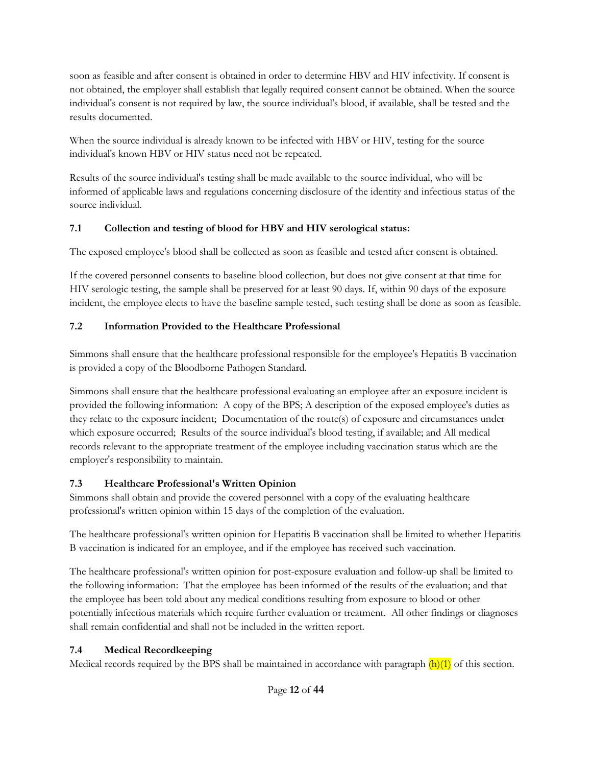soon as feasible and after consent is obtained in order to determine HBV and HIV infectivity. If consent is not obtained, the employer shall establish that legally required consent cannot be obtained. When the source individual's consent is not required by law, the source individual's blood, if available, shall be tested and the results documented.

When the source individual is already known to be infected with HBV or HIV, testing for the source individual's known HBV or HIV status need not be repeated.

Results of the source individual's testing shall be made available to the source individual, who will be informed of applicable laws and regulations concerning disclosure of the identity and infectious status of the source individual.

### 7.1 Collection and testing of blood for HBV and HIV serological status:

The exposed employee's blood shall be collected as soon as feasible and tested after consent is obtained.

If the covered personnel consents to baseline blood collection, but does not give consent at that time for HIV serologic testing, the sample shall be preserved for at least 90 days. If, within 90 days of the exposure incident, the employee elects to have the baseline sample tested, such testing shall be done as soon as feasible.

### 7.2 Information Provided to the Healthcare Professional

Simmons shall ensure that the healthcare professional responsible for the employee's Hepatitis B vaccination is provided a copy of the Bloodborne Pathogen Standard.

Simmons shall ensure that the healthcare professional evaluating an employee after an exposure incident is provided the following information: A copy of the BPS; A description of the exposed employee's duties as they relate to the exposure incident; Documentation of the route(s) of exposure and circumstances under which exposure occurred; Results of the source individual's blood testing, if available; and All medical records relevant to the appropriate treatment of the employee including vaccination status which are the employer's responsibility to maintain.

### 7.3 Healthcare Professional's Written Opinion

Simmons shall obtain and provide the covered personnel with a copy of the evaluating healthcare professional's written opinion within 15 days of the completion of the evaluation.

The healthcare professional's written opinion for Hepatitis B vaccination shall be limited to whether Hepatitis B vaccination is indicated for an employee, and if the employee has received such vaccination.

The healthcare professional's written opinion for post-exposure evaluation and follow-up shall be limited to the following information: That the employee has been informed of the results of the evaluation; and that the employee has been told about any medical conditions resulting from exposure to blood or other potentially infectious materials which require further evaluation or treatment. All other findings or diagnoses shall remain confidential and shall not be included in the written report.

### 7.4 Medical Recordkeeping

Medical records required by the BPS shall be maintained in accordance with paragraph (h)(1) of this section.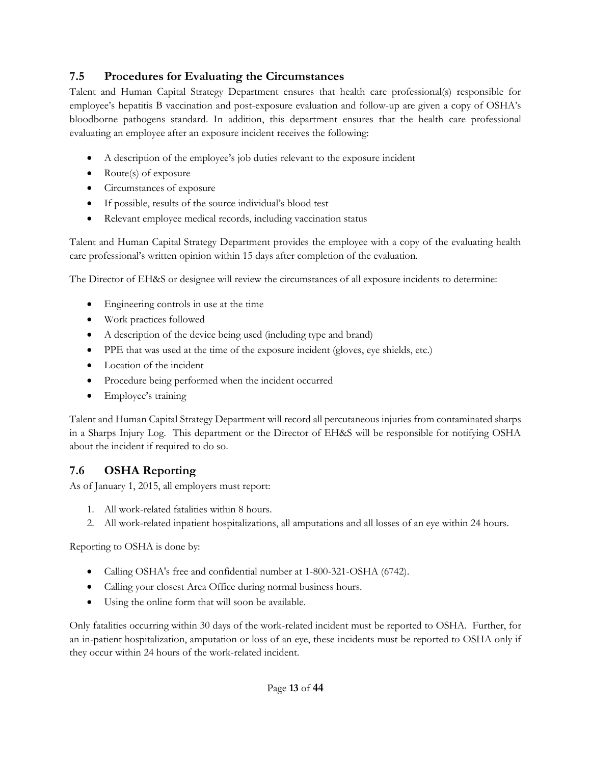## 7.5 Procedures for Evaluating the Circumstances

Talent and Human Capital Strategy Department ensures that health care professional(s) responsible for employee's hepatitis B vaccination and post-exposure evaluation and follow-up are given a copy of OSHA's bloodborne pathogens standard. In addition, this department ensures that the health care professional evaluating an employee after an exposure incident receives the following:

- A description of the employee's job duties relevant to the exposure incident
- Route(s) of exposure
- Circumstances of exposure
- If possible, results of the source individual's blood test
- Relevant employee medical records, including vaccination status

Talent and Human Capital Strategy Department provides the employee with a copy of the evaluating health care professional's written opinion within 15 days after completion of the evaluation.

The Director of EH&S or designee will review the circumstances of all exposure incidents to determine:

- Engineering controls in use at the time
- Work practices followed
- A description of the device being used (including type and brand)
- PPE that was used at the time of the exposure incident (gloves, eye shields, etc.)
- Location of the incident
- Procedure being performed when the incident occurred
- Employee's training

Talent and Human Capital Strategy Department will record all percutaneous injuries from contaminated sharps in a Sharps Injury Log. This department or the Director of EH&S will be responsible for notifying OSHA about the incident if required to do so.

## 7.6 OSHA Reporting

As of January 1, 2015, all employers must report:

1. All work-related fatalities within 8 hours.
2. All work-related inpatient hospitalizations, all amputations and all losses of an eye within 24 hours.

Reporting to OSHA is done by:

- Calling OSHA's free and confidential number at 1-800-321-OSHA (6742).
- Calling your closest Area Office during normal business hours.
- Using the online form that will soon be available.

Only fatalities occurring within 30 days of the work-related incident must be reported to OSHA. Further, for an in-patient hospitalization, amputation or loss of an eye, these incidents must be reported to OSHA only if they occur within 24 hours of the work-related incident.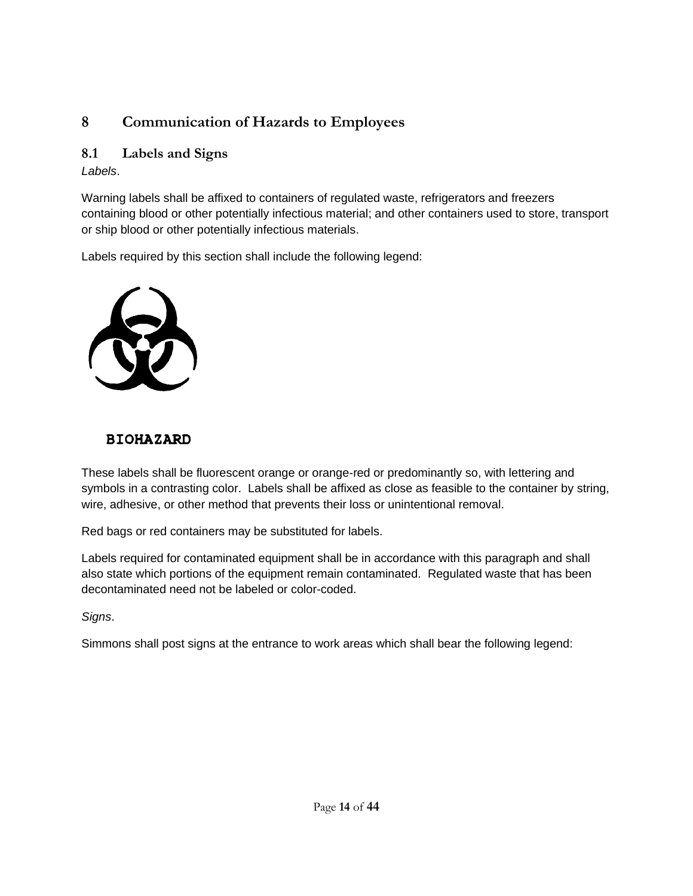# 8 Communication of Hazards to Employees

## 8.1 Labels and Signs

*Labels*.

Warning labels shall be affixed to containers of regulated waste, refrigerators and freezers containing blood or other potentially infectious material; and other containers used to store, transport or ship blood or other potentially infectious materials.

Labels required by this section shall include the following legend:

**BIOHAZARD**

These labels shall be fluorescent orange or orange-red or predominantly so, with lettering and symbols in a contrasting color. Labels shall be affixed as close as feasible to the container by string, wire, adhesive, or other method that prevents their loss or unintentional removal.

Red bags or red containers may be substituted for labels.

Labels required for contaminated equipment shall be in accordance with this paragraph and shall also state which portions of the equipment remain contaminated. Regulated waste that has been decontaminated need not be labeled or color-coded.

*Signs*.

Simmons shall post signs at the entrance to work areas which shall bear the following legend: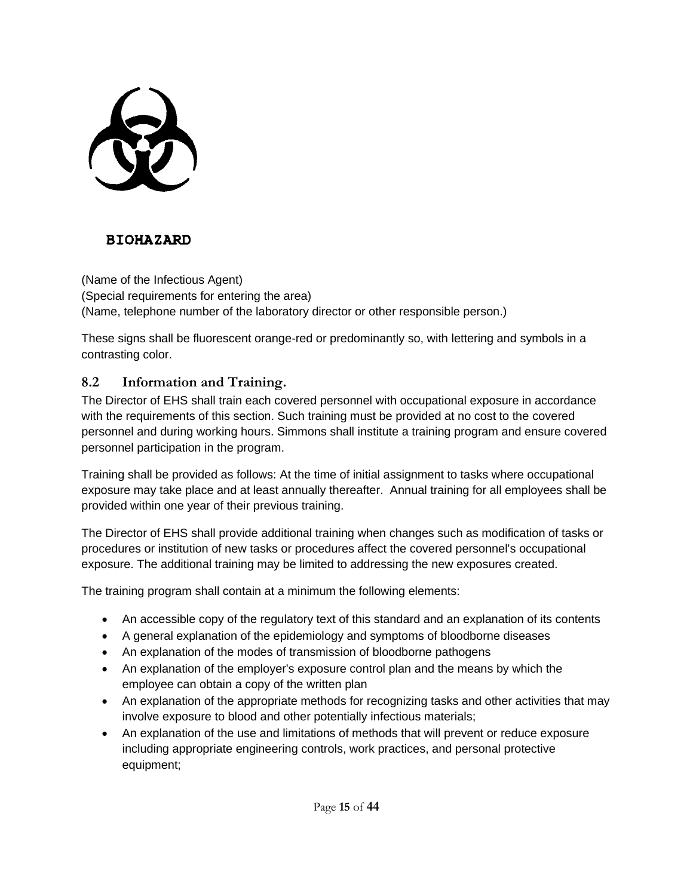**BIOHAZARD**

(Name of the Infectious Agent)
(Special requirements for entering the area)
(Name, telephone number of the laboratory director or other responsible person.)

These signs shall be fluorescent orange-red or predominantly so, with lettering and symbols in a contrasting color.

### 8.2 Information and Training.

The Director of EHS shall train each covered personnel with occupational exposure in accordance with the requirements of this section. Such training must be provided at no cost to the covered personnel and during working hours. Simmons shall institute a training program and ensure covered personnel participation in the program.

Training shall be provided as follows: At the time of initial assignment to tasks where occupational exposure may take place and at least annually thereafter. Annual training for all employees shall be provided within one year of their previous training.

The Director of EHS shall provide additional training when changes such as modification of tasks or procedures or institution of new tasks or procedures affect the covered personnel's occupational exposure. The additional training may be limited to addressing the new exposures created.

The training program shall contain at a minimum the following elements:

- An accessible copy of the regulatory text of this standard and an explanation of its contents
- A general explanation of the epidemiology and symptoms of bloodborne diseases
- An explanation of the modes of transmission of bloodborne pathogens
- An explanation of the employer's exposure control plan and the means by which the employee can obtain a copy of the written plan
- An explanation of the appropriate methods for recognizing tasks and other activities that may involve exposure to blood and other potentially infectious materials;
- An explanation of the use and limitations of methods that will prevent or reduce exposure including appropriate engineering controls, work practices, and personal protective equipment;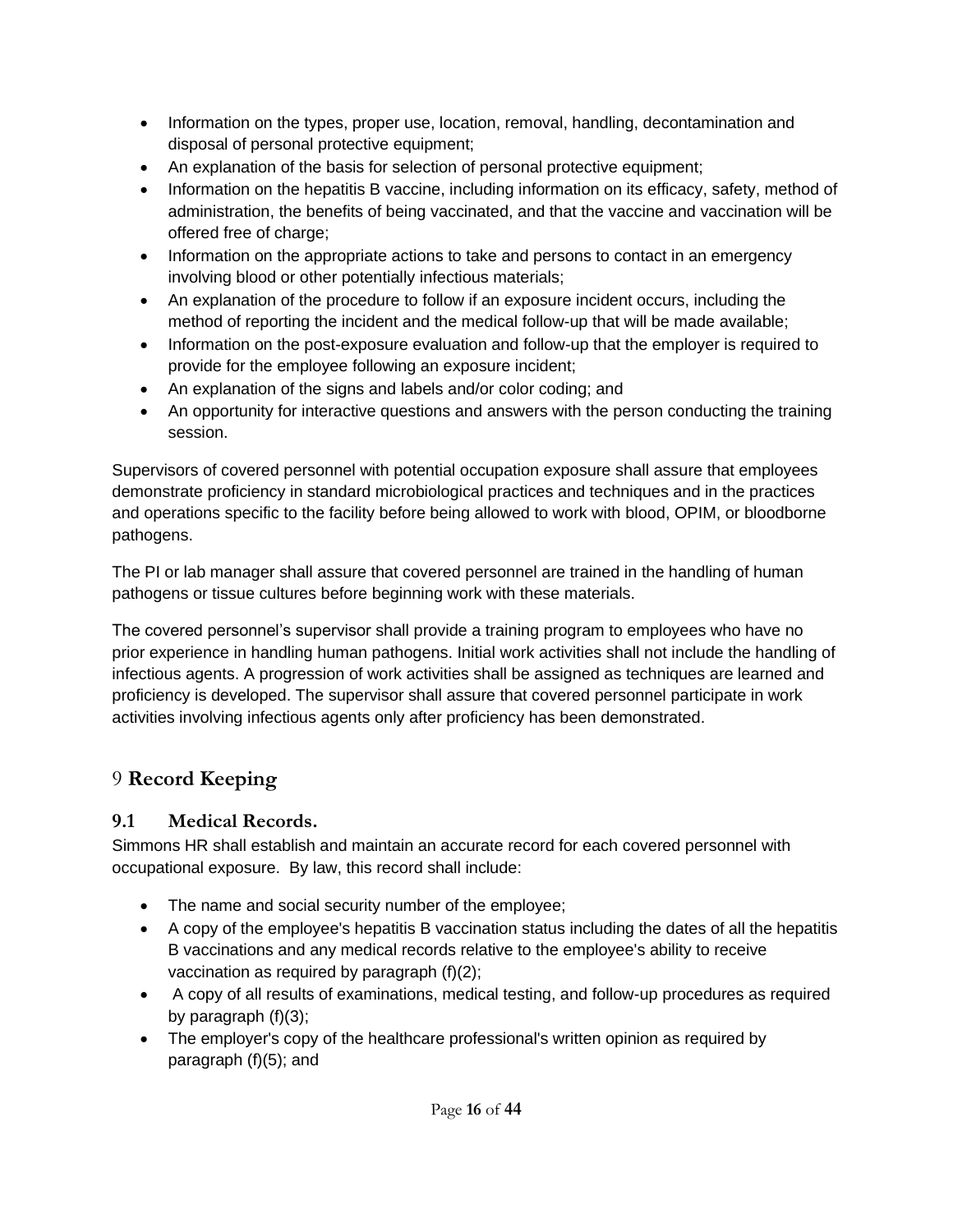- Information on the types, proper use, location, removal, handling, decontamination and disposal of personal protective equipment;
- An explanation of the basis for selection of personal protective equipment;
- Information on the hepatitis B vaccine, including information on its efficacy, safety, method of administration, the benefits of being vaccinated, and that the vaccine and vaccination will be offered free of charge;
- Information on the appropriate actions to take and persons to contact in an emergency involving blood or other potentially infectious materials;
- An explanation of the procedure to follow if an exposure incident occurs, including the method of reporting the incident and the medical follow-up that will be made available;
- Information on the post-exposure evaluation and follow-up that the employer is required to provide for the employee following an exposure incident;
- An explanation of the signs and labels and/or color coding; and
- An opportunity for interactive questions and answers with the person conducting the training session.

Supervisors of covered personnel with potential occupation exposure shall assure that employees demonstrate proficiency in standard microbiological practices and techniques and in the practices and operations specific to the facility before being allowed to work with blood, OPIM, or bloodborne pathogens.

The PI or lab manager shall assure that covered personnel are trained in the handling of human pathogens or tissue cultures before beginning work with these materials.

The covered personnel's supervisor shall provide a training program to employees who have no prior experience in handling human pathogens. Initial work activities shall not include the handling of infectious agents. A progression of work activities shall be assigned as techniques are learned and proficiency is developed. The supervisor shall assure that covered personnel participate in work activities involving infectious agents only after proficiency has been demonstrated.

# 9 Record Keeping

## 9.1 Medical Records.

Simmons HR shall establish and maintain an accurate record for each covered personnel with occupational exposure. By law, this record shall include:

- The name and social security number of the employee;
- A copy of the employee's hepatitis B vaccination status including the dates of all the hepatitis B vaccinations and any medical records relative to the employee's ability to receive vaccination as required by paragraph (f)(2);
- A copy of all results of examinations, medical testing, and follow-up procedures as required by paragraph (f)(3);
- The employer's copy of the healthcare professional's written opinion as required by paragraph (f)(5); and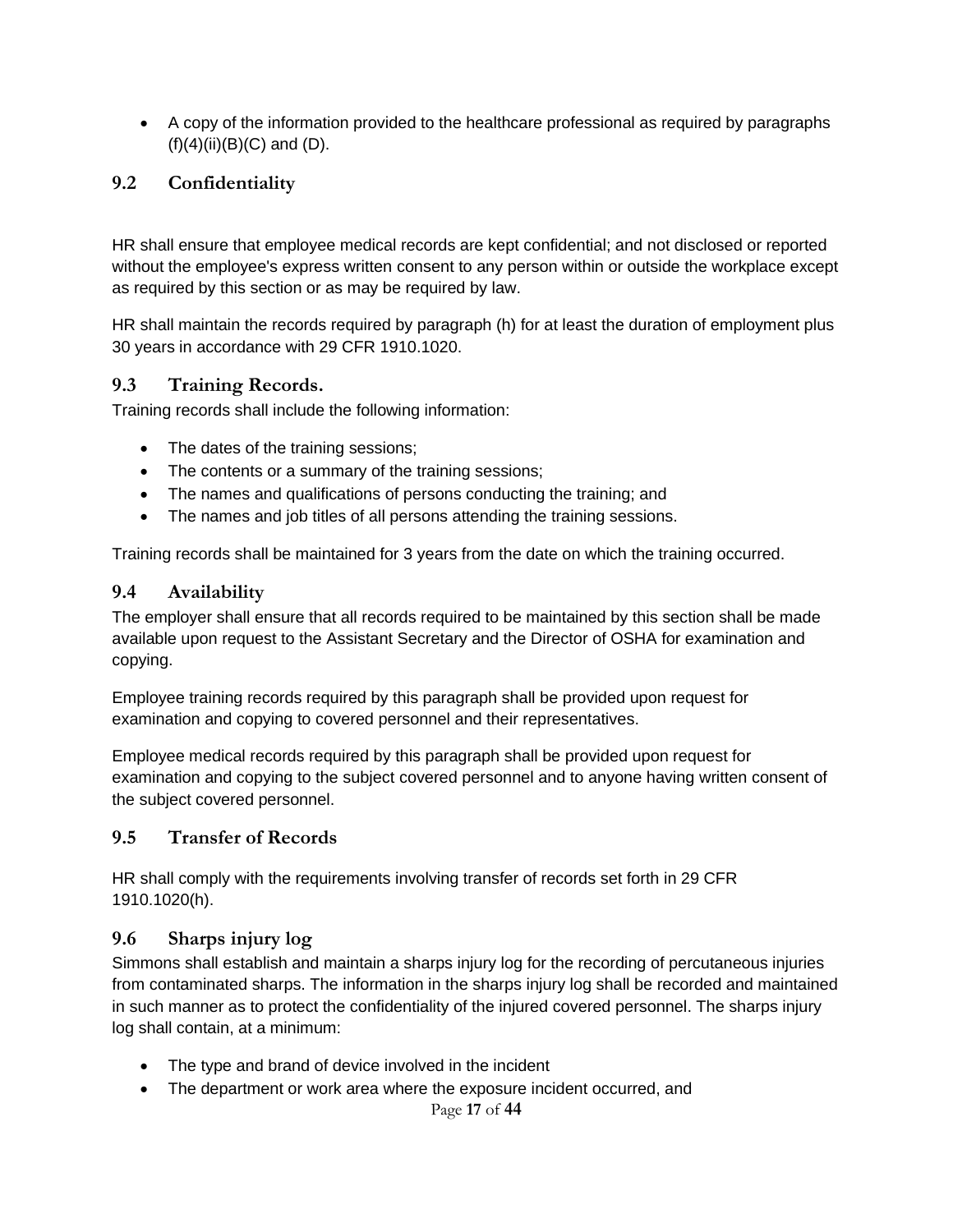- A copy of the information provided to the healthcare professional as required by paragraphs (f)(4)(ii)(B)(C) and (D).

### 9.2 Confidentiality

HR shall ensure that employee medical records are kept confidential; and not disclosed or reported without the employee's express written consent to any person within or outside the workplace except as required by this section or as may be required by law.

HR shall maintain the records required by paragraph (h) for at least the duration of employment plus 30 years in accordance with 29 CFR 1910.1020.

### 9.3 Training Records.

Training records shall include the following information:

- The dates of the training sessions;
- The contents or a summary of the training sessions;
- The names and qualifications of persons conducting the training; and
- The names and job titles of all persons attending the training sessions.

Training records shall be maintained for 3 years from the date on which the training occurred.

### 9.4 Availability

The employer shall ensure that all records required to be maintained by this section shall be made available upon request to the Assistant Secretary and the Director of OSHA for examination and copying.

Employee training records required by this paragraph shall be provided upon request for examination and copying to covered personnel and their representatives.

Employee medical records required by this paragraph shall be provided upon request for examination and copying to the subject covered personnel and to anyone having written consent of the subject covered personnel.

### 9.5 Transfer of Records

HR shall comply with the requirements involving transfer of records set forth in 29 CFR 1910.1020(h).

### 9.6 Sharps injury log

Simmons shall establish and maintain a sharps injury log for the recording of percutaneous injuries from contaminated sharps. The information in the sharps injury log shall be recorded and maintained in such manner as to protect the confidentiality of the injured covered personnel. The sharps injury log shall contain, at a minimum:

- The type and brand of device involved in the incident
- The department or work area where the exposure incident occurred, and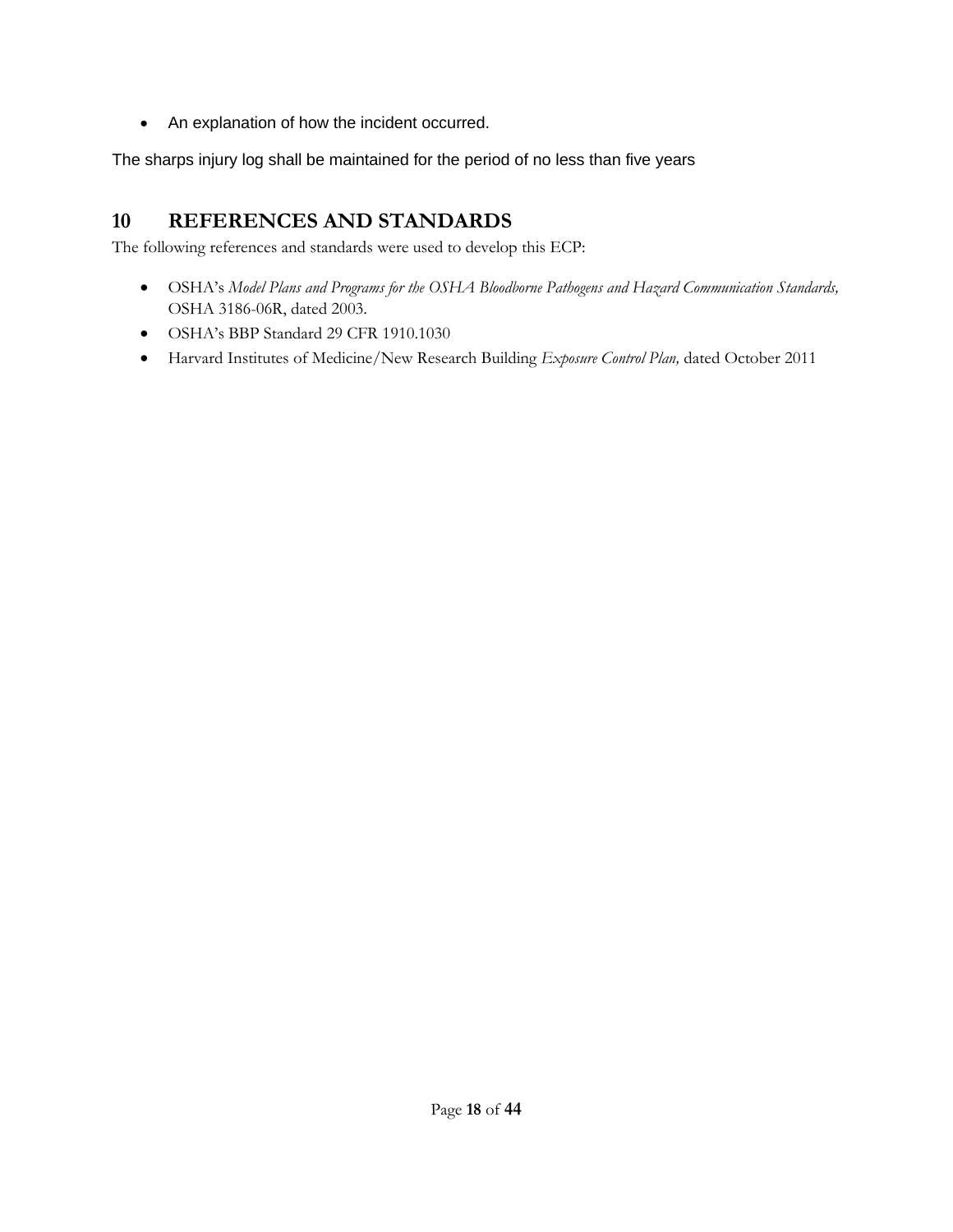- An explanation of how the incident occurred.

The sharps injury log shall be maintained for the period of no less than five years

## 10 REFERENCES AND STANDARDS

The following references and standards were used to develop this ECP:

- OSHA's *Model Plans and Programs for the OSHA Bloodborne Pathogens and Hazard Communication Standards,* OSHA 3186-06R, dated 2003.
- OSHA's BBP Standard 29 CFR 1910.1030
- Harvard Institutes of Medicine/New Research Building *Exposure Control Plan,* dated October 2011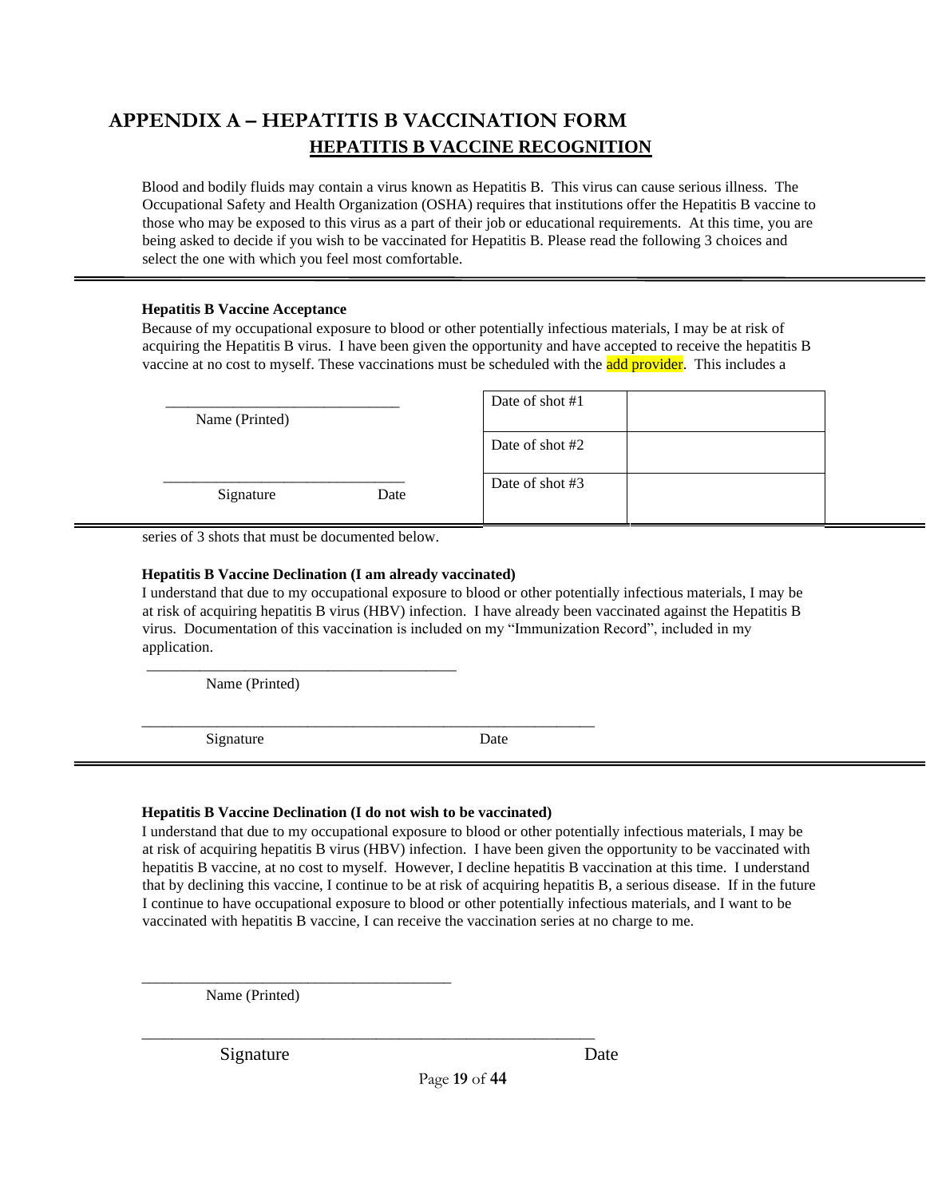# APPENDIX A – HEPATITIS B VACCINATION FORM

## HEPATITIS B VACCINE RECOGNITION

Blood and bodily fluids may contain a virus known as Hepatitis B. This virus can cause serious illness. The Occupational Safety and Health Organization (OSHA) requires that institutions offer the Hepatitis B vaccine to those who may be exposed to this virus as a part of their job or educational requirements. At this time, you are being asked to decide if you wish to be vaccinated for Hepatitis B. Please read the following 3 choices and select the one with which you feel most comfortable.

---

**Hepatitis B Vaccine Acceptance**

Because of my occupational exposure to blood or other potentially infectious materials, I may be at risk of acquiring the Hepatitis B virus. I have been given the opportunity and have accepted to receive the hepatitis B vaccine at no cost to myself. These vaccinations must be scheduled with the add provider. This includes a series of 3 shots that must be documented below.

\_\_\_\_\_\_\_\_\_\_\_\_\_\_\_\_\_\_\_\_\_\_\_\_\_\_\_\_\_\_
Name (Printed)

\_\_\_\_\_\_\_\_\_\_\_\_\_\_\_\_\_\_\_\_\_\_\_\_\_\_\_\_\_\_
Signature Date

| Date of shot #1 | |
|---|---|
| Date of shot #2 | |
| Date of shot #3 | |

---

**Hepatitis B Vaccine Declination (I am already vaccinated)**

I understand that due to my occupational exposure to blood or other potentially infectious materials, I may be at risk of acquiring hepatitis B virus (HBV) infection. I have already been vaccinated against the Hepatitis B virus. Documentation of this vaccination is included on my "Immunization Record", included in my application.

\_\_\_\_\_\_\_\_\_\_\_\_\_\_\_\_\_\_\_\_\_\_\_\_\_\_\_\_\_\_\_\_\_\_\_\_\_\_\_\_
Name (Printed)

\_\_\_\_\_\_\_\_\_\_\_\_\_\_\_\_\_\_\_\_\_\_\_\_\_\_\_\_\_\_\_\_\_\_\_\_\_\_\_\_\_\_\_\_\_\_\_\_\_\_\_\_\_\_\_\_\_\_
Signature Date

---

**Hepatitis B Vaccine Declination (I do not wish to be vaccinated)**

I understand that due to my occupational exposure to blood or other potentially infectious materials, I may be at risk of acquiring hepatitis B virus (HBV) infection. I have been given the opportunity to be vaccinated with hepatitis B vaccine, at no cost to myself. However, I decline hepatitis B vaccination at this time. I understand that by declining this vaccine, I continue to be at risk of acquiring hepatitis B, a serious disease. If in the future I continue to have occupational exposure to blood or other potentially infectious materials, and I want to be vaccinated with hepatitis B vaccine, I can receive the vaccination series at no charge to me.

\_\_\_\_\_\_\_\_\_\_\_\_\_\_\_\_\_\_\_\_\_\_\_\_\_\_\_\_\_\_\_\_\_\_\_\_\_\_\_\_
Name (Printed)

\_\_\_\_\_\_\_\_\_\_\_\_\_\_\_\_\_\_\_\_\_\_\_\_\_\_\_\_\_\_\_\_\_\_\_\_\_\_\_\_\_\_\_\_\_\_\_\_\_\_\_\_\_\_\_\_\_\_
Signature Date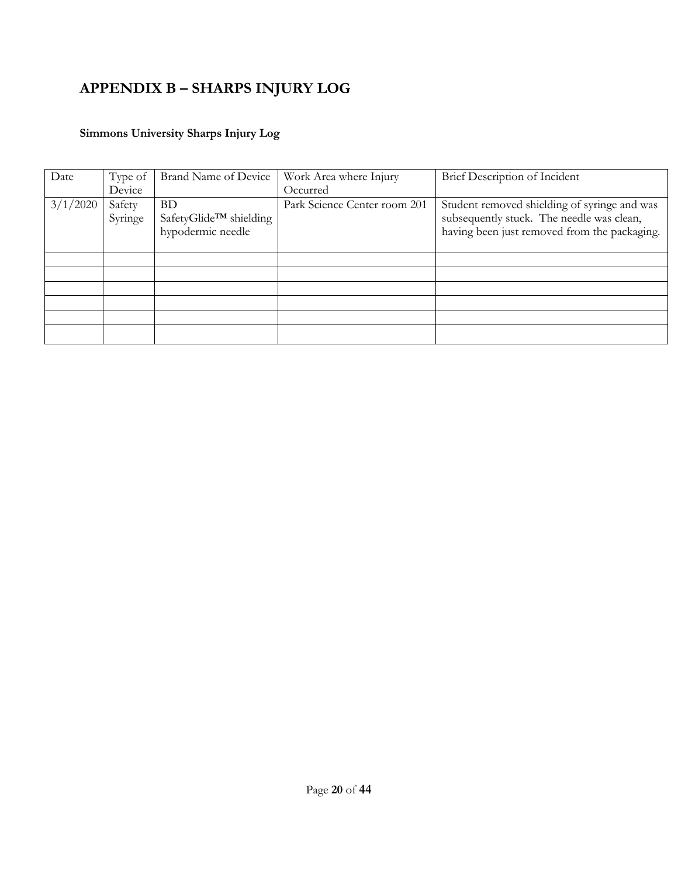# APPENDIX B – SHARPS INJURY LOG

**Simmons University Sharps Injury Log**

| Date | Type of Device | Brand Name of Device | Work Area where Injury Occurred | Brief Description of Incident |
|---|---|---|---|---|
| 3/1/2020 | Safety Syringe | BD SafetyGlide™ shielding hypodermic needle | Park Science Center room 201 | Student removed shielding of syringe and was subsequently stuck. The needle was clean, having been just removed from the packaging. |
| | | | | |
| | | | | |
| | | | | |
| | | | | |
| | | | | |
| | | | | |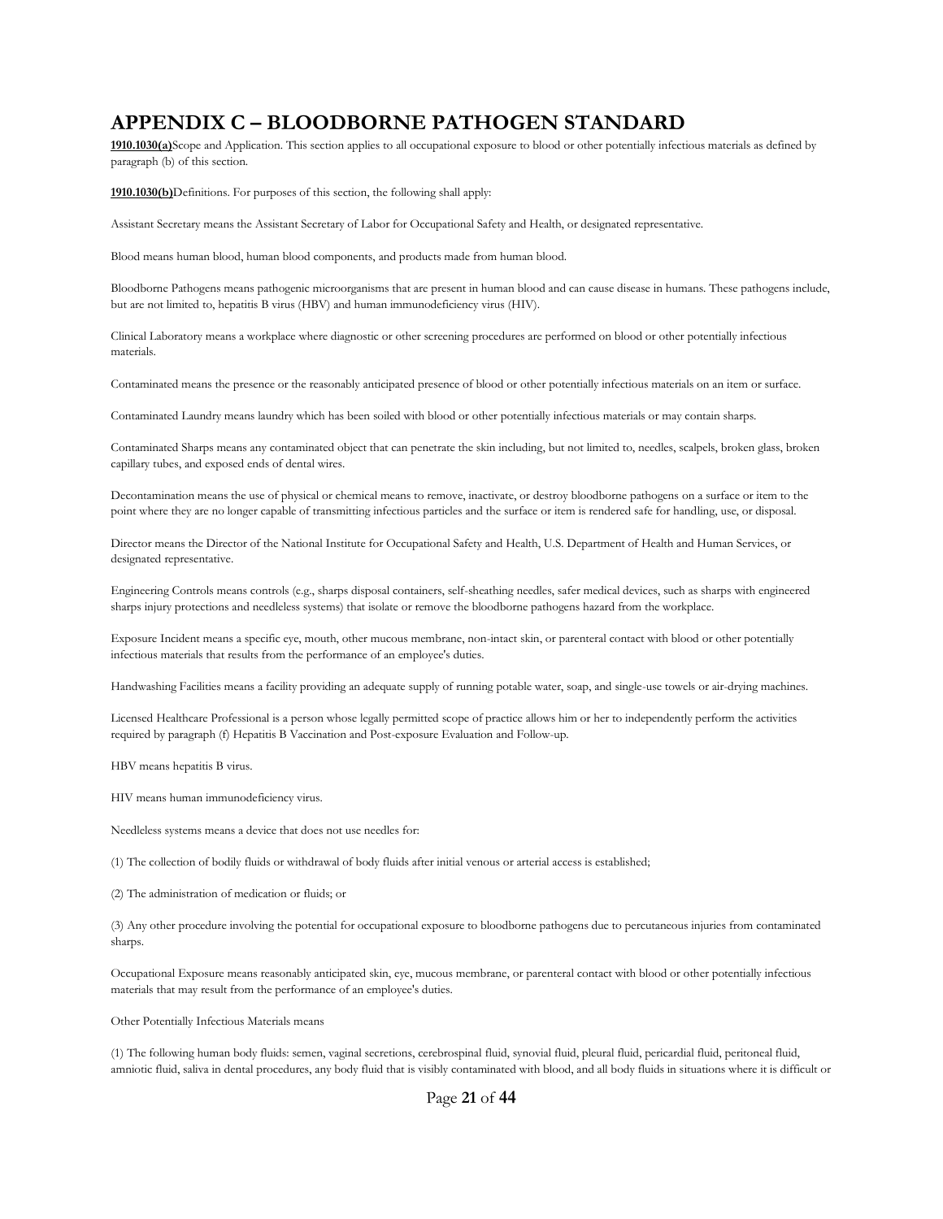# APPENDIX C – BLOODBORNE PATHOGEN STANDARD

**1910.1030(a)**Scope and Application. This section applies to all occupational exposure to blood or other potentially infectious materials as defined by paragraph (b) of this section.

**1910.1030(b)**Definitions. For purposes of this section, the following shall apply:

Assistant Secretary means the Assistant Secretary of Labor for Occupational Safety and Health, or designated representative.

Blood means human blood, human blood components, and products made from human blood.

Bloodborne Pathogens means pathogenic microorganisms that are present in human blood and can cause disease in humans. These pathogens include, but are not limited to, hepatitis B virus (HBV) and human immunodeficiency virus (HIV).

Clinical Laboratory means a workplace where diagnostic or other screening procedures are performed on blood or other potentially infectious materials.

Contaminated means the presence or the reasonably anticipated presence of blood or other potentially infectious materials on an item or surface.

Contaminated Laundry means laundry which has been soiled with blood or other potentially infectious materials or may contain sharps.

Contaminated Sharps means any contaminated object that can penetrate the skin including, but not limited to, needles, scalpels, broken glass, broken capillary tubes, and exposed ends of dental wires.

Decontamination means the use of physical or chemical means to remove, inactivate, or destroy bloodborne pathogens on a surface or item to the point where they are no longer capable of transmitting infectious particles and the surface or item is rendered safe for handling, use, or disposal.

Director means the Director of the National Institute for Occupational Safety and Health, U.S. Department of Health and Human Services, or designated representative.

Engineering Controls means controls (e.g., sharps disposal containers, self-sheathing needles, safer medical devices, such as sharps with engineered sharps injury protections and needleless systems) that isolate or remove the bloodborne pathogens hazard from the workplace.

Exposure Incident means a specific eye, mouth, other mucous membrane, non-intact skin, or parenteral contact with blood or other potentially infectious materials that results from the performance of an employee's duties.

Handwashing Facilities means a facility providing an adequate supply of running potable water, soap, and single-use towels or air-drying machines.

Licensed Healthcare Professional is a person whose legally permitted scope of practice allows him or her to independently perform the activities required by paragraph (f) Hepatitis B Vaccination and Post-exposure Evaluation and Follow-up.

HBV means hepatitis B virus.

HIV means human immunodeficiency virus.

Needleless systems means a device that does not use needles for:

(1) The collection of bodily fluids or withdrawal of body fluids after initial venous or arterial access is established;

(2) The administration of medication or fluids; or

(3) Any other procedure involving the potential for occupational exposure to bloodborne pathogens due to percutaneous injuries from contaminated sharps.

Occupational Exposure means reasonably anticipated skin, eye, mucous membrane, or parenteral contact with blood or other potentially infectious materials that may result from the performance of an employee's duties.

Other Potentially Infectious Materials means

(1) The following human body fluids: semen, vaginal secretions, cerebrospinal fluid, synovial fluid, pleural fluid, pericardial fluid, peritoneal fluid, amniotic fluid, saliva in dental procedures, any body fluid that is visibly contaminated with blood, and all body fluids in situations where it is difficult or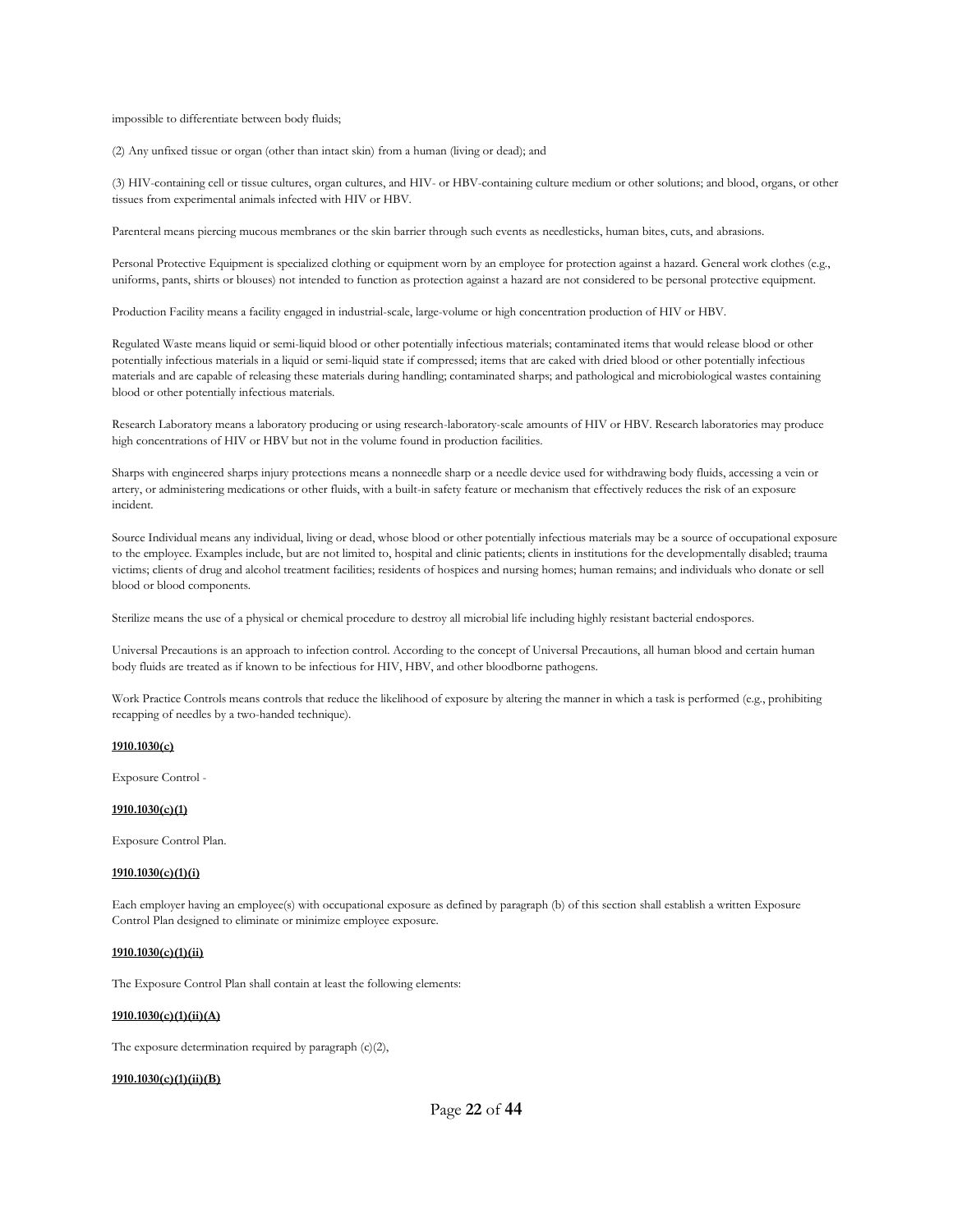impossible to differentiate between body fluids;

(2) Any unfixed tissue or organ (other than intact skin) from a human (living or dead); and

(3) HIV-containing cell or tissue cultures, organ cultures, and HIV- or HBV-containing culture medium or other solutions; and blood, organs, or other tissues from experimental animals infected with HIV or HBV.

Parenteral means piercing mucous membranes or the skin barrier through such events as needlesticks, human bites, cuts, and abrasions.

Personal Protective Equipment is specialized clothing or equipment worn by an employee for protection against a hazard. General work clothes (e.g., uniforms, pants, shirts or blouses) not intended to function as protection against a hazard are not considered to be personal protective equipment.

Production Facility means a facility engaged in industrial-scale, large-volume or high concentration production of HIV or HBV.

Regulated Waste means liquid or semi-liquid blood or other potentially infectious materials; contaminated items that would release blood or other potentially infectious materials in a liquid or semi-liquid state if compressed; items that are caked with dried blood or other potentially infectious materials and are capable of releasing these materials during handling; contaminated sharps; and pathological and microbiological wastes containing blood or other potentially infectious materials.

Research Laboratory means a laboratory producing or using research-laboratory-scale amounts of HIV or HBV. Research laboratories may produce high concentrations of HIV or HBV but not in the volume found in production facilities.

Sharps with engineered sharps injury protections means a nonneedle sharp or a needle device used for withdrawing body fluids, accessing a vein or artery, or administering medications or other fluids, with a built-in safety feature or mechanism that effectively reduces the risk of an exposure incident.

Source Individual means any individual, living or dead, whose blood or other potentially infectious materials may be a source of occupational exposure to the employee. Examples include, but are not limited to, hospital and clinic patients; clients in institutions for the developmentally disabled; trauma victims; clients of drug and alcohol treatment facilities; residents of hospices and nursing homes; human remains; and individuals who donate or sell blood or blood components.

Sterilize means the use of a physical or chemical procedure to destroy all microbial life including highly resistant bacterial endospores.

Universal Precautions is an approach to infection control. According to the concept of Universal Precautions, all human blood and certain human body fluids are treated as if known to be infectious for HIV, HBV, and other bloodborne pathogens.

Work Practice Controls means controls that reduce the likelihood of exposure by altering the manner in which a task is performed (e.g., prohibiting recapping of needles by a two-handed technique).

**1910.1030(c)**

Exposure Control -

**1910.1030(c)(1)**

Exposure Control Plan.

**1910.1030(c)(1)(i)**

Each employer having an employee(s) with occupational exposure as defined by paragraph (b) of this section shall establish a written Exposure Control Plan designed to eliminate or minimize employee exposure.

**1910.1030(c)(1)(ii)**

The Exposure Control Plan shall contain at least the following elements:

**1910.1030(c)(1)(ii)(A)**

The exposure determination required by paragraph (c)(2),

**1910.1030(c)(1)(ii)(B)**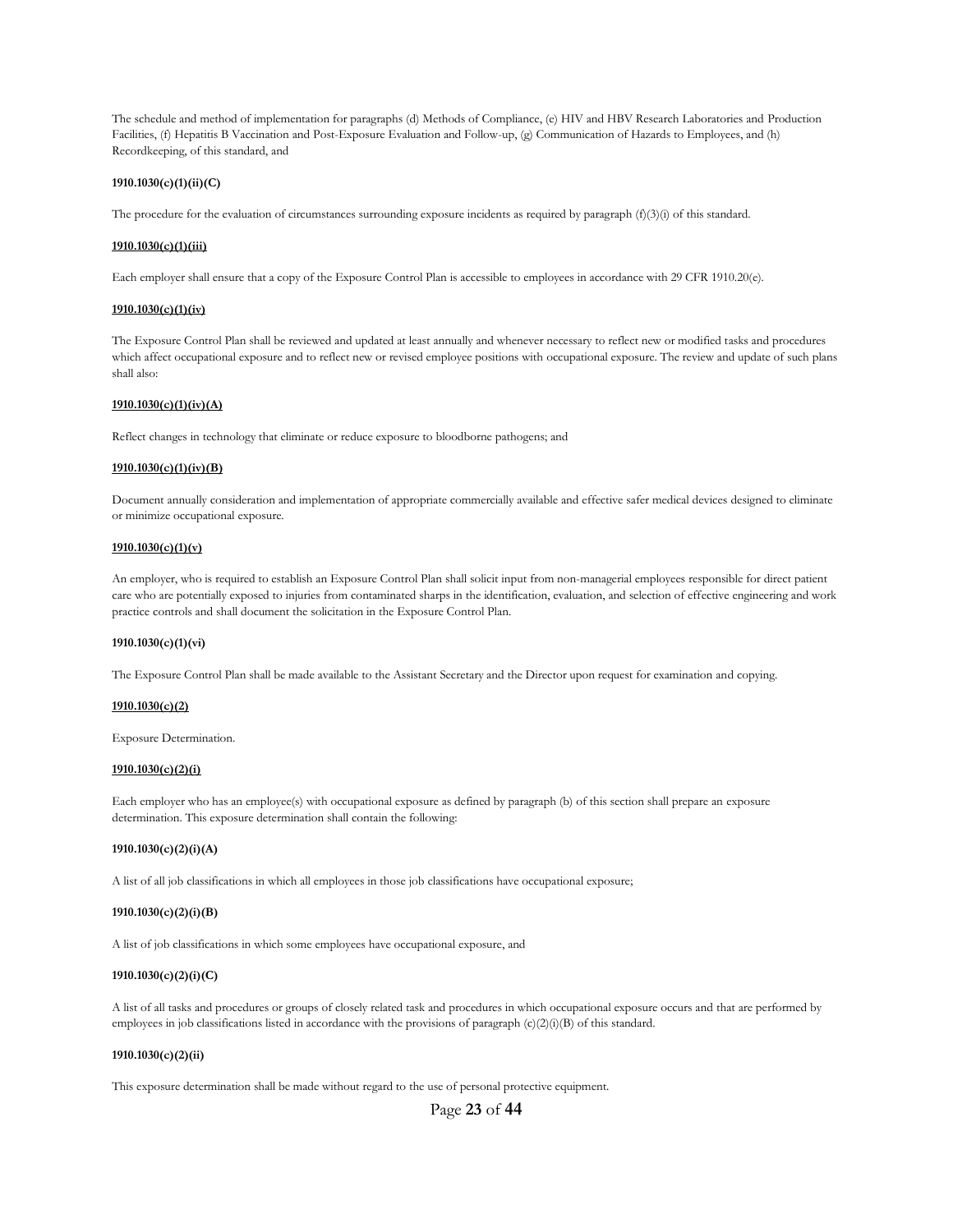The schedule and method of implementation for paragraphs (d) Methods of Compliance, (e) HIV and HBV Research Laboratories and Production Facilities, (f) Hepatitis B Vaccination and Post-Exposure Evaluation and Follow-up, (g) Communication of Hazards to Employees, and (h) Recordkeeping, of this standard, and

**1910.1030(c)(1)(ii)(C)**

The procedure for the evaluation of circumstances surrounding exposure incidents as required by paragraph (f)(3)(i) of this standard.

**1910.1030(c)(1)(iii)**

Each employer shall ensure that a copy of the Exposure Control Plan is accessible to employees in accordance with 29 CFR 1910.20(e).

**1910.1030(c)(1)(iv)**

The Exposure Control Plan shall be reviewed and updated at least annually and whenever necessary to reflect new or modified tasks and procedures which affect occupational exposure and to reflect new or revised employee positions with occupational exposure. The review and update of such plans shall also:

**1910.1030(c)(1)(iv)(A)**

Reflect changes in technology that eliminate or reduce exposure to bloodborne pathogens; and

**1910.1030(c)(1)(iv)(B)**

Document annually consideration and implementation of appropriate commercially available and effective safer medical devices designed to eliminate or minimize occupational exposure.

**1910.1030(c)(1)(v)**

An employer, who is required to establish an Exposure Control Plan shall solicit input from non-managerial employees responsible for direct patient care who are potentially exposed to injuries from contaminated sharps in the identification, evaluation, and selection of effective engineering and work practice controls and shall document the solicitation in the Exposure Control Plan.

**1910.1030(c)(1)(vi)**

The Exposure Control Plan shall be made available to the Assistant Secretary and the Director upon request for examination and copying.

**1910.1030(c)(2)**

Exposure Determination.

**1910.1030(c)(2)(i)**

Each employer who has an employee(s) with occupational exposure as defined by paragraph (b) of this section shall prepare an exposure determination. This exposure determination shall contain the following:

**1910.1030(c)(2)(i)(A)**

A list of all job classifications in which all employees in those job classifications have occupational exposure;

**1910.1030(c)(2)(i)(B)**

A list of job classifications in which some employees have occupational exposure, and

**1910.1030(c)(2)(i)(C)**

A list of all tasks and procedures or groups of closely related task and procedures in which occupational exposure occurs and that are performed by employees in job classifications listed in accordance with the provisions of paragraph (c)(2)(i)(B) of this standard.

**1910.1030(c)(2)(ii)**

This exposure determination shall be made without regard to the use of personal protective equipment.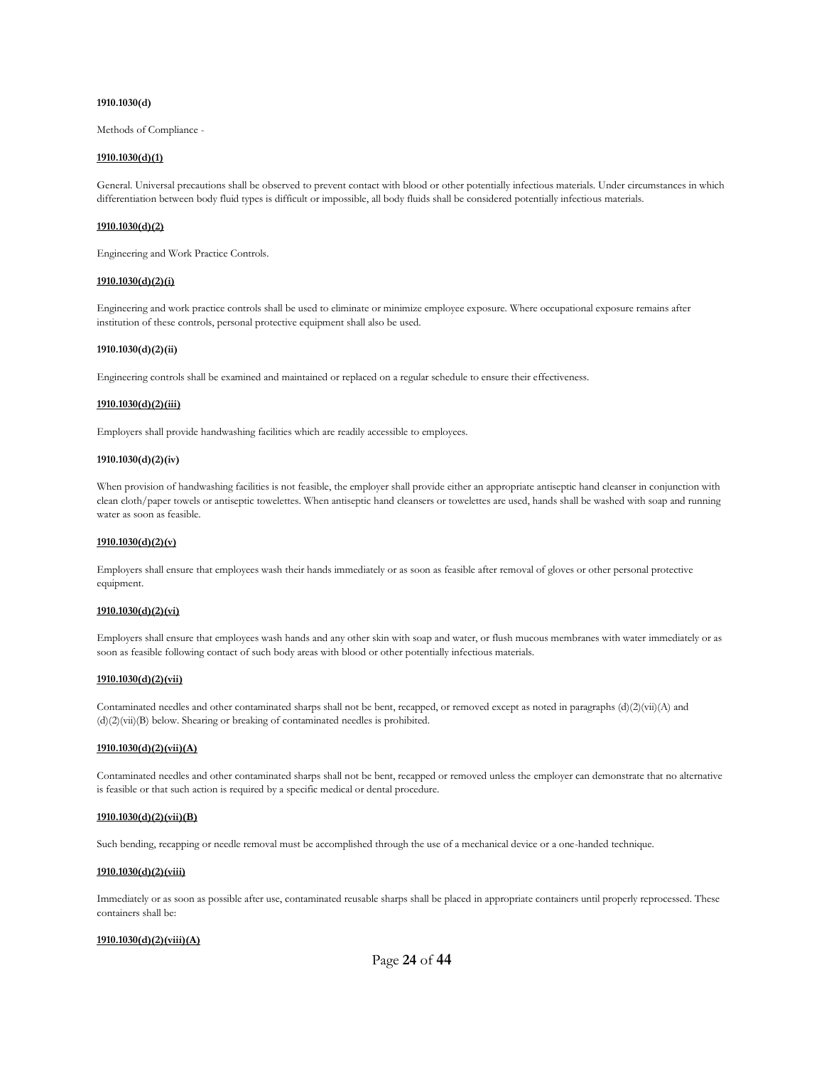**1910.1030(d)**

Methods of Compliance -

**1910.1030(d)(1)**

General. Universal precautions shall be observed to prevent contact with blood or other potentially infectious materials. Under circumstances in which differentiation between body fluid types is difficult or impossible, all body fluids shall be considered potentially infectious materials.

**1910.1030(d)(2)**

Engineering and Work Practice Controls.

**1910.1030(d)(2)(i)**

Engineering and work practice controls shall be used to eliminate or minimize employee exposure. Where occupational exposure remains after institution of these controls, personal protective equipment shall also be used.

**1910.1030(d)(2)(ii)**

Engineering controls shall be examined and maintained or replaced on a regular schedule to ensure their effectiveness.

**1910.1030(d)(2)(iii)**

Employers shall provide handwashing facilities which are readily accessible to employees.

**1910.1030(d)(2)(iv)**

When provision of handwashing facilities is not feasible, the employer shall provide either an appropriate antiseptic hand cleanser in conjunction with clean cloth/paper towels or antiseptic towelettes. When antiseptic hand cleansers or towelettes are used, hands shall be washed with soap and running water as soon as feasible.

**1910.1030(d)(2)(v)**

Employers shall ensure that employees wash their hands immediately or as soon as feasible after removal of gloves or other personal protective equipment.

**1910.1030(d)(2)(vi)**

Employers shall ensure that employees wash hands and any other skin with soap and water, or flush mucous membranes with water immediately or as soon as feasible following contact of such body areas with blood or other potentially infectious materials.

**1910.1030(d)(2)(vii)**

Contaminated needles and other contaminated sharps shall not be bent, recapped, or removed except as noted in paragraphs (d)(2)(vii)(A) and (d)(2)(vii)(B) below. Shearing or breaking of contaminated needles is prohibited.

**1910.1030(d)(2)(vii)(A)**

Contaminated needles and other contaminated sharps shall not be bent, recapped or removed unless the employer can demonstrate that no alternative is feasible or that such action is required by a specific medical or dental procedure.

**1910.1030(d)(2)(vii)(B)**

Such bending, recapping or needle removal must be accomplished through the use of a mechanical device or a one-handed technique.

**1910.1030(d)(2)(viii)**

Immediately or as soon as possible after use, contaminated reusable sharps shall be placed in appropriate containers until properly reprocessed. These containers shall be:

**1910.1030(d)(2)(viii)(A)**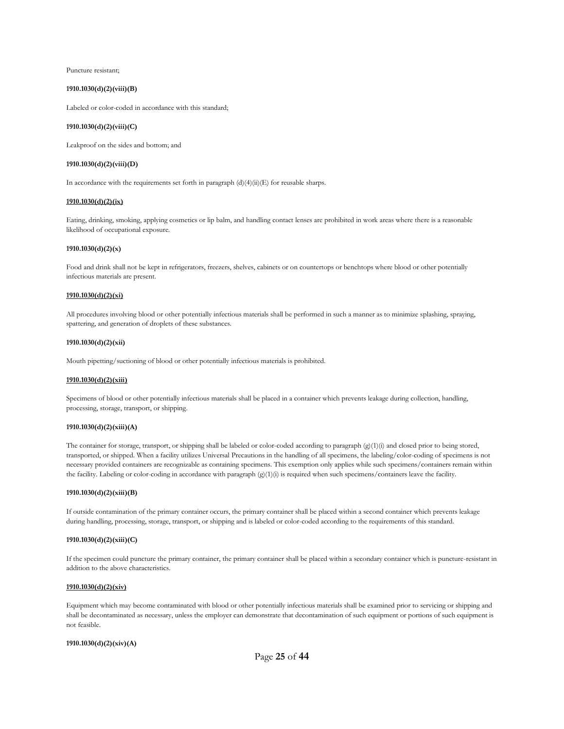Puncture resistant;

**1910.1030(d)(2)(viii)(B)**

Labeled or color-coded in accordance with this standard;

**1910.1030(d)(2)(viii)(C)**

Leakproof on the sides and bottom; and

**1910.1030(d)(2)(viii)(D)**

In accordance with the requirements set forth in paragraph (d)(4)(ii)(E) for reusable sharps.

**1910.1030(d)(2)(ix)**

Eating, drinking, smoking, applying cosmetics or lip balm, and handling contact lenses are prohibited in work areas where there is a reasonable likelihood of occupational exposure.

**1910.1030(d)(2)(x)**

Food and drink shall not be kept in refrigerators, freezers, shelves, cabinets or on countertops or benchtops where blood or other potentially infectious materials are present.

**1910.1030(d)(2)(xi)**

All procedures involving blood or other potentially infectious materials shall be performed in such a manner as to minimize splashing, spraying, spattering, and generation of droplets of these substances.

**1910.1030(d)(2)(xii)**

Mouth pipetting/suctioning of blood or other potentially infectious materials is prohibited.

**1910.1030(d)(2)(xiii)**

Specimens of blood or other potentially infectious materials shall be placed in a container which prevents leakage during collection, handling, processing, storage, transport, or shipping.

**1910.1030(d)(2)(xiii)(A)**

The container for storage, transport, or shipping shall be labeled or color-coded according to paragraph (g)(1)(i) and closed prior to being stored, transported, or shipped. When a facility utilizes Universal Precautions in the handling of all specimens, the labeling/color-coding of specimens is not necessary provided containers are recognizable as containing specimens. This exemption only applies while such specimens/containers remain within the facility. Labeling or color-coding in accordance with paragraph (g)(1)(i) is required when such specimens/containers leave the facility.

**1910.1030(d)(2)(xiii)(B)**

If outside contamination of the primary container occurs, the primary container shall be placed within a second container which prevents leakage during handling, processing, storage, transport, or shipping and is labeled or color-coded according to the requirements of this standard.

**1910.1030(d)(2)(xiii)(C)**

If the specimen could puncture the primary container, the primary container shall be placed within a secondary container which is puncture-resistant in addition to the above characteristics.

**1910.1030(d)(2)(xiv)**

Equipment which may become contaminated with blood or other potentially infectious materials shall be examined prior to servicing or shipping and shall be decontaminated as necessary, unless the employer can demonstrate that decontamination of such equipment or portions of such equipment is not feasible.

**1910.1030(d)(2)(xiv)(A)**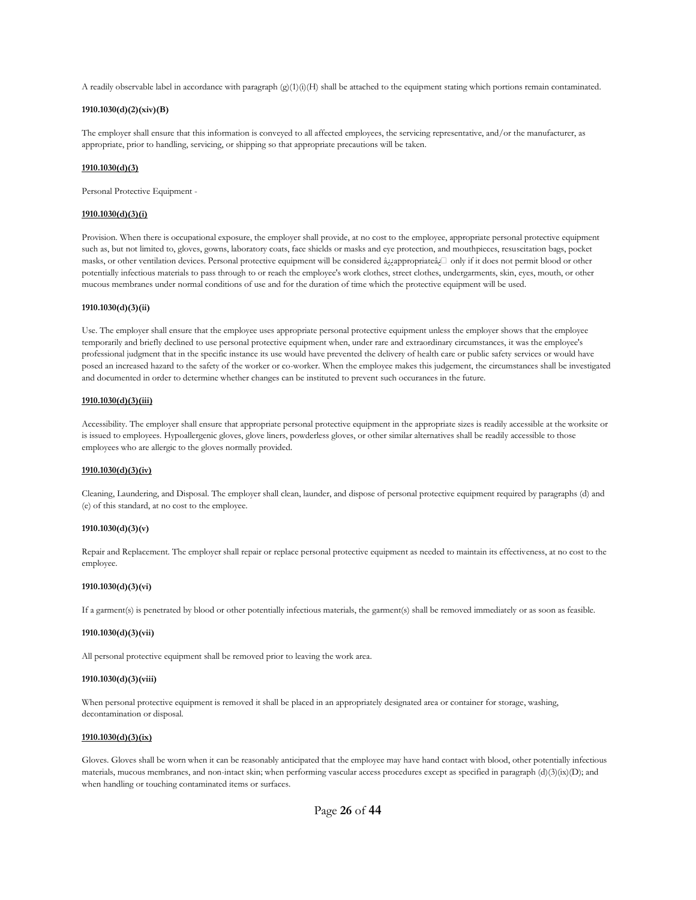A readily observable label in accordance with paragraph (g)(1)(i)(H) shall be attached to the equipment stating which portions remain contaminated.

**1910.1030(d)(2)(xiv)(B)**

The employer shall ensure that this information is conveyed to all affected employees, the servicing representative, and/or the manufacturer, as appropriate, prior to handling, servicing, or shipping so that appropriate precautions will be taken.

**1910.1030(d)(3)**

Personal Protective Equipment -

**1910.1030(d)(3)(i)**

Provision. When there is occupational exposure, the employer shall provide, at no cost to the employee, appropriate personal protective equipment such as, but not limited to, gloves, gowns, laboratory coats, face shields or masks and eye protection, and mouthpieces, resuscitation bags, pocket masks, or other ventilation devices. Personal protective equipment will be considered â¿¿appropriateâ¿ only if it does not permit blood or other potentially infectious materials to pass through to or reach the employee's work clothes, street clothes, undergarments, skin, eyes, mouth, or other mucous membranes under normal conditions of use and for the duration of time which the protective equipment will be used.

**1910.1030(d)(3)(ii)**

Use. The employer shall ensure that the employee uses appropriate personal protective equipment unless the employer shows that the employee temporarily and briefly declined to use personal protective equipment when, under rare and extraordinary circumstances, it was the employee's professional judgment that in the specific instance its use would have prevented the delivery of health care or public safety services or would have posed an increased hazard to the safety of the worker or co-worker. When the employee makes this judgement, the circumstances shall be investigated and documented in order to determine whether changes can be instituted to prevent such occurances in the future.

**1910.1030(d)(3)(iii)**

Accessibility. The employer shall ensure that appropriate personal protective equipment in the appropriate sizes is readily accessible at the worksite or is issued to employees. Hypoallergenic gloves, glove liners, powderless gloves, or other similar alternatives shall be readily accessible to those employees who are allergic to the gloves normally provided.

**1910.1030(d)(3)(iv)**

Cleaning, Laundering, and Disposal. The employer shall clean, launder, and dispose of personal protective equipment required by paragraphs (d) and (e) of this standard, at no cost to the employee.

**1910.1030(d)(3)(v)**

Repair and Replacement. The employer shall repair or replace personal protective equipment as needed to maintain its effectiveness, at no cost to the employee.

**1910.1030(d)(3)(vi)**

If a garment(s) is penetrated by blood or other potentially infectious materials, the garment(s) shall be removed immediately or as soon as feasible.

**1910.1030(d)(3)(vii)**

All personal protective equipment shall be removed prior to leaving the work area.

**1910.1030(d)(3)(viii)**

When personal protective equipment is removed it shall be placed in an appropriately designated area or container for storage, washing, decontamination or disposal.

**1910.1030(d)(3)(ix)**

Gloves. Gloves shall be worn when it can be reasonably anticipated that the employee may have hand contact with blood, other potentially infectious materials, mucous membranes, and non-intact skin; when performing vascular access procedures except as specified in paragraph (d)(3)(ix)(D); and when handling or touching contaminated items or surfaces.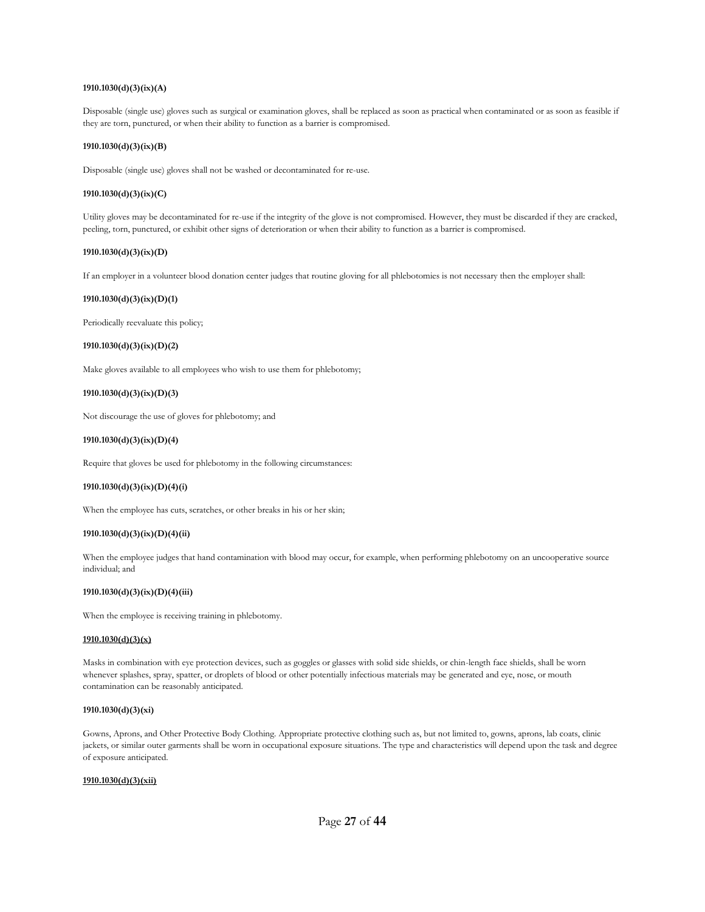**1910.1030(d)(3)(ix)(A)**

Disposable (single use) gloves such as surgical or examination gloves, shall be replaced as soon as practical when contaminated or as soon as feasible if they are torn, punctured, or when their ability to function as a barrier is compromised.

**1910.1030(d)(3)(ix)(B)**

Disposable (single use) gloves shall not be washed or decontaminated for re-use.

**1910.1030(d)(3)(ix)(C)**

Utility gloves may be decontaminated for re-use if the integrity of the glove is not compromised. However, they must be discarded if they are cracked, peeling, torn, punctured, or exhibit other signs of deterioration or when their ability to function as a barrier is compromised.

**1910.1030(d)(3)(ix)(D)**

If an employer in a volunteer blood donation center judges that routine gloving for all phlebotomies is not necessary then the employer shall:

**1910.1030(d)(3)(ix)(D)(1)**

Periodically reevaluate this policy;

**1910.1030(d)(3)(ix)(D)(2)**

Make gloves available to all employees who wish to use them for phlebotomy;

**1910.1030(d)(3)(ix)(D)(3)**

Not discourage the use of gloves for phlebotomy; and

**1910.1030(d)(3)(ix)(D)(4)**

Require that gloves be used for phlebotomy in the following circumstances:

**1910.1030(d)(3)(ix)(D)(4)(i)**

When the employee has cuts, scratches, or other breaks in his or her skin;

**1910.1030(d)(3)(ix)(D)(4)(ii)**

When the employee judges that hand contamination with blood may occur, for example, when performing phlebotomy on an uncooperative source individual; and

**1910.1030(d)(3)(ix)(D)(4)(iii)**

When the employee is receiving training in phlebotomy.

**1910.1030(d)(3)(x)**

Masks in combination with eye protection devices, such as goggles or glasses with solid side shields, or chin-length face shields, shall be worn whenever splashes, spray, spatter, or droplets of blood or other potentially infectious materials may be generated and eye, nose, or mouth contamination can be reasonably anticipated.

**1910.1030(d)(3)(xi)**

Gowns, Aprons, and Other Protective Body Clothing. Appropriate protective clothing such as, but not limited to, gowns, aprons, lab coats, clinic jackets, or similar outer garments shall be worn in occupational exposure situations. The type and characteristics will depend upon the task and degree of exposure anticipated.

**1910.1030(d)(3)(xii)**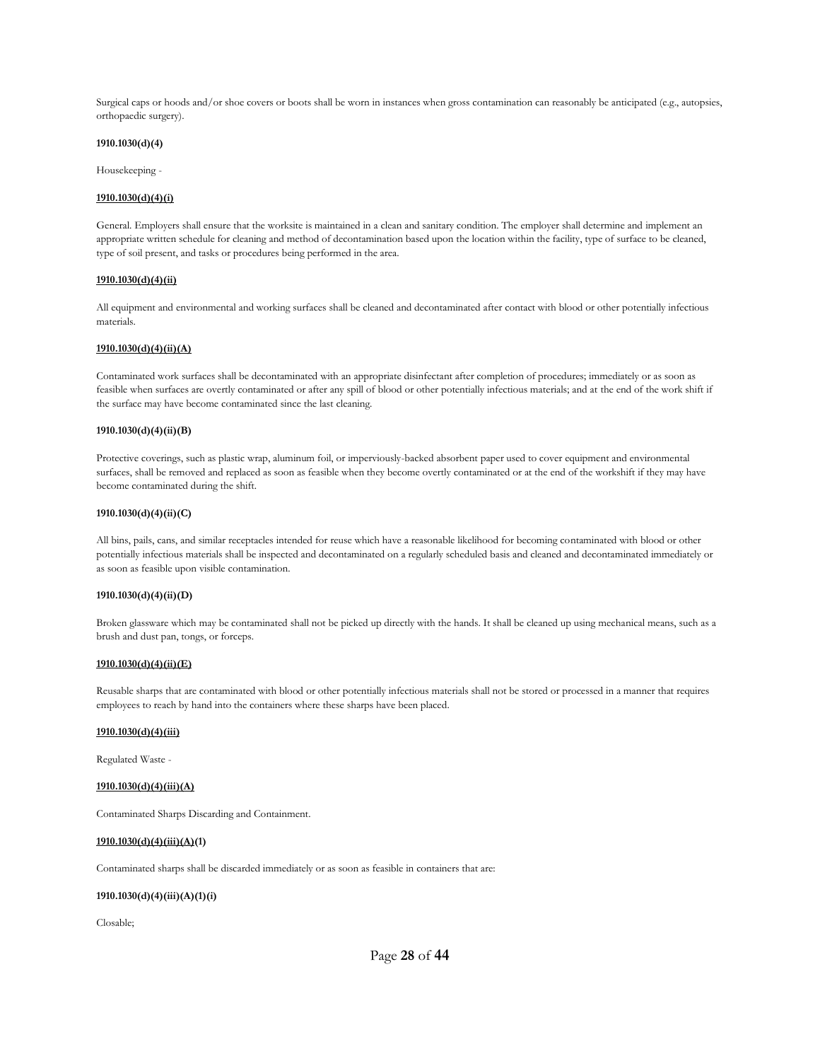Surgical caps or hoods and/or shoe covers or boots shall be worn in instances when gross contamination can reasonably be anticipated (e.g., autopsies, orthopaedic surgery).

**1910.1030(d)(4)**

Housekeeping -

**1910.1030(d)(4)(i)**

General. Employers shall ensure that the worksite is maintained in a clean and sanitary condition. The employer shall determine and implement an appropriate written schedule for cleaning and method of decontamination based upon the location within the facility, type of surface to be cleaned, type of soil present, and tasks or procedures being performed in the area.

**1910.1030(d)(4)(ii)**

All equipment and environmental and working surfaces shall be cleaned and decontaminated after contact with blood or other potentially infectious materials.

**1910.1030(d)(4)(ii)(A)**

Contaminated work surfaces shall be decontaminated with an appropriate disinfectant after completion of procedures; immediately or as soon as feasible when surfaces are overtly contaminated or after any spill of blood or other potentially infectious materials; and at the end of the work shift if the surface may have become contaminated since the last cleaning.

**1910.1030(d)(4)(ii)(B)**

Protective coverings, such as plastic wrap, aluminum foil, or imperviously-backed absorbent paper used to cover equipment and environmental surfaces, shall be removed and replaced as soon as feasible when they become overtly contaminated or at the end of the workshift if they may have become contaminated during the shift.

**1910.1030(d)(4)(ii)(C)**

All bins, pails, cans, and similar receptacles intended for reuse which have a reasonable likelihood for becoming contaminated with blood or other potentially infectious materials shall be inspected and decontaminated on a regularly scheduled basis and cleaned and decontaminated immediately or as soon as feasible upon visible contamination.

**1910.1030(d)(4)(ii)(D)**

Broken glassware which may be contaminated shall not be picked up directly with the hands. It shall be cleaned up using mechanical means, such as a brush and dust pan, tongs, or forceps.

**1910.1030(d)(4)(ii)(E)**

Reusable sharps that are contaminated with blood or other potentially infectious materials shall not be stored or processed in a manner that requires employees to reach by hand into the containers where these sharps have been placed.

**1910.1030(d)(4)(iii)**

Regulated Waste -

**1910.1030(d)(4)(iii)(A)**

Contaminated Sharps Discarding and Containment.

**1910.1030(d)(4)(iii)(A)(1)**

Contaminated sharps shall be discarded immediately or as soon as feasible in containers that are:

**1910.1030(d)(4)(iii)(A)(1)(i)**

Closable;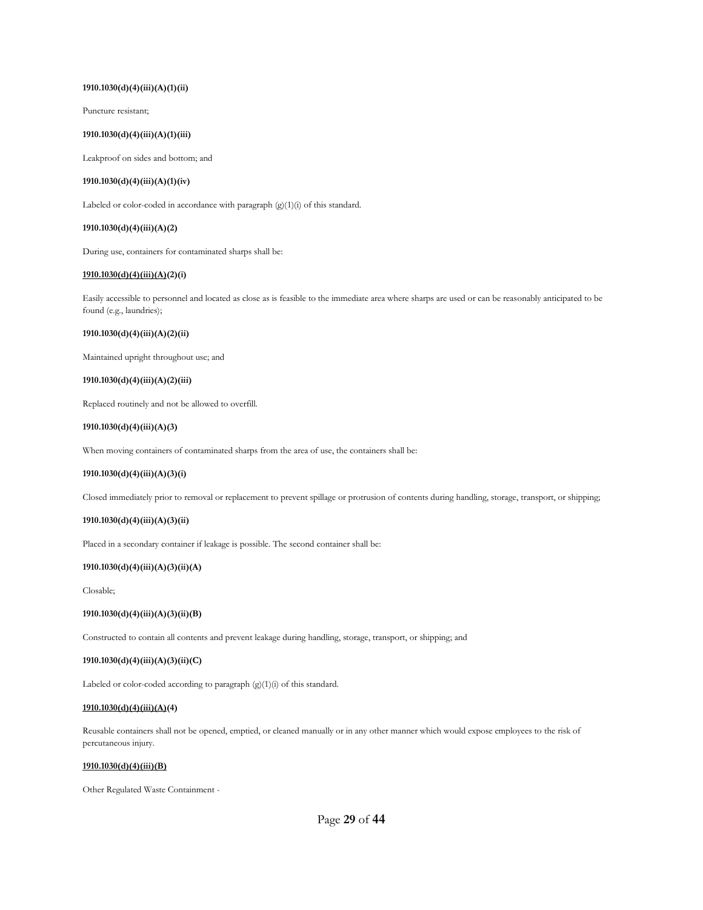**1910.1030(d)(4)(iii)(A)(1)(ii)**

Puncture resistant;

**1910.1030(d)(4)(iii)(A)(1)(iii)**

Leakproof on sides and bottom; and

**1910.1030(d)(4)(iii)(A)(1)(iv)**

Labeled or color-coded in accordance with paragraph (g)(1)(i) of this standard.

**1910.1030(d)(4)(iii)(A)(2)**

During use, containers for contaminated sharps shall be:

**1910.1030(d)(4)(iii)(A)(2)(i)**

Easily accessible to personnel and located as close as is feasible to the immediate area where sharps are used or can be reasonably anticipated to be found (e.g., laundries);

**1910.1030(d)(4)(iii)(A)(2)(ii)**

Maintained upright throughout use; and

**1910.1030(d)(4)(iii)(A)(2)(iii)**

Replaced routinely and not be allowed to overfill.

**1910.1030(d)(4)(iii)(A)(3)**

When moving containers of contaminated sharps from the area of use, the containers shall be:

**1910.1030(d)(4)(iii)(A)(3)(i)**

Closed immediately prior to removal or replacement to prevent spillage or protrusion of contents during handling, storage, transport, or shipping;

**1910.1030(d)(4)(iii)(A)(3)(ii)**

Placed in a secondary container if leakage is possible. The second container shall be:

**1910.1030(d)(4)(iii)(A)(3)(ii)(A)**

Closable;

**1910.1030(d)(4)(iii)(A)(3)(ii)(B)**

Constructed to contain all contents and prevent leakage during handling, storage, transport, or shipping; and

**1910.1030(d)(4)(iii)(A)(3)(ii)(C)**

Labeled or color-coded according to paragraph (g)(1)(i) of this standard.

**1910.1030(d)(4)(iii)(A)(4)**

Reusable containers shall not be opened, emptied, or cleaned manually or in any other manner which would expose employees to the risk of percutaneous injury.

**1910.1030(d)(4)(iii)(B)**

Other Regulated Waste Containment -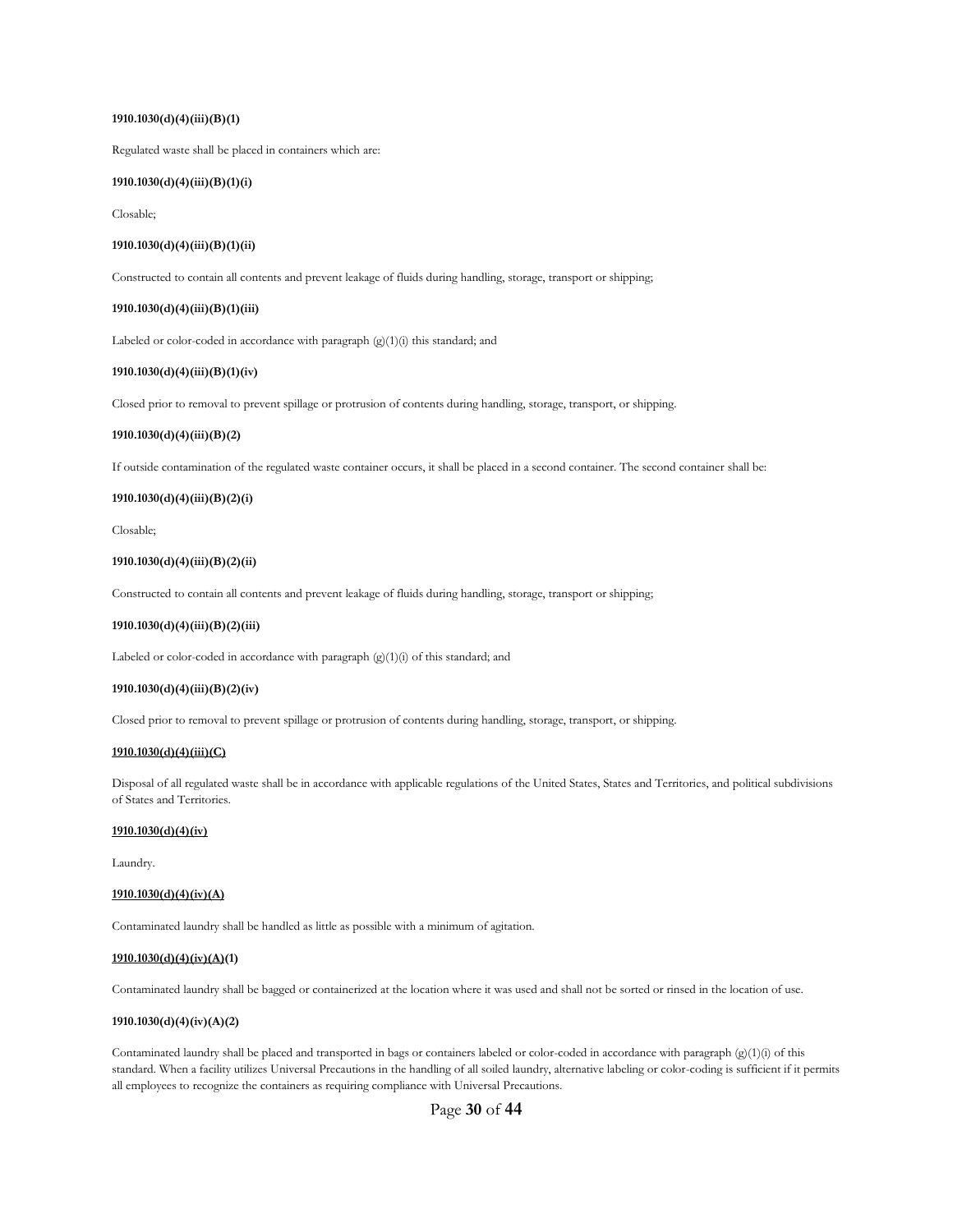**1910.1030(d)(4)(iii)(B)(1)**

Regulated waste shall be placed in containers which are:

**1910.1030(d)(4)(iii)(B)(1)(i)**

Closable;

**1910.1030(d)(4)(iii)(B)(1)(ii)**

Constructed to contain all contents and prevent leakage of fluids during handling, storage, transport or shipping;

**1910.1030(d)(4)(iii)(B)(1)(iii)**

Labeled or color-coded in accordance with paragraph (g)(1)(i) this standard; and

**1910.1030(d)(4)(iii)(B)(1)(iv)**

Closed prior to removal to prevent spillage or protrusion of contents during handling, storage, transport, or shipping.

**1910.1030(d)(4)(iii)(B)(2)**

If outside contamination of the regulated waste container occurs, it shall be placed in a second container. The second container shall be:

**1910.1030(d)(4)(iii)(B)(2)(i)**

Closable;

**1910.1030(d)(4)(iii)(B)(2)(ii)**

Constructed to contain all contents and prevent leakage of fluids during handling, storage, transport or shipping;

**1910.1030(d)(4)(iii)(B)(2)(iii)**

Labeled or color-coded in accordance with paragraph (g)(1)(i) of this standard; and

**1910.1030(d)(4)(iii)(B)(2)(iv)**

Closed prior to removal to prevent spillage or protrusion of contents during handling, storage, transport, or shipping.

**1910.1030(d)(4)(iii)(C)**

Disposal of all regulated waste shall be in accordance with applicable regulations of the United States, States and Territories, and political subdivisions of States and Territories.

**1910.1030(d)(4)(iv)**

Laundry.

**1910.1030(d)(4)(iv)(A)**

Contaminated laundry shall be handled as little as possible with a minimum of agitation.

**1910.1030(d)(4)(iv)(A)(1)**

Contaminated laundry shall be bagged or containerized at the location where it was used and shall not be sorted or rinsed in the location of use.

**1910.1030(d)(4)(iv)(A)(2)**

Contaminated laundry shall be placed and transported in bags or containers labeled or color-coded in accordance with paragraph (g)(1)(i) of this standard. When a facility utilizes Universal Precautions in the handling of all soiled laundry, alternative labeling or color-coding is sufficient if it permits all employees to recognize the containers as requiring compliance with Universal Precautions.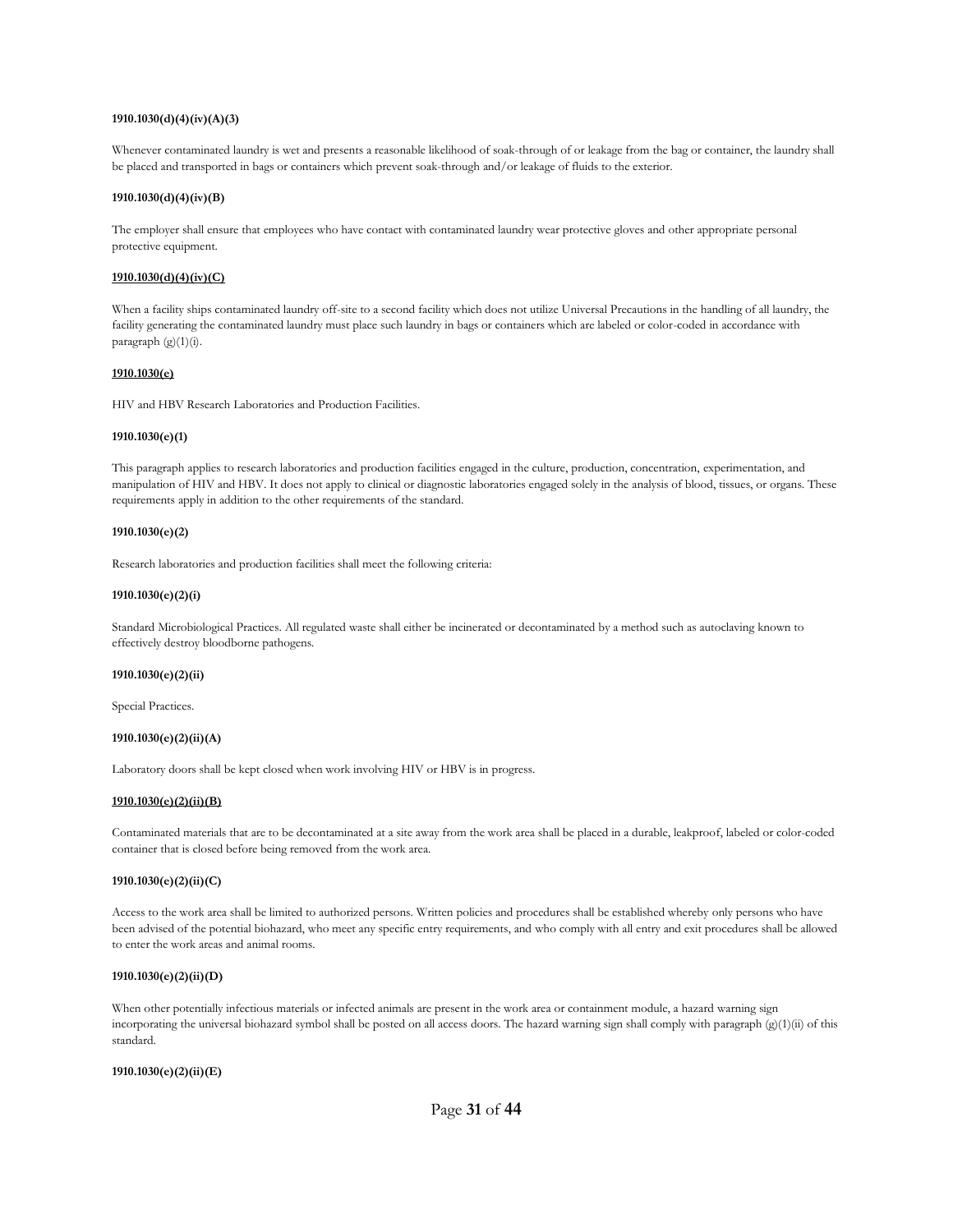**1910.1030(d)(4)(iv)(A)(3)**

Whenever contaminated laundry is wet and presents a reasonable likelihood of soak-through of or leakage from the bag or container, the laundry shall be placed and transported in bags or containers which prevent soak-through and/or leakage of fluids to the exterior.

**1910.1030(d)(4)(iv)(B)**

The employer shall ensure that employees who have contact with contaminated laundry wear protective gloves and other appropriate personal protective equipment.

**1910.1030(d)(4)(iv)(C)**

When a facility ships contaminated laundry off-site to a second facility which does not utilize Universal Precautions in the handling of all laundry, the facility generating the contaminated laundry must place such laundry in bags or containers which are labeled or color-coded in accordance with paragraph (g)(1)(i).

**1910.1030(e)**

HIV and HBV Research Laboratories and Production Facilities.

**1910.1030(e)(1)**

This paragraph applies to research laboratories and production facilities engaged in the culture, production, concentration, experimentation, and manipulation of HIV and HBV. It does not apply to clinical or diagnostic laboratories engaged solely in the analysis of blood, tissues, or organs. These requirements apply in addition to the other requirements of the standard.

**1910.1030(e)(2)**

Research laboratories and production facilities shall meet the following criteria:

**1910.1030(e)(2)(i)**

Standard Microbiological Practices. All regulated waste shall either be incinerated or decontaminated by a method such as autoclaving known to effectively destroy bloodborne pathogens.

**1910.1030(e)(2)(ii)**

Special Practices.

**1910.1030(e)(2)(ii)(A)**

Laboratory doors shall be kept closed when work involving HIV or HBV is in progress.

**1910.1030(e)(2)(ii)(B)**

Contaminated materials that are to be decontaminated at a site away from the work area shall be placed in a durable, leakproof, labeled or color-coded container that is closed before being removed from the work area.

**1910.1030(e)(2)(ii)(C)**

Access to the work area shall be limited to authorized persons. Written policies and procedures shall be established whereby only persons who have been advised of the potential biohazard, who meet any specific entry requirements, and who comply with all entry and exit procedures shall be allowed to enter the work areas and animal rooms.

**1910.1030(e)(2)(ii)(D)**

When other potentially infectious materials or infected animals are present in the work area or containment module, a hazard warning sign incorporating the universal biohazard symbol shall be posted on all access doors. The hazard warning sign shall comply with paragraph (g)(1)(ii) of this standard.

**1910.1030(e)(2)(ii)(E)**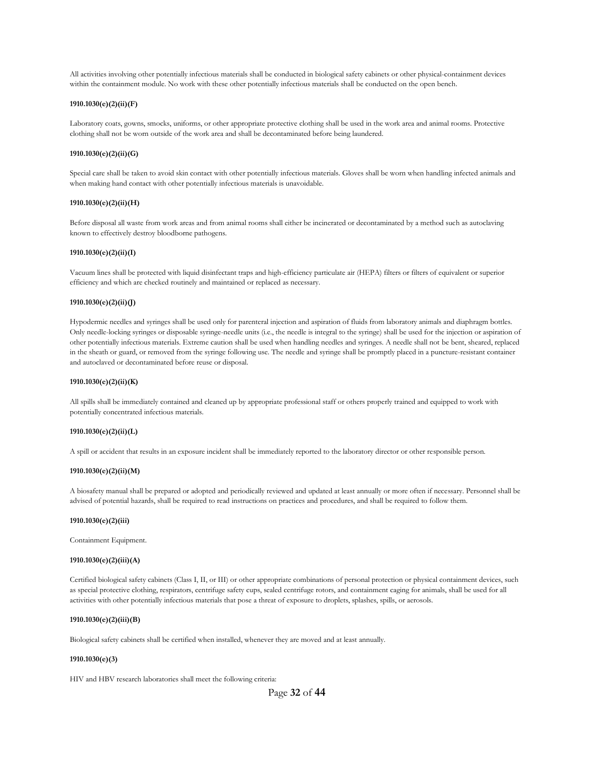All activities involving other potentially infectious materials shall be conducted in biological safety cabinets or other physical-containment devices within the containment module. No work with these other potentially infectious materials shall be conducted on the open bench.

**1910.1030(e)(2)(ii)(F)**

Laboratory coats, gowns, smocks, uniforms, or other appropriate protective clothing shall be used in the work area and animal rooms. Protective clothing shall not be worn outside of the work area and shall be decontaminated before being laundered.

**1910.1030(e)(2)(ii)(G)**

Special care shall be taken to avoid skin contact with other potentially infectious materials. Gloves shall be worn when handling infected animals and when making hand contact with other potentially infectious materials is unavoidable.

**1910.1030(e)(2)(ii)(H)**

Before disposal all waste from work areas and from animal rooms shall either be incinerated or decontaminated by a method such as autoclaving known to effectively destroy bloodborne pathogens.

**1910.1030(e)(2)(ii)(I)**

Vacuum lines shall be protected with liquid disinfectant traps and high-efficiency particulate air (HEPA) filters or filters of equivalent or superior efficiency and which are checked routinely and maintained or replaced as necessary.

**1910.1030(e)(2)(ii)(J)**

Hypodermic needles and syringes shall be used only for parenteral injection and aspiration of fluids from laboratory animals and diaphragm bottles. Only needle-locking syringes or disposable syringe-needle units (i.e., the needle is integral to the syringe) shall be used for the injection or aspiration of other potentially infectious materials. Extreme caution shall be used when handling needles and syringes. A needle shall not be bent, sheared, replaced in the sheath or guard, or removed from the syringe following use. The needle and syringe shall be promptly placed in a puncture-resistant container and autoclaved or decontaminated before reuse or disposal.

**1910.1030(e)(2)(ii)(K)**

All spills shall be immediately contained and cleaned up by appropriate professional staff or others properly trained and equipped to work with potentially concentrated infectious materials.

**1910.1030(e)(2)(ii)(L)**

A spill or accident that results in an exposure incident shall be immediately reported to the laboratory director or other responsible person.

**1910.1030(e)(2)(ii)(M)**

A biosafety manual shall be prepared or adopted and periodically reviewed and updated at least annually or more often if necessary. Personnel shall be advised of potential hazards, shall be required to read instructions on practices and procedures, and shall be required to follow them.

**1910.1030(e)(2)(iii)**

Containment Equipment.

**1910.1030(e)(2)(iii)(A)**

Certified biological safety cabinets (Class I, II, or III) or other appropriate combinations of personal protection or physical containment devices, such as special protective clothing, respirators, centrifuge safety cups, sealed centrifuge rotors, and containment caging for animals, shall be used for all activities with other potentially infectious materials that pose a threat of exposure to droplets, splashes, spills, or aerosols.

**1910.1030(e)(2)(iii)(B)**

Biological safety cabinets shall be certified when installed, whenever they are moved and at least annually.

**1910.1030(e)(3)**

HIV and HBV research laboratories shall meet the following criteria: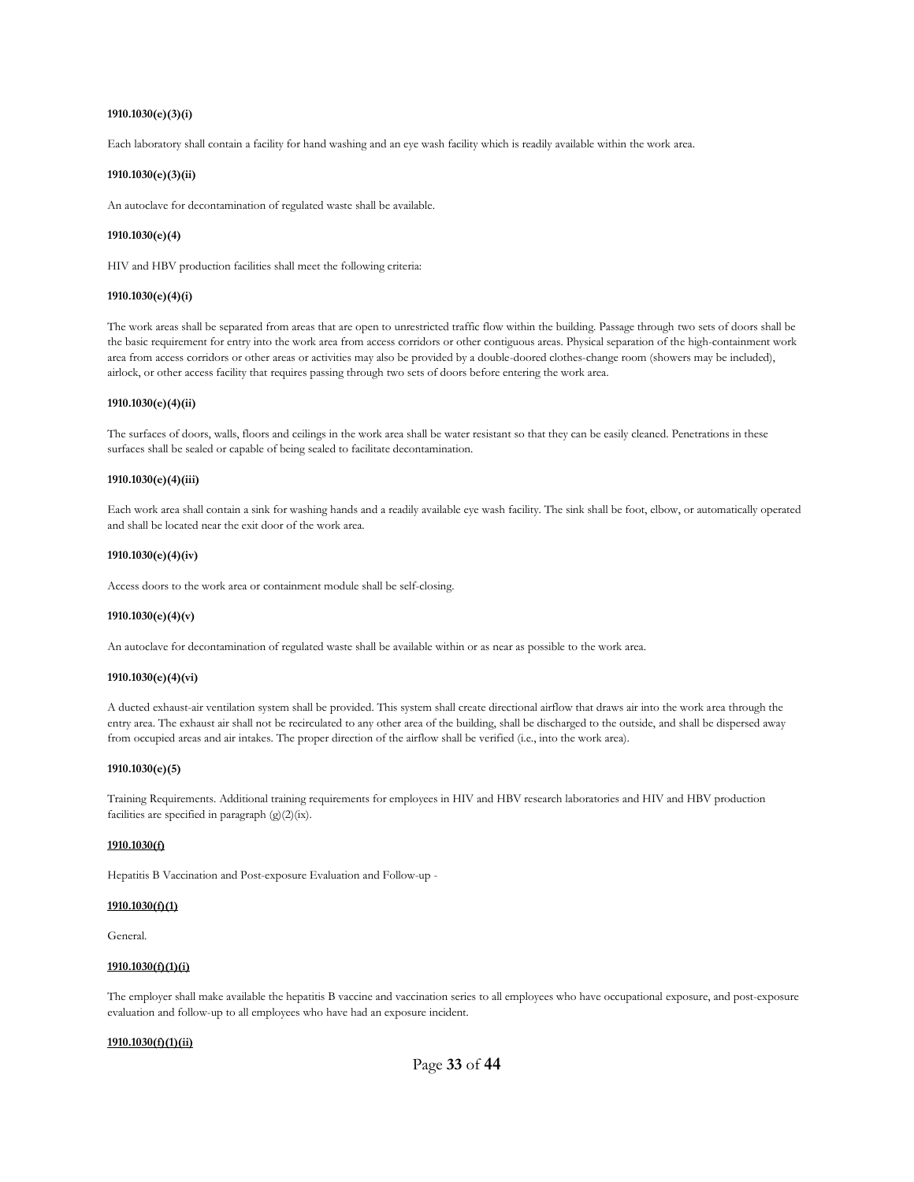**1910.1030(e)(3)(i)**

Each laboratory shall contain a facility for hand washing and an eye wash facility which is readily available within the work area.

**1910.1030(e)(3)(ii)**

An autoclave for decontamination of regulated waste shall be available.

**1910.1030(e)(4)**

HIV and HBV production facilities shall meet the following criteria:

**1910.1030(e)(4)(i)**

The work areas shall be separated from areas that are open to unrestricted traffic flow within the building. Passage through two sets of doors shall be the basic requirement for entry into the work area from access corridors or other contiguous areas. Physical separation of the high-containment work area from access corridors or other areas or activities may also be provided by a double-doored clothes-change room (showers may be included), airlock, or other access facility that requires passing through two sets of doors before entering the work area.

**1910.1030(e)(4)(ii)**

The surfaces of doors, walls, floors and ceilings in the work area shall be water resistant so that they can be easily cleaned. Penetrations in these surfaces shall be sealed or capable of being sealed to facilitate decontamination.

**1910.1030(e)(4)(iii)**

Each work area shall contain a sink for washing hands and a readily available eye wash facility. The sink shall be foot, elbow, or automatically operated and shall be located near the exit door of the work area.

**1910.1030(e)(4)(iv)**

Access doors to the work area or containment module shall be self-closing.

**1910.1030(e)(4)(v)**

An autoclave for decontamination of regulated waste shall be available within or as near as possible to the work area.

**1910.1030(e)(4)(vi)**

A ducted exhaust-air ventilation system shall be provided. This system shall create directional airflow that draws air into the work area through the entry area. The exhaust air shall not be recirculated to any other area of the building, shall be discharged to the outside, and shall be dispersed away from occupied areas and air intakes. The proper direction of the airflow shall be verified (i.e., into the work area).

**1910.1030(e)(5)**

Training Requirements. Additional training requirements for employees in HIV and HBV research laboratories and HIV and HBV production facilities are specified in paragraph (g)(2)(ix).

**1910.1030(f)**

Hepatitis B Vaccination and Post-exposure Evaluation and Follow-up -

**1910.1030(f)(1)**

General.

**1910.1030(f)(1)(i)**

The employer shall make available the hepatitis B vaccine and vaccination series to all employees who have occupational exposure, and post-exposure evaluation and follow-up to all employees who have had an exposure incident.

**1910.1030(f)(1)(ii)**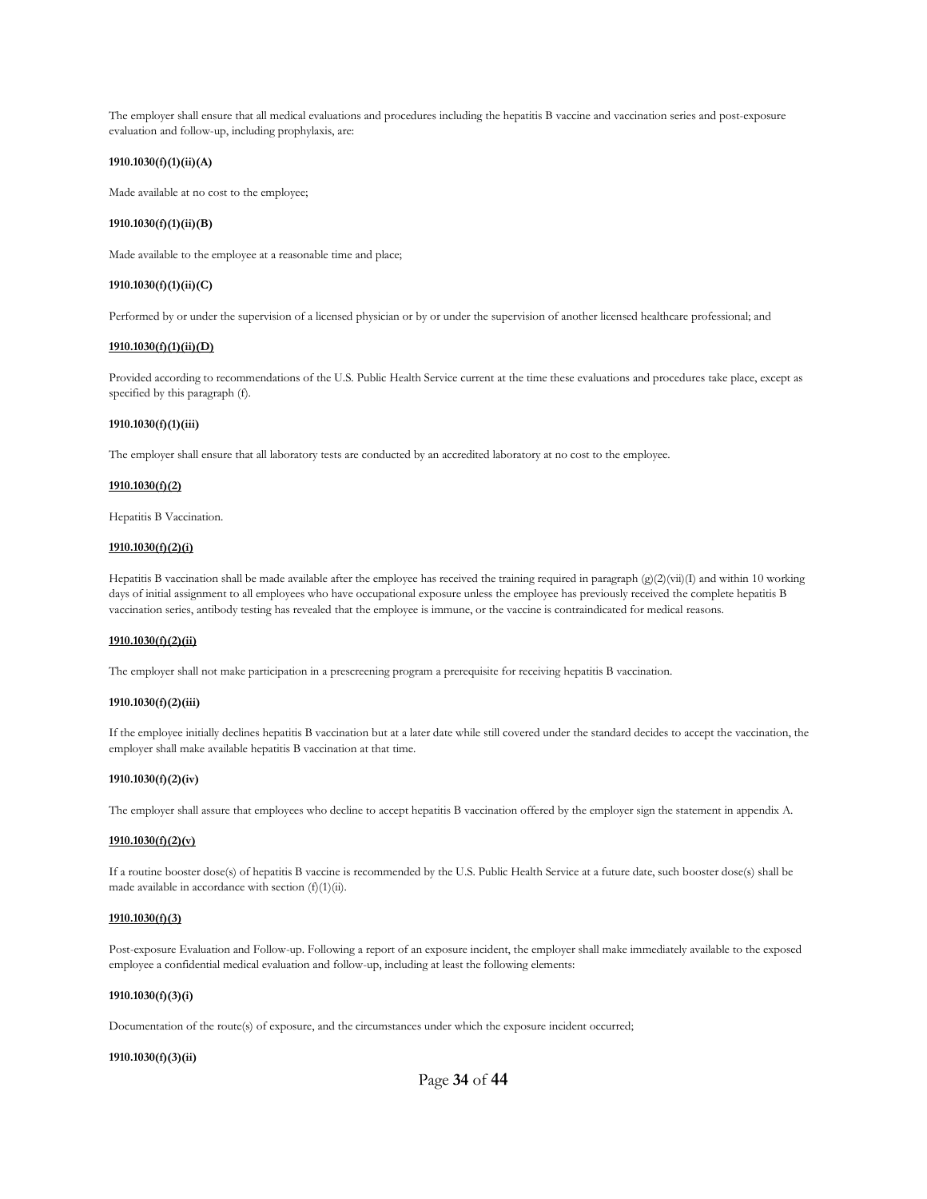The employer shall ensure that all medical evaluations and procedures including the hepatitis B vaccine and vaccination series and post-exposure evaluation and follow-up, including prophylaxis, are:

**1910.1030(f)(1)(ii)(A)**

Made available at no cost to the employee;

**1910.1030(f)(1)(ii)(B)**

Made available to the employee at a reasonable time and place;

**1910.1030(f)(1)(ii)(C)**

Performed by or under the supervision of a licensed physician or by or under the supervision of another licensed healthcare professional; and

**1910.1030(f)(1)(ii)(D)**

Provided according to recommendations of the U.S. Public Health Service current at the time these evaluations and procedures take place, except as specified by this paragraph (f).

**1910.1030(f)(1)(iii)**

The employer shall ensure that all laboratory tests are conducted by an accredited laboratory at no cost to the employee.

**1910.1030(f)(2)**

Hepatitis B Vaccination.

**1910.1030(f)(2)(i)**

Hepatitis B vaccination shall be made available after the employee has received the training required in paragraph (g)(2)(vii)(I) and within 10 working days of initial assignment to all employees who have occupational exposure unless the employee has previously received the complete hepatitis B vaccination series, antibody testing has revealed that the employee is immune, or the vaccine is contraindicated for medical reasons.

**1910.1030(f)(2)(ii)**

The employer shall not make participation in a prescreening program a prerequisite for receiving hepatitis B vaccination.

**1910.1030(f)(2)(iii)**

If the employee initially declines hepatitis B vaccination but at a later date while still covered under the standard decides to accept the vaccination, the employer shall make available hepatitis B vaccination at that time.

**1910.1030(f)(2)(iv)**

The employer shall assure that employees who decline to accept hepatitis B vaccination offered by the employer sign the statement in appendix A.

**1910.1030(f)(2)(v)**

If a routine booster dose(s) of hepatitis B vaccine is recommended by the U.S. Public Health Service at a future date, such booster dose(s) shall be made available in accordance with section (f)(1)(ii).

**1910.1030(f)(3)**

Post-exposure Evaluation and Follow-up. Following a report of an exposure incident, the employer shall make immediately available to the exposed employee a confidential medical evaluation and follow-up, including at least the following elements:

**1910.1030(f)(3)(i)**

Documentation of the route(s) of exposure, and the circumstances under which the exposure incident occurred;

**1910.1030(f)(3)(ii)**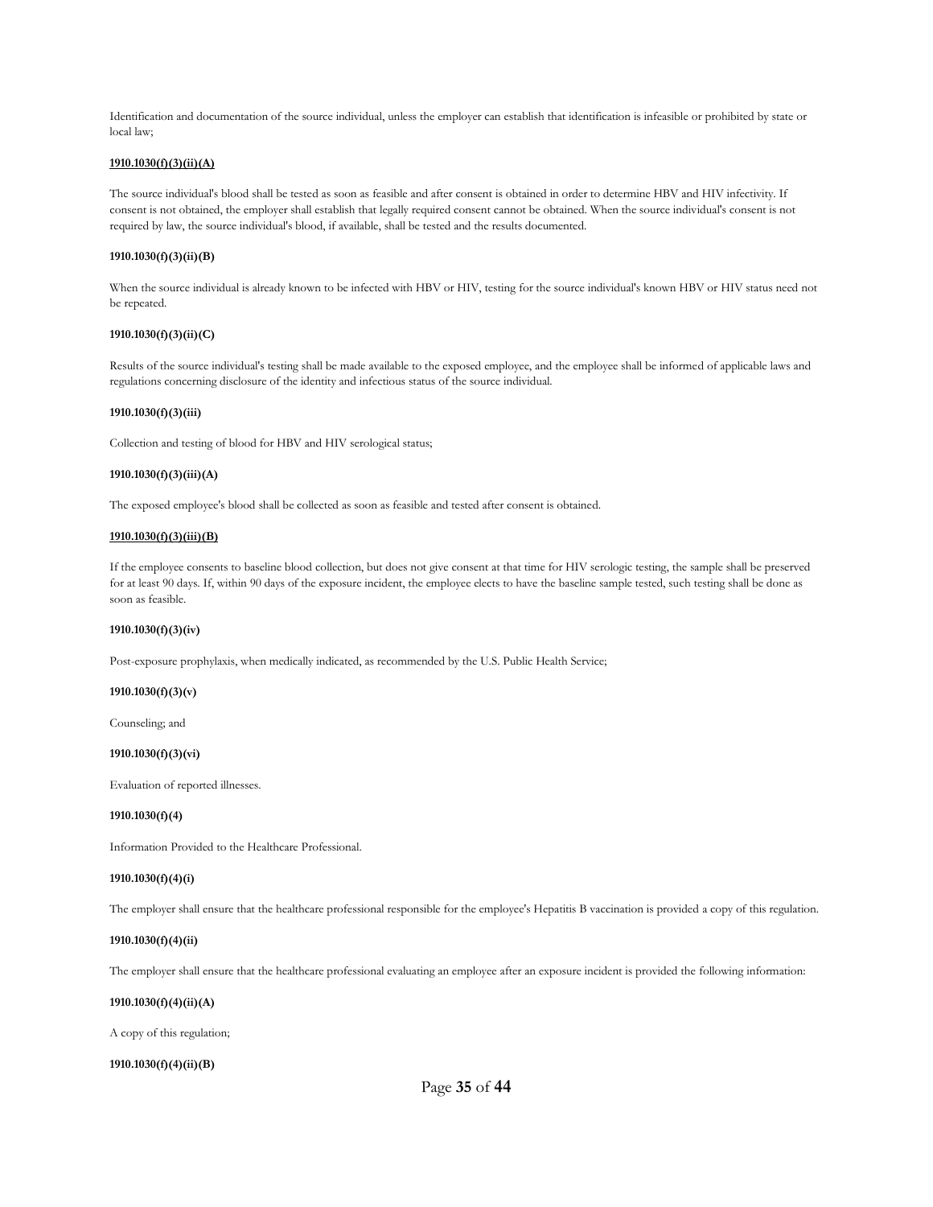Identification and documentation of the source individual, unless the employer can establish that identification is infeasible or prohibited by state or local law;

**1910.1030(f)(3)(ii)(A)**

The source individual's blood shall be tested as soon as feasible and after consent is obtained in order to determine HBV and HIV infectivity. If consent is not obtained, the employer shall establish that legally required consent cannot be obtained. When the source individual's consent is not required by law, the source individual's blood, if available, shall be tested and the results documented.

**1910.1030(f)(3)(ii)(B)**

When the source individual is already known to be infected with HBV or HIV, testing for the source individual's known HBV or HIV status need not be repeated.

**1910.1030(f)(3)(ii)(C)**

Results of the source individual's testing shall be made available to the exposed employee, and the employee shall be informed of applicable laws and regulations concerning disclosure of the identity and infectious status of the source individual.

**1910.1030(f)(3)(iii)**

Collection and testing of blood for HBV and HIV serological status;

**1910.1030(f)(3)(iii)(A)**

The exposed employee's blood shall be collected as soon as feasible and tested after consent is obtained.

**1910.1030(f)(3)(iii)(B)**

If the employee consents to baseline blood collection, but does not give consent at that time for HIV serologic testing, the sample shall be preserved for at least 90 days. If, within 90 days of the exposure incident, the employee elects to have the baseline sample tested, such testing shall be done as soon as feasible.

**1910.1030(f)(3)(iv)**

Post-exposure prophylaxis, when medically indicated, as recommended by the U.S. Public Health Service;

**1910.1030(f)(3)(v)**

Counseling; and

**1910.1030(f)(3)(vi)**

Evaluation of reported illnesses.

**1910.1030(f)(4)**

Information Provided to the Healthcare Professional.

**1910.1030(f)(4)(i)**

The employer shall ensure that the healthcare professional responsible for the employee's Hepatitis B vaccination is provided a copy of this regulation.

**1910.1030(f)(4)(ii)**

The employer shall ensure that the healthcare professional evaluating an employee after an exposure incident is provided the following information:

**1910.1030(f)(4)(ii)(A)**

A copy of this regulation;

**1910.1030(f)(4)(ii)(B)**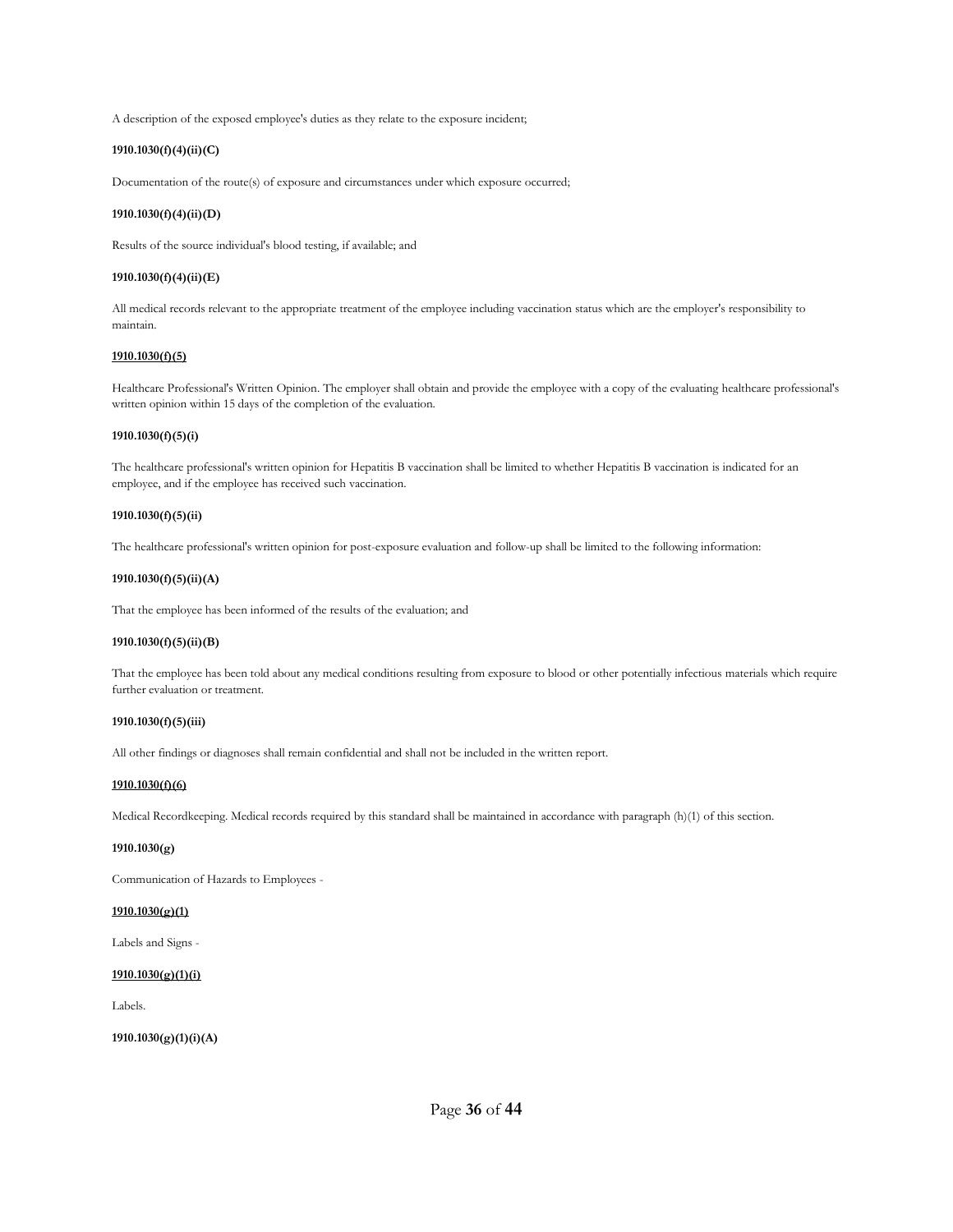A description of the exposed employee's duties as they relate to the exposure incident;

**1910.1030(f)(4)(ii)(C)**

Documentation of the route(s) of exposure and circumstances under which exposure occurred;

**1910.1030(f)(4)(ii)(D)**

Results of the source individual's blood testing, if available; and

**1910.1030(f)(4)(ii)(E)**

All medical records relevant to the appropriate treatment of the employee including vaccination status which are the employer's responsibility to maintain.

**1910.1030(f)(5)**

Healthcare Professional's Written Opinion. The employer shall obtain and provide the employee with a copy of the evaluating healthcare professional's written opinion within 15 days of the completion of the evaluation.

**1910.1030(f)(5)(i)**

The healthcare professional's written opinion for Hepatitis B vaccination shall be limited to whether Hepatitis B vaccination is indicated for an employee, and if the employee has received such vaccination.

**1910.1030(f)(5)(ii)**

The healthcare professional's written opinion for post-exposure evaluation and follow-up shall be limited to the following information:

**1910.1030(f)(5)(ii)(A)**

That the employee has been informed of the results of the evaluation; and

**1910.1030(f)(5)(ii)(B)**

That the employee has been told about any medical conditions resulting from exposure to blood or other potentially infectious materials which require further evaluation or treatment.

**1910.1030(f)(5)(iii)**

All other findings or diagnoses shall remain confidential and shall not be included in the written report.

**1910.1030(f)(6)**

Medical Recordkeeping. Medical records required by this standard shall be maintained in accordance with paragraph (h)(1) of this section.

**1910.1030(g)**

Communication of Hazards to Employees -

**1910.1030(g)(1)**

Labels and Signs -

**1910.1030(g)(1)(i)**

Labels.

**1910.1030(g)(1)(i)(A)**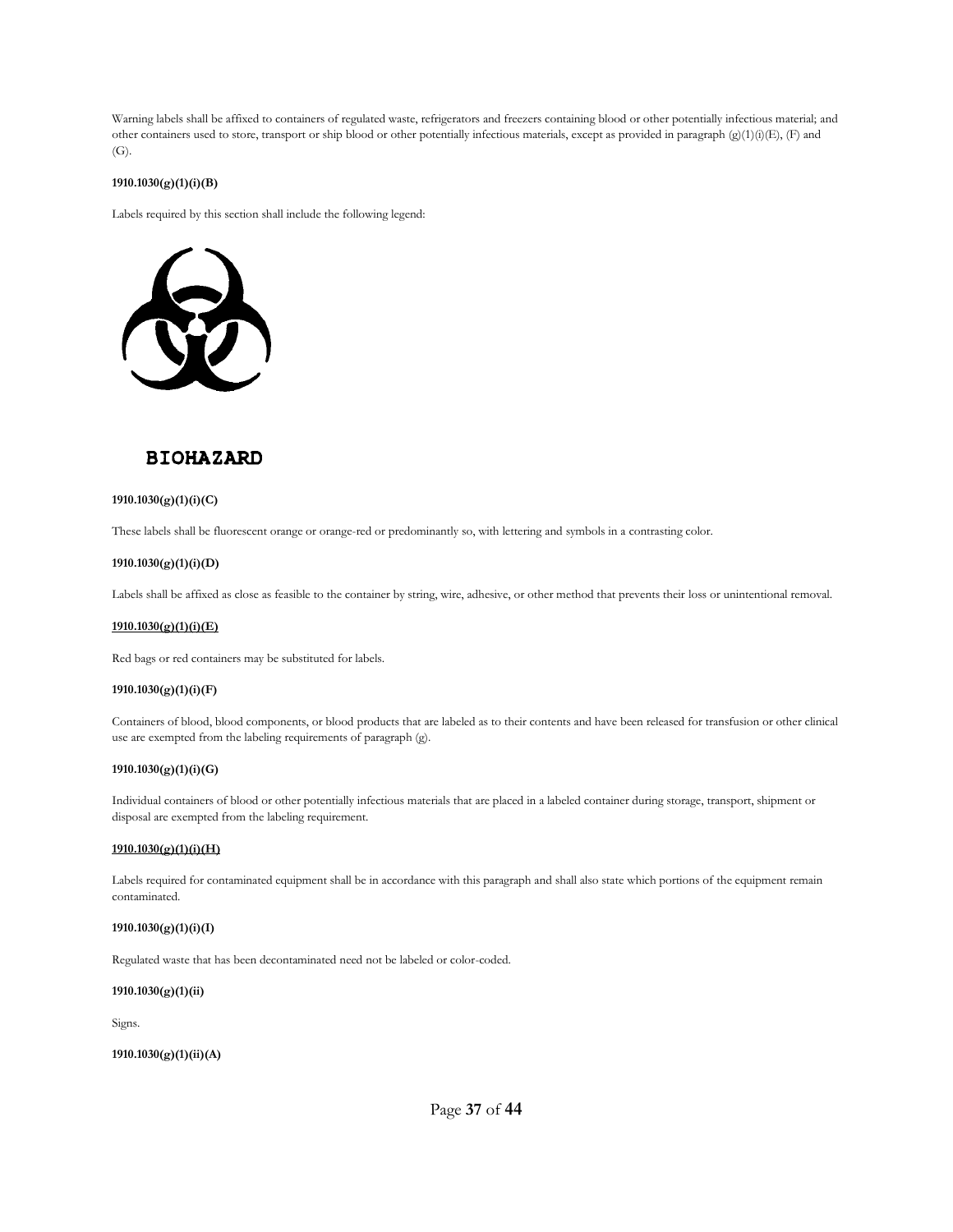Warning labels shall be affixed to containers of regulated waste, refrigerators and freezers containing blood or other potentially infectious material; and other containers used to store, transport or ship blood or other potentially infectious materials, except as provided in paragraph (g)(1)(i)(E), (F) and (G).

**1910.1030(g)(1)(i)(B)**

Labels required by this section shall include the following legend:

**BIOHAZARD**

**1910.1030(g)(1)(i)(C)**

These labels shall be fluorescent orange or orange-red or predominantly so, with lettering and symbols in a contrasting color.

**1910.1030(g)(1)(i)(D)**

Labels shall be affixed as close as feasible to the container by string, wire, adhesive, or other method that prevents their loss or unintentional removal.

**1910.1030(g)(1)(i)(E)**

Red bags or red containers may be substituted for labels.

**1910.1030(g)(1)(i)(F)**

Containers of blood, blood components, or blood products that are labeled as to their contents and have been released for transfusion or other clinical use are exempted from the labeling requirements of paragraph (g).

**1910.1030(g)(1)(i)(G)**

Individual containers of blood or other potentially infectious materials that are placed in a labeled container during storage, transport, shipment or disposal are exempted from the labeling requirement.

**1910.1030(g)(1)(i)(H)**

Labels required for contaminated equipment shall be in accordance with this paragraph and shall also state which portions of the equipment remain contaminated.

**1910.1030(g)(1)(i)(I)**

Regulated waste that has been decontaminated need not be labeled or color-coded.

**1910.1030(g)(1)(ii)**

Signs.

**1910.1030(g)(1)(ii)(A)**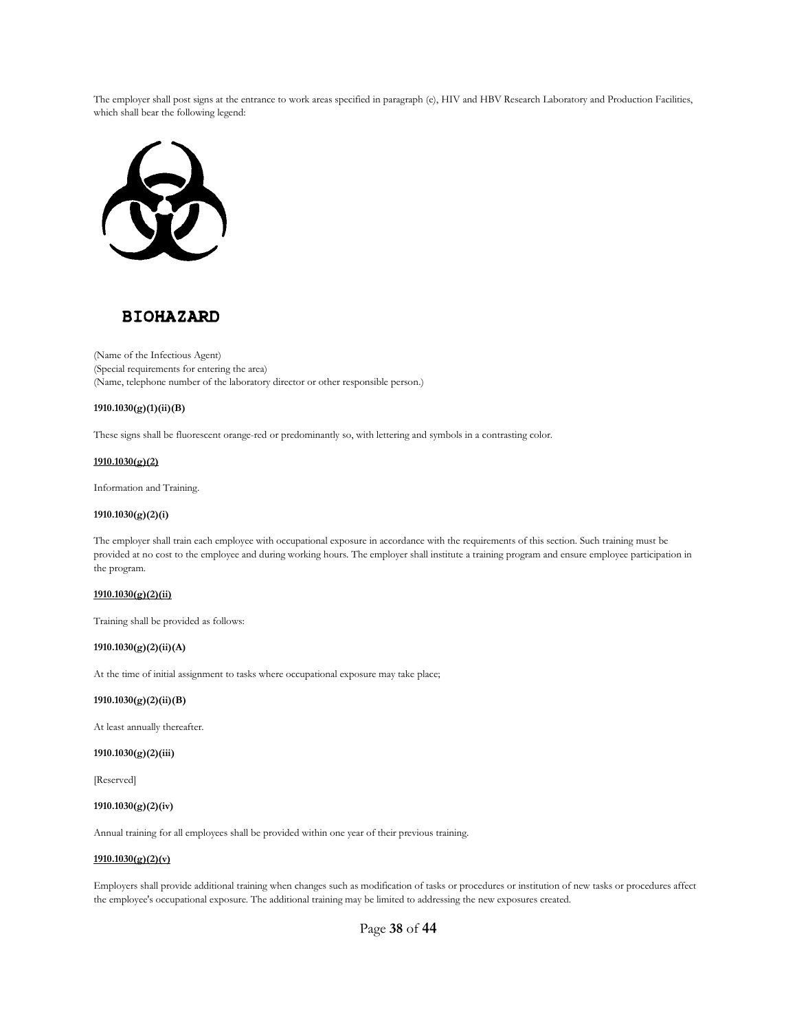The employer shall post signs at the entrance to work areas specified in paragraph (e), HIV and HBV Research Laboratory and Production Facilities, which shall bear the following legend:

**BIOHAZARD**

(Name of the Infectious Agent)
(Special requirements for entering the area)
(Name, telephone number of the laboratory director or other responsible person.)

**1910.1030(g)(1)(ii)(B)**

These signs shall be fluorescent orange-red or predominantly so, with lettering and symbols in a contrasting color.

**1910.1030(g)(2)**

Information and Training.

**1910.1030(g)(2)(i)**

The employer shall train each employee with occupational exposure in accordance with the requirements of this section. Such training must be provided at no cost to the employee and during working hours. The employer shall institute a training program and ensure employee participation in the program.

**1910.1030(g)(2)(ii)**

Training shall be provided as follows:

**1910.1030(g)(2)(ii)(A)**

At the time of initial assignment to tasks where occupational exposure may take place;

**1910.1030(g)(2)(ii)(B)**

At least annually thereafter.

**1910.1030(g)(2)(iii)**

[Reserved]

**1910.1030(g)(2)(iv)**

Annual training for all employees shall be provided within one year of their previous training.

**1910.1030(g)(2)(v)**

Employers shall provide additional training when changes such as modification of tasks or procedures or institution of new tasks or procedures affect the employee's occupational exposure. The additional training may be limited to addressing the new exposures created.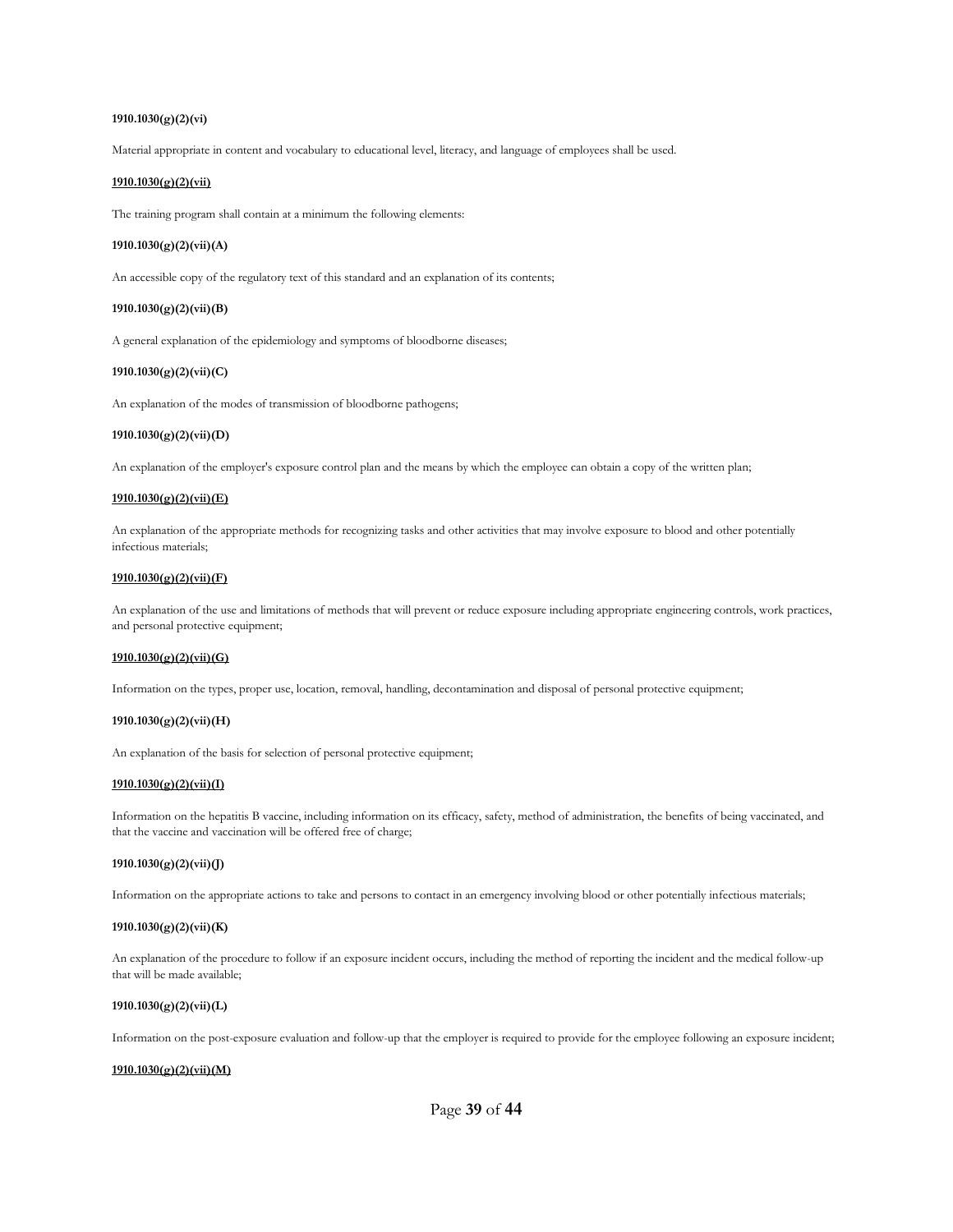**1910.1030(g)(2)(vi)**

Material appropriate in content and vocabulary to educational level, literacy, and language of employees shall be used.

**1910.1030(g)(2)(vii)**

The training program shall contain at a minimum the following elements:

**1910.1030(g)(2)(vii)(A)**

An accessible copy of the regulatory text of this standard and an explanation of its contents;

**1910.1030(g)(2)(vii)(B)**

A general explanation of the epidemiology and symptoms of bloodborne diseases;

**1910.1030(g)(2)(vii)(C)**

An explanation of the modes of transmission of bloodborne pathogens;

**1910.1030(g)(2)(vii)(D)**

An explanation of the employer's exposure control plan and the means by which the employee can obtain a copy of the written plan;

**1910.1030(g)(2)(vii)(E)**

An explanation of the appropriate methods for recognizing tasks and other activities that may involve exposure to blood and other potentially infectious materials;

**1910.1030(g)(2)(vii)(F)**

An explanation of the use and limitations of methods that will prevent or reduce exposure including appropriate engineering controls, work practices, and personal protective equipment;

**1910.1030(g)(2)(vii)(G)**

Information on the types, proper use, location, removal, handling, decontamination and disposal of personal protective equipment;

**1910.1030(g)(2)(vii)(H)**

An explanation of the basis for selection of personal protective equipment;

**1910.1030(g)(2)(vii)(I)**

Information on the hepatitis B vaccine, including information on its efficacy, safety, method of administration, the benefits of being vaccinated, and that the vaccine and vaccination will be offered free of charge;

**1910.1030(g)(2)(vii)(J)**

Information on the appropriate actions to take and persons to contact in an emergency involving blood or other potentially infectious materials;

**1910.1030(g)(2)(vii)(K)**

An explanation of the procedure to follow if an exposure incident occurs, including the method of reporting the incident and the medical follow-up that will be made available;

**1910.1030(g)(2)(vii)(L)**

Information on the post-exposure evaluation and follow-up that the employer is required to provide for the employee following an exposure incident;

**1910.1030(g)(2)(vii)(M)**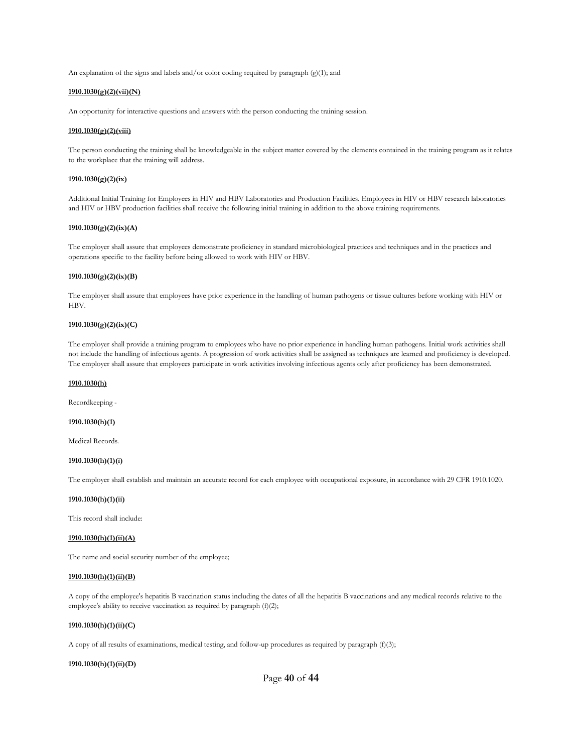An explanation of the signs and labels and/or color coding required by paragraph (g)(1); and

**1910.1030(g)(2)(vii)(N)**

An opportunity for interactive questions and answers with the person conducting the training session.

**1910.1030(g)(2)(viii)**

The person conducting the training shall be knowledgeable in the subject matter covered by the elements contained in the training program as it relates to the workplace that the training will address.

**1910.1030(g)(2)(ix)**

Additional Initial Training for Employees in HIV and HBV Laboratories and Production Facilities. Employees in HIV or HBV research laboratories and HIV or HBV production facilities shall receive the following initial training in addition to the above training requirements.

**1910.1030(g)(2)(ix)(A)**

The employer shall assure that employees demonstrate proficiency in standard microbiological practices and techniques and in the practices and operations specific to the facility before being allowed to work with HIV or HBV.

**1910.1030(g)(2)(ix)(B)**

The employer shall assure that employees have prior experience in the handling of human pathogens or tissue cultures before working with HIV or HBV.

**1910.1030(g)(2)(ix)(C)**

The employer shall provide a training program to employees who have no prior experience in handling human pathogens. Initial work activities shall not include the handling of infectious agents. A progression of work activities shall be assigned as techniques are learned and proficiency is developed. The employer shall assure that employees participate in work activities involving infectious agents only after proficiency has been demonstrated.

**1910.1030(h)**

Recordkeeping -

**1910.1030(h)(1)**

Medical Records.

**1910.1030(h)(1)(i)**

The employer shall establish and maintain an accurate record for each employee with occupational exposure, in accordance with 29 CFR 1910.1020.

**1910.1030(h)(1)(ii)**

This record shall include:

**1910.1030(h)(1)(ii)(A)**

The name and social security number of the employee;

**1910.1030(h)(1)(ii)(B)**

A copy of the employee's hepatitis B vaccination status including the dates of all the hepatitis B vaccinations and any medical records relative to the employee's ability to receive vaccination as required by paragraph (f)(2);

**1910.1030(h)(1)(ii)(C)**

A copy of all results of examinations, medical testing, and follow-up procedures as required by paragraph (f)(3);

**1910.1030(h)(1)(ii)(D)**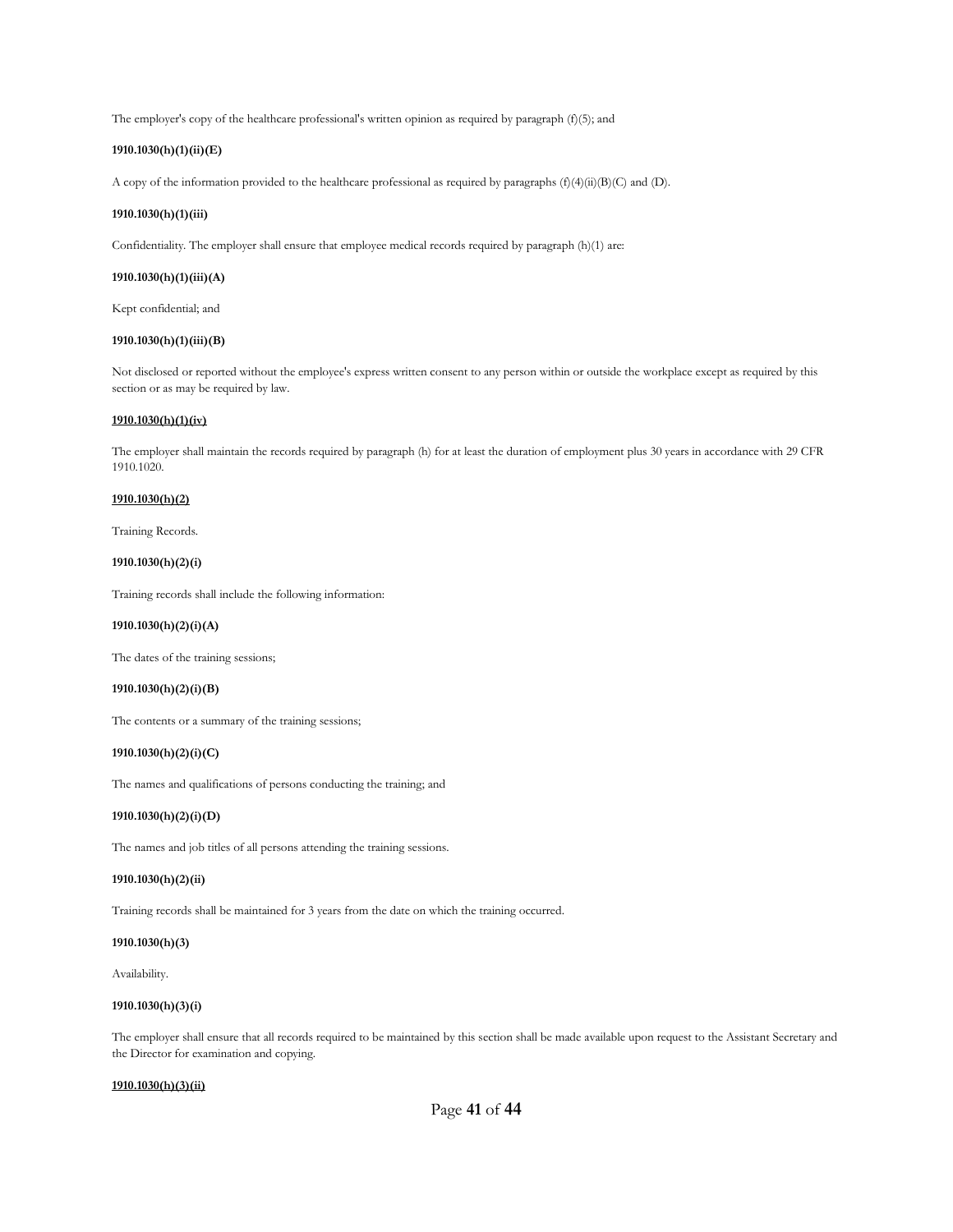The employer's copy of the healthcare professional's written opinion as required by paragraph (f)(5); and

**1910.1030(h)(1)(ii)(E)**

A copy of the information provided to the healthcare professional as required by paragraphs (f)(4)(ii)(B)(C) and (D).

**1910.1030(h)(1)(iii)**

Confidentiality. The employer shall ensure that employee medical records required by paragraph (h)(1) are:

**1910.1030(h)(1)(iii)(A)**

Kept confidential; and

**1910.1030(h)(1)(iii)(B)**

Not disclosed or reported without the employee's express written consent to any person within or outside the workplace except as required by this section or as may be required by law.

**1910.1030(h)(1)(iv)**

The employer shall maintain the records required by paragraph (h) for at least the duration of employment plus 30 years in accordance with 29 CFR 1910.1020.

**1910.1030(h)(2)**

Training Records.

**1910.1030(h)(2)(i)**

Training records shall include the following information:

**1910.1030(h)(2)(i)(A)**

The dates of the training sessions;

**1910.1030(h)(2)(i)(B)**

The contents or a summary of the training sessions;

**1910.1030(h)(2)(i)(C)**

The names and qualifications of persons conducting the training; and

**1910.1030(h)(2)(i)(D)**

The names and job titles of all persons attending the training sessions.

**1910.1030(h)(2)(ii)**

Training records shall be maintained for 3 years from the date on which the training occurred.

**1910.1030(h)(3)**

Availability.

**1910.1030(h)(3)(i)**

The employer shall ensure that all records required to be maintained by this section shall be made available upon request to the Assistant Secretary and the Director for examination and copying.

**1910.1030(h)(3)(ii)**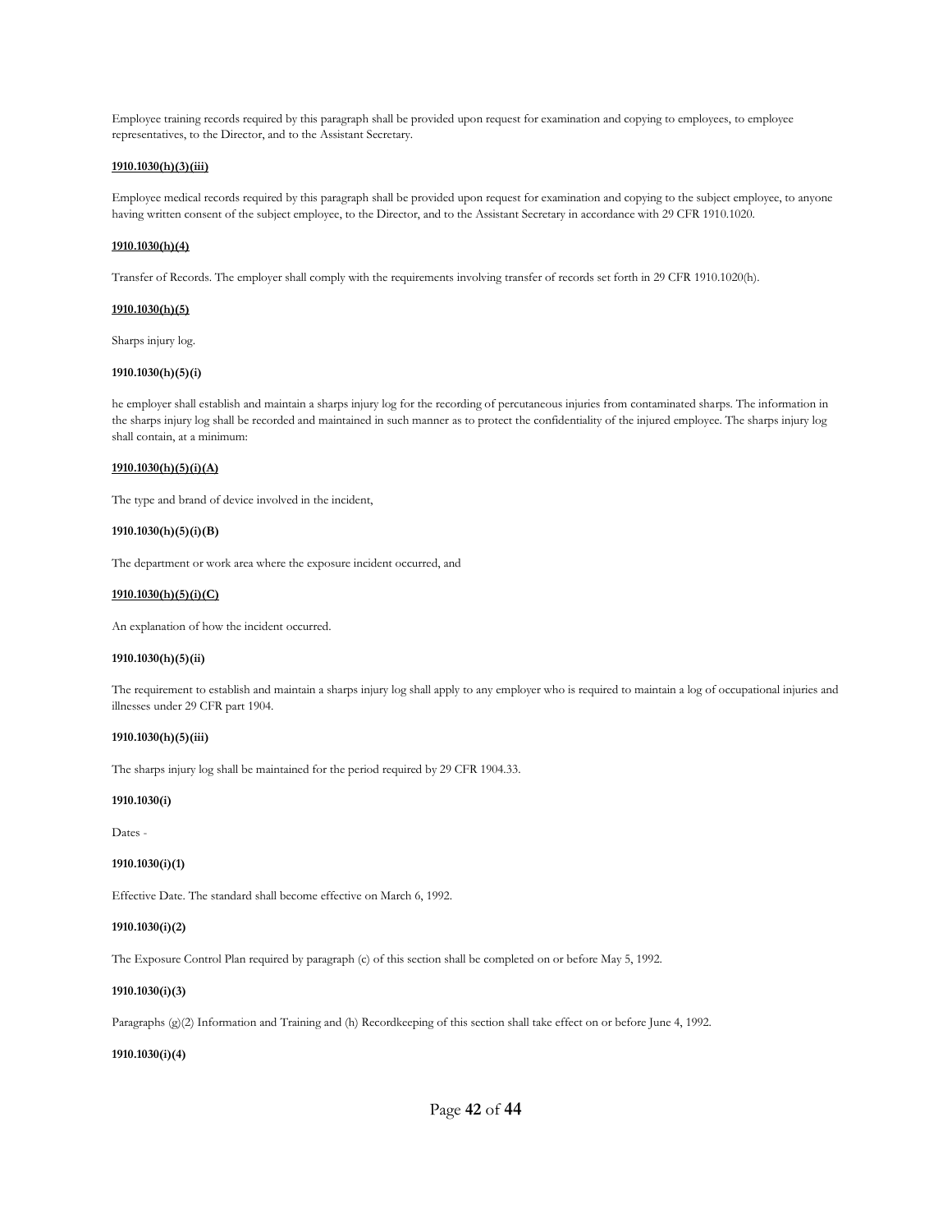Employee training records required by this paragraph shall be provided upon request for examination and copying to employees, to employee representatives, to the Director, and to the Assistant Secretary.

**1910.1030(h)(3)(iii)**

Employee medical records required by this paragraph shall be provided upon request for examination and copying to the subject employee, to anyone having written consent of the subject employee, to the Director, and to the Assistant Secretary in accordance with 29 CFR 1910.1020.

**1910.1030(h)(4)**

Transfer of Records. The employer shall comply with the requirements involving transfer of records set forth in 29 CFR 1910.1020(h).

**1910.1030(h)(5)**

Sharps injury log.

**1910.1030(h)(5)(i)**

he employer shall establish and maintain a sharps injury log for the recording of percutaneous injuries from contaminated sharps. The information in the sharps injury log shall be recorded and maintained in such manner as to protect the confidentiality of the injured employee. The sharps injury log shall contain, at a minimum:

**1910.1030(h)(5)(i)(A)**

The type and brand of device involved in the incident,

**1910.1030(h)(5)(i)(B)**

The department or work area where the exposure incident occurred, and

**1910.1030(h)(5)(i)(C)**

An explanation of how the incident occurred.

**1910.1030(h)(5)(ii)**

The requirement to establish and maintain a sharps injury log shall apply to any employer who is required to maintain a log of occupational injuries and illnesses under 29 CFR part 1904.

**1910.1030(h)(5)(iii)**

The sharps injury log shall be maintained for the period required by 29 CFR 1904.33.

**1910.1030(i)**

Dates -

**1910.1030(i)(1)**

Effective Date. The standard shall become effective on March 6, 1992.

**1910.1030(i)(2)**

The Exposure Control Plan required by paragraph (c) of this section shall be completed on or before May 5, 1992.

**1910.1030(i)(3)**

Paragraphs (g)(2) Information and Training and (h) Recordkeeping of this section shall take effect on or before June 4, 1992.

**1910.1030(i)(4)**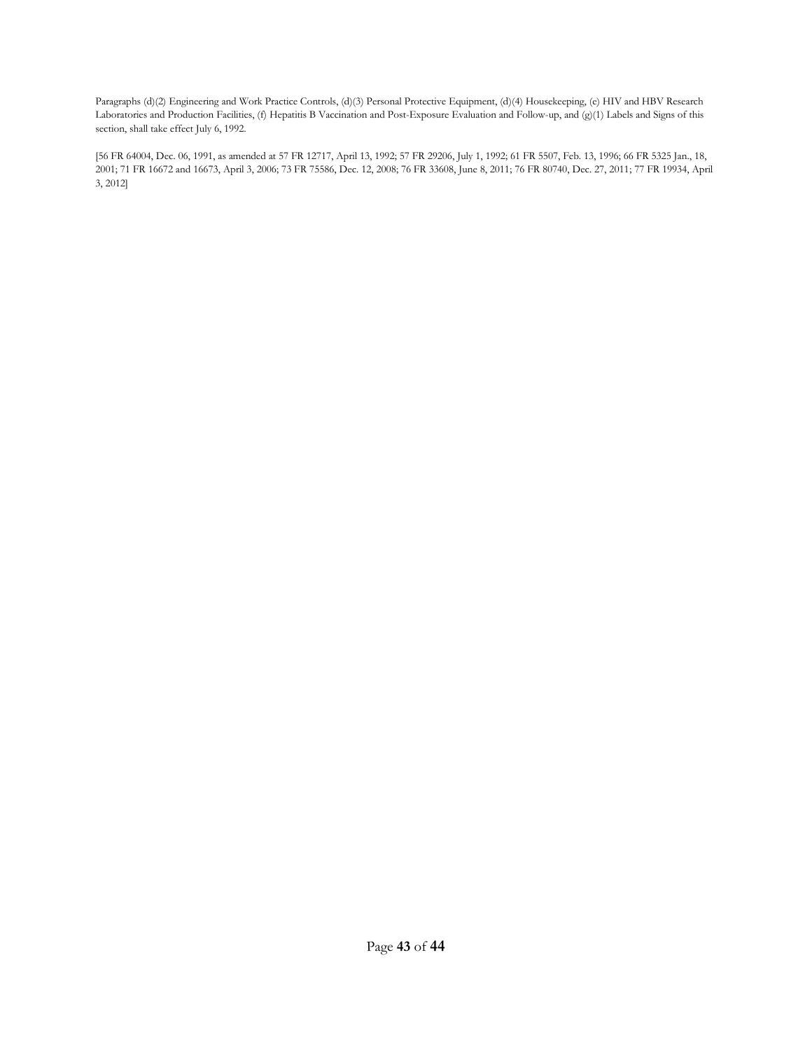Paragraphs (d)(2) Engineering and Work Practice Controls, (d)(3) Personal Protective Equipment, (d)(4) Housekeeping, (e) HIV and HBV Research Laboratories and Production Facilities, (f) Hepatitis B Vaccination and Post-Exposure Evaluation and Follow-up, and (g)(1) Labels and Signs of this section, shall take effect July 6, 1992.

[56 FR 64004, Dec. 06, 1991, as amended at 57 FR 12717, April 13, 1992; 57 FR 29206, July 1, 1992; 61 FR 5507, Feb. 13, 1996; 66 FR 5325 Jan., 18, 2001; 71 FR 16672 and 16673, April 3, 2006; 73 FR 75586, Dec. 12, 2008; 76 FR 33608, June 8, 2011; 76 FR 80740, Dec. 27, 2011; 77 FR 19934, April 3, 2012]